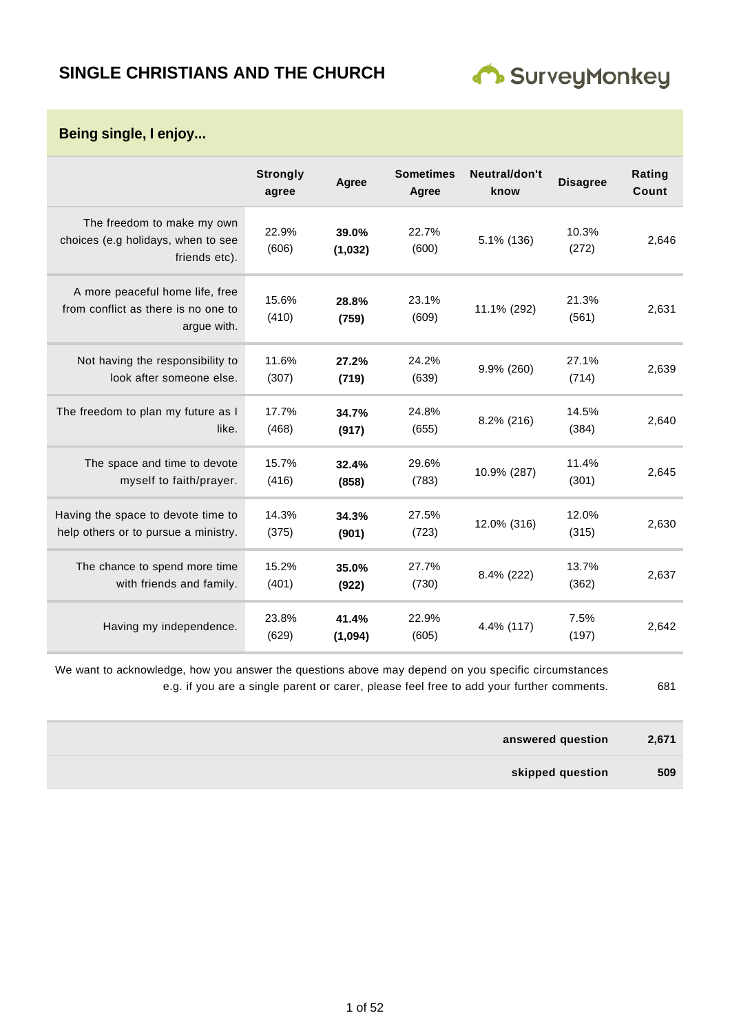# SINGLE CHRISTIANS AND THE CHURCH

## Being single, I enjoy...

| | Strongly agree | Agree | Sometimes Agree | Neutral/don't know | Disagree | Rating Count |
|---|---|---|---|---|---|---|
| The freedom to make my own choices (e.g holidays, when to see friends etc). | 22.9% (606) | **39.0% (1,032)** | 22.7% (600) | 5.1% (136) | 10.3% (272) | 2,646 |
| A more peaceful home life, free from conflict as there is no one to argue with. | 15.6% (410) | **28.8% (759)** | 23.1% (609) | 11.1% (292) | 21.3% (561) | 2,631 |
| Not having the responsibility to look after someone else. | 11.6% (307) | **27.2% (719)** | 24.2% (639) | 9.9% (260) | 27.1% (714) | 2,639 |
| The freedom to plan my future as I like. | 17.7% (468) | **34.7% (917)** | 24.8% (655) | 8.2% (216) | 14.5% (384) | 2,640 |
| The space and time to devote myself to faith/prayer. | 15.7% (416) | **32.4% (858)** | 29.6% (783) | 10.9% (287) | 11.4% (301) | 2,645 |
| Having the space to devote time to help others or to pursue a ministry. | 14.3% (375) | **34.3% (901)** | 27.5% (723) | 12.0% (316) | 12.0% (315) | 2,630 |
| The chance to spend more time with friends and family. | 15.2% (401) | **35.0% (922)** | 27.7% (730) | 8.4% (222) | 13.7% (362) | 2,637 |
| Having my independence. | 23.8% (629) | **41.4% (1,094)** | 22.9% (605) | 4.4% (117) | 7.5% (197) | 2,642 |

We want to acknowledge, how you answer the questions above may depend on you specific circumstances e.g. if you are a single parent or carer, please feel free to add your further comments. 681

| | |
|---|---|
| **answered question** | **2,671** |
| **skipped question** | **509** |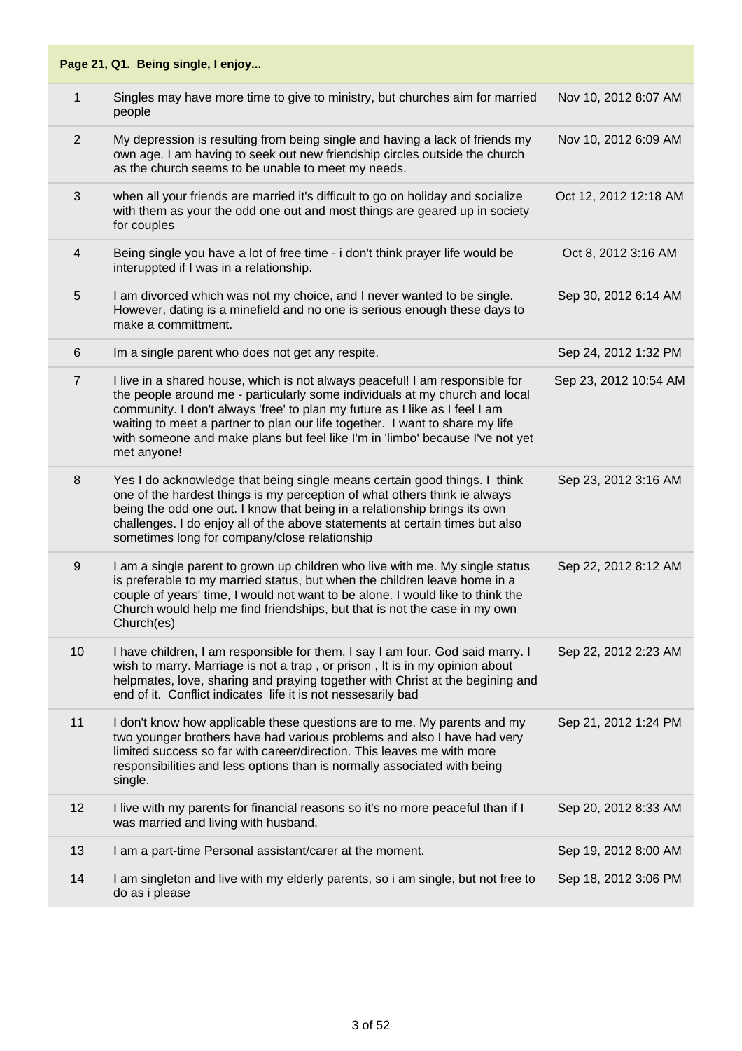| Page 21, Q1. Being single, I enjoy... | | |
|---|---|---|
| 1 | Singles may have more time to give to ministry, but churches aim for married people | Nov 10, 2012 8:07 AM |
| 2 | My depression is resulting from being single and having a lack of friends my own age. I am having to seek out new friendship circles outside the church as the church seems to be unable to meet my needs. | Nov 10, 2012 6:09 AM |
| 3 | when all your friends are married it's difficult to go on holiday and socialize with them as your the odd one out and most things are geared up in society for couples | Oct 12, 2012 12:18 AM |
| 4 | Being single you have a lot of free time - i don't think prayer life would be interuppted if I was in a relationship. | Oct 8, 2012 3:16 AM |
| 5 | I am divorced which was not my choice, and I never wanted to be single. However, dating is a minefield and no one is serious enough these days to make a committment. | Sep 30, 2012 6:14 AM |
| 6 | Im a single parent who does not get any respite. | Sep 24, 2012 1:32 PM |
| 7 | I live in a shared house, which is not always peaceful! I am responsible for the people around me - particularly some individuals at my church and local community. I don't always 'free' to plan my future as I like as I feel I am waiting to meet a partner to plan our life together. I want to share my life with someone and make plans but feel like I'm in 'limbo' because I've not yet met anyone! | Sep 23, 2012 10:54 AM |
| 8 | Yes I do acknowledge that being single means certain good things. I think one of the hardest things is my perception of what others think ie always being the odd one out. I know that being in a relationship brings its own challenges. I do enjoy all of the above statements at certain times but also sometimes long for company/close relationship | Sep 23, 2012 3:16 AM |
| 9 | I am a single parent to grown up children who live with me. My single status is preferable to my married status, but when the children leave home in a couple of years' time, I would not want to be alone. I would like to think the Church would help me find friendships, but that is not the case in my own Church(es) | Sep 22, 2012 8:12 AM |
| 10 | I have children, I am responsible for them, I say I am four. God said marry. I wish to marry. Marriage is not a trap , or prison , It is in my opinion about helpmates, love, sharing and praying together with Christ at the begining and end of it. Conflict indicates life it is not nessesarily bad | Sep 22, 2012 2:23 AM |
| 11 | I don't know how applicable these questions are to me. My parents and my two younger brothers have had various problems and also I have had very limited success so far with career/direction. This leaves me with more responsibilities and less options than is normally associated with being single. | Sep 21, 2012 1:24 PM |
| 12 | I live with my parents for financial reasons so it's no more peaceful than if I was married and living with husband. | Sep 20, 2012 8:33 AM |
| 13 | I am a part-time Personal assistant/carer at the moment. | Sep 19, 2012 8:00 AM |
| 14 | I am singleton and live with my elderly parents, so i am single, but not free to do as i please | Sep 18, 2012 3:06 PM |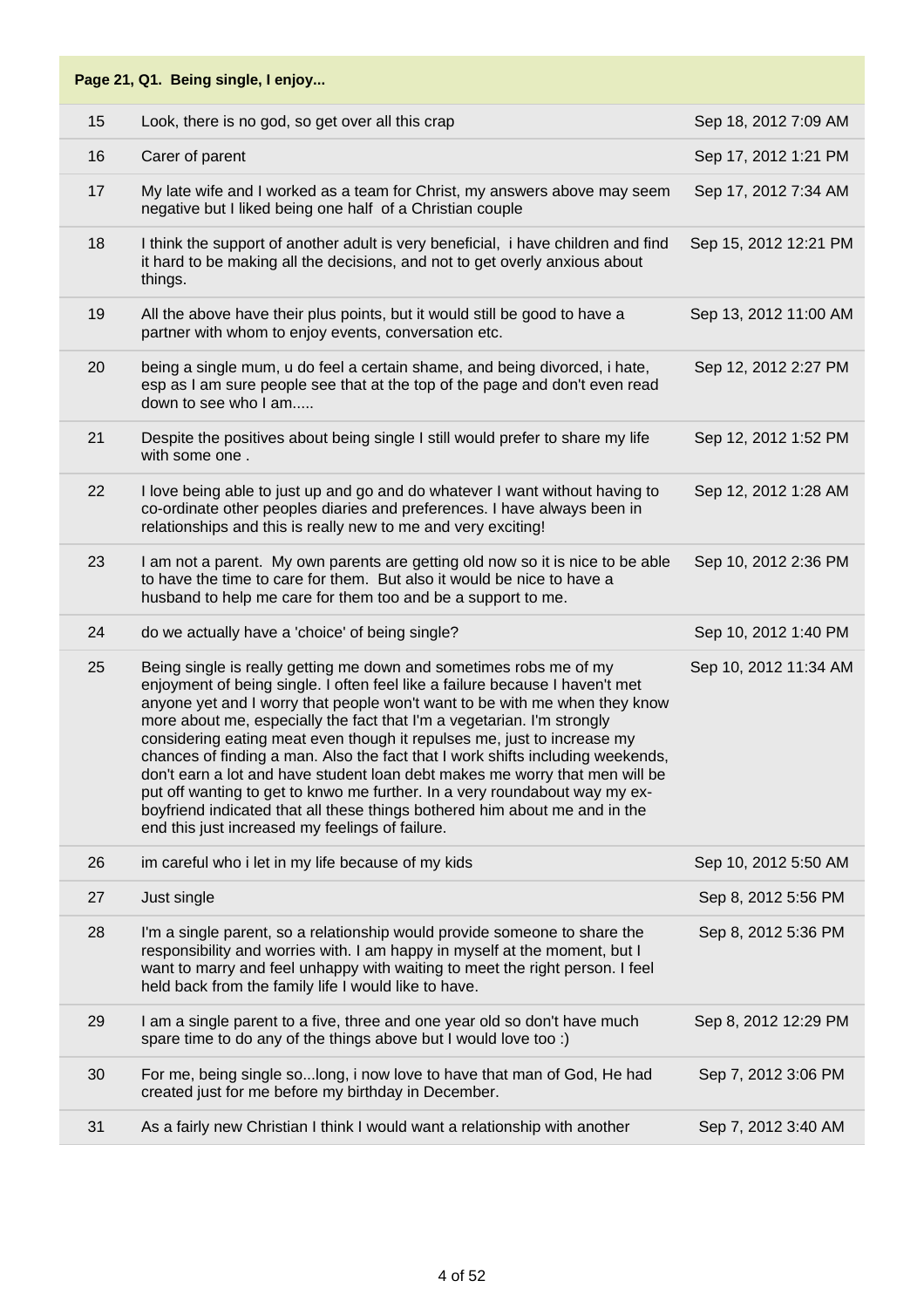| Page 21, Q1. Being single, I enjoy... | | |
|---|---|---|
| 15 | Look, there is no god, so get over all this crap | Sep 18, 2012 7:09 AM |
| 16 | Carer of parent | Sep 17, 2012 1:21 PM |
| 17 | My late wife and I worked as a team for Christ, my answers above may seem negative but I liked being one half of a Christian couple | Sep 17, 2012 7:34 AM |
| 18 | I think the support of another adult is very beneficial, i have children and find it hard to be making all the decisions, and not to get overly anxious about things. | Sep 15, 2012 12:21 PM |
| 19 | All the above have their plus points, but it would still be good to have a partner with whom to enjoy events, conversation etc. | Sep 13, 2012 11:00 AM |
| 20 | being a single mum, u do feel a certain shame, and being divorced, i hate, esp as I am sure people see that at the top of the page and don't even read down to see who I am..... | Sep 12, 2012 2:27 PM |
| 21 | Despite the positives about being single I still would prefer to share my life with some one . | Sep 12, 2012 1:52 PM |
| 22 | I love being able to just up and go and do whatever I want without having to co-ordinate other peoples diaries and preferences. I have always been in relationships and this is really new to me and very exciting! | Sep 12, 2012 1:28 AM |
| 23 | I am not a parent. My own parents are getting old now so it is nice to be able to have the time to care for them. But also it would be nice to have a husband to help me care for them too and be a support to me. | Sep 10, 2012 2:36 PM |
| 24 | do we actually have a 'choice' of being single? | Sep 10, 2012 1:40 PM |
| 25 | Being single is really getting me down and sometimes robs me of my enjoyment of being single. I often feel like a failure because I haven't met anyone yet and I worry that people won't want to be with me when they know more about me, especially the fact that I'm a vegetarian. I'm strongly considering eating meat even though it repulses me, just to increase my chances of finding a man. Also the fact that I work shifts including weekends, don't earn a lot and have student loan debt makes me worry that men will be put off wanting to get to knwo me further. In a very roundabout way my ex-boyfriend indicated that all these things bothered him about me and in the end this just increased my feelings of failure. | Sep 10, 2012 11:34 AM |
| 26 | im careful who i let in my life because of my kids | Sep 10, 2012 5:50 AM |
| 27 | Just single | Sep 8, 2012 5:56 PM |
| 28 | I'm a single parent, so a relationship would provide someone to share the responsibility and worries with. I am happy in myself at the moment, but I want to marry and feel unhappy with waiting to meet the right person. I feel held back from the family life I would like to have. | Sep 8, 2012 5:36 PM |
| 29 | I am a single parent to a five, three and one year old so don't have much spare time to do any of the things above but I would love too :) | Sep 8, 2012 12:29 PM |
| 30 | For me, being single so...long, i now love to have that man of God, He had created just for me before my birthday in December. | Sep 7, 2012 3:06 PM |
| 31 | As a fairly new Christian I think I would want a relationship with another | Sep 7, 2012 3:40 AM |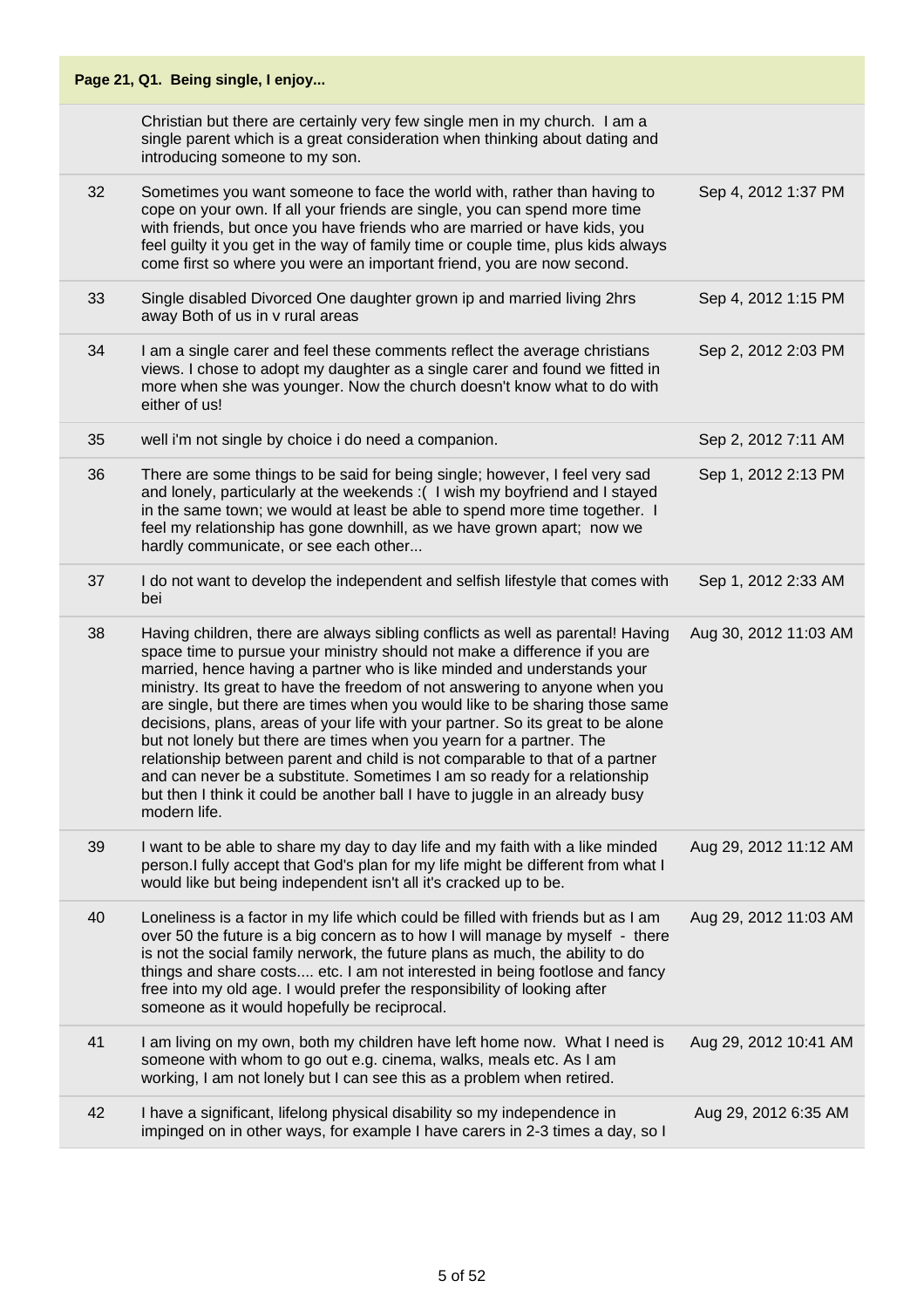## Page 21, Q1. Being single, I enjoy...

| | | |
|---|---|---|
| | Christian but there are certainly very few single men in my church. I am a single parent which is a great consideration when thinking about dating and introducing someone to my son. | |
| 32 | Sometimes you want someone to face the world with, rather than having to cope on your own. If all your friends are single, you can spend more time with friends, but once you have friends who are married or have kids, you feel guilty it you get in the way of family time or couple time, plus kids always come first so where you were an important friend, you are now second. | Sep 4, 2012 1:37 PM |
| 33 | Single disabled Divorced One daughter grown ip and married living 2hrs away Both of us in v rural areas | Sep 4, 2012 1:15 PM |
| 34 | I am a single carer and feel these comments reflect the average christians views. I chose to adopt my daughter as a single carer and found we fitted in more when she was younger. Now the church doesn't know what to do with either of us! | Sep 2, 2012 2:03 PM |
| 35 | well i'm not single by choice i do need a companion. | Sep 2, 2012 7:11 AM |
| 36 | There are some things to be said for being single; however, I feel very sad and lonely, particularly at the weekends :( I wish my boyfriend and I stayed in the same town; we would at least be able to spend more time together. I feel my relationship has gone downhill, as we have grown apart; now we hardly communicate, or see each other... | Sep 1, 2012 2:13 PM |
| 37 | I do not want to develop the independent and selfish lifestyle that comes with bei | Sep 1, 2012 2:33 AM |
| 38 | Having children, there are always sibling conflicts as well as parental! Having space time to pursue your ministry should not make a difference if you are married, hence having a partner who is like minded and understands your ministry. Its great to have the freedom of not answering to anyone when you are single, but there are times when you would like to be sharing those same decisions, plans, areas of your life with your partner. So its great to be alone but not lonely but there are times when you yearn for a partner. The relationship between parent and child is not comparable to that of a partner and can never be a substitute. Sometimes I am so ready for a relationship but then I think it could be another ball I have to juggle in an already busy modern life. | Aug 30, 2012 11:03 AM |
| 39 | I want to be able to share my day to day life and my faith with a like minded person.I fully accept that God's plan for my life might be different from what I would like but being independent isn't all it's cracked up to be. | Aug 29, 2012 11:12 AM |
| 40 | Loneliness is a factor in my life which could be filled with friends but as I am over 50 the future is a big concern as to how I will manage by myself - there is not the social family nerwork, the future plans as much, the ability to do things and share costs.... etc. I am not interested in being footlose and fancy free into my old age. I would prefer the responsibility of looking after someone as it would hopefully be reciprocal. | Aug 29, 2012 11:03 AM |
| 41 | I am living on my own, both my children have left home now. What I need is someone with whom to go out e.g. cinema, walks, meals etc. As I am working, I am not lonely but I can see this as a problem when retired. | Aug 29, 2012 10:41 AM |
| 42 | I have a significant, lifelong physical disability so my independence in impinged on in other ways, for example I have carers in 2-3 times a day, so I | Aug 29, 2012 6:35 AM |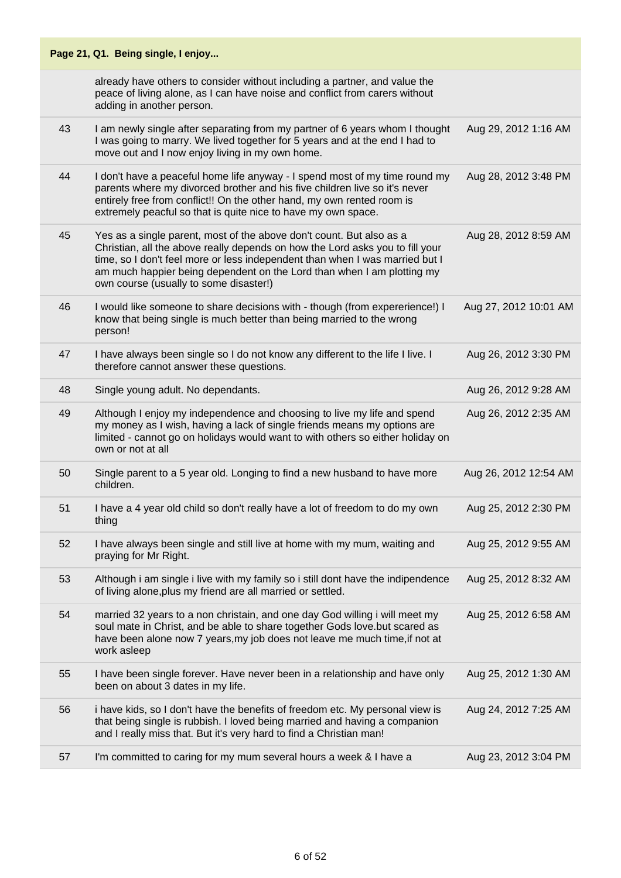**Page 21, Q1. Being single, I enjoy...**

| | | |
|---|---|---|
| | already have others to consider without including a partner, and value the peace of living alone, as I can have noise and conflict from carers without adding in another person. | |
| 43 | I am newly single after separating from my partner of 6 years whom I thought I was going to marry. We lived together for 5 years and at the end I had to move out and I now enjoy living in my own home. | Aug 29, 2012 1:16 AM |
| 44 | I don't have a peaceful home life anyway - I spend most of my time round my parents where my divorced brother and his five children live so it's never entirely free from conflict!! On the other hand, my own rented room is extremely peacful so that is quite nice to have my own space. | Aug 28, 2012 3:48 PM |
| 45 | Yes as a single parent, most of the above don't count. But also as a Christian, all the above really depends on how the Lord asks you to fill your time, so I don't feel more or less independent than when I was married but I am much happier being dependent on the Lord than when I am plotting my own course (usually to some disaster!) | Aug 28, 2012 8:59 AM |
| 46 | I would like someone to share decisions with - though (from expererience!) I know that being single is much better than being married to the wrong person! | Aug 27, 2012 10:01 AM |
| 47 | I have always been single so I do not know any different to the life I live. I therefore cannot answer these questions. | Aug 26, 2012 3:30 PM |
| 48 | Single young adult. No dependants. | Aug 26, 2012 9:28 AM |
| 49 | Although I enjoy my independence and choosing to live my life and spend my money as I wish, having a lack of single friends means my options are limited - cannot go on holidays would want to with others so either holiday on own or not at all | Aug 26, 2012 2:35 AM |
| 50 | Single parent to a 5 year old. Longing to find a new husband to have more children. | Aug 26, 2012 12:54 AM |
| 51 | I have a 4 year old child so don't really have a lot of freedom to do my own thing | Aug 25, 2012 2:30 PM |
| 52 | I have always been single and still live at home with my mum, waiting and praying for Mr Right. | Aug 25, 2012 9:55 AM |
| 53 | Although i am single i live with my family so i still dont have the indipendence of living alone,plus my friend are all married or settled. | Aug 25, 2012 8:32 AM |
| 54 | married 32 years to a non christain, and one day God willing i will meet my soul mate in Christ, and be able to share together Gods love.but scared as have been alone now 7 years,my job does not leave me much time,if not at work asleep | Aug 25, 2012 6:58 AM |
| 55 | I have been single forever. Have never been in a relationship and have only been on about 3 dates in my life. | Aug 25, 2012 1:30 AM |
| 56 | i have kids, so I don't have the benefits of freedom etc. My personal view is that being single is rubbish. I loved being married and having a companion and I really miss that. But it's very hard to find a Christian man! | Aug 24, 2012 7:25 AM |
| 57 | I'm committed to caring for my mum several hours a week & I have a | Aug 23, 2012 3:04 PM |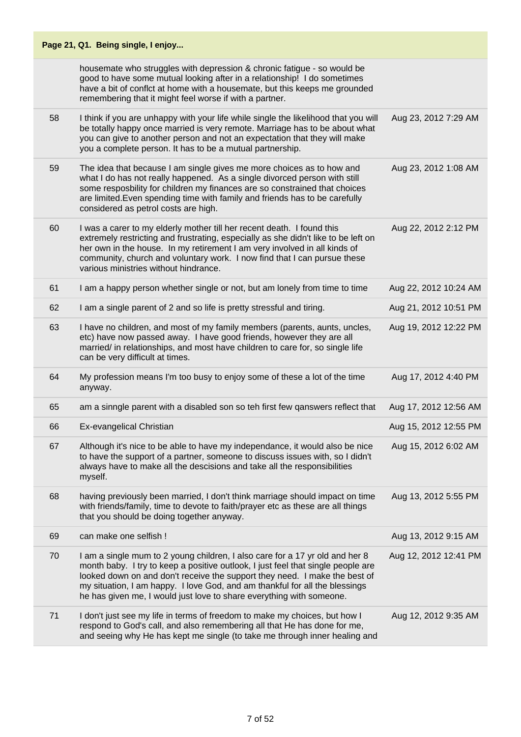**Page 21, Q1. Being single, I enjoy...**

| | | |
|---|---|---|
| | housemate who struggles with depression & chronic fatigue - so would be good to have some mutual looking after in a relationship! I do sometimes have a bit of conflct at home with a housemate, but this keeps me grounded remembering that it might feel worse if with a partner. | |
| 58 | I think if you are unhappy with your life while single the likelihood that you will be totally happy once married is very remote. Marriage has to be about what you can give to another person and not an expectation that they will make you a complete person. It has to be a mutual partnership. | Aug 23, 2012 7:29 AM |
| 59 | The idea that because I am single gives me more choices as to how and what I do has not really happened. As a single divorced person with still some resposbility for children my finances are so constrained that choices are limited.Even spending time with family and friends has to be carefully considered as petrol costs are high. | Aug 23, 2012 1:08 AM |
| 60 | I was a carer to my elderly mother till her recent death. I found this extremely restricting and frustrating, especially as she didn't like to be left on her own in the house. In my retirement I am very involved in all kinds of community, church and voluntary work. I now find that I can pursue these various ministries without hindrance. | Aug 22, 2012 2:12 PM |
| 61 | I am a happy person whether single or not, but am lonely from time to time | Aug 22, 2012 10:24 AM |
| 62 | I am a single parent of 2 and so life is pretty stressful and tiring. | Aug 21, 2012 10:51 PM |
| 63 | I have no children, and most of my family members (parents, aunts, uncles, etc) have now passed away. I have good friends, however they are all married/ in relationships, and most have children to care for, so single life can be very difficult at times. | Aug 19, 2012 12:22 PM |
| 64 | My profession means I'm too busy to enjoy some of these a lot of the time anyway. | Aug 17, 2012 4:40 PM |
| 65 | am a sinngle parent with a disabled son so teh first few qanswers reflect that | Aug 17, 2012 12:56 AM |
| 66 | Ex-evangelical Christian | Aug 15, 2012 12:55 PM |
| 67 | Although it's nice to be able to have my independance, it would also be nice to have the support of a partner, someone to discuss issues with, so I didn't always have to make all the descisions and take all the responsibilities myself. | Aug 15, 2012 6:02 AM |
| 68 | having previously been married, I don't think marriage should impact on time with friends/family, time to devote to faith/prayer etc as these are all things that you should be doing together anyway. | Aug 13, 2012 5:55 PM |
| 69 | can make one selfish ! | Aug 13, 2012 9:15 AM |
| 70 | I am a single mum to 2 young children, I also care for a 17 yr old and her 8 month baby. I try to keep a positive outlook, I just feel that single people are looked down on and don't receive the support they need. I make the best of my situation, I am happy. I love God, and am thankful for all the blessings he has given me, I would just love to share everything with someone. | Aug 12, 2012 12:41 PM |
| 71 | I don't just see my life in terms of freedom to make my choices, but how I respond to God's call, and also remembering all that He has done for me, and seeing why He has kept me single (to take me through inner healing and | Aug 12, 2012 9:35 AM |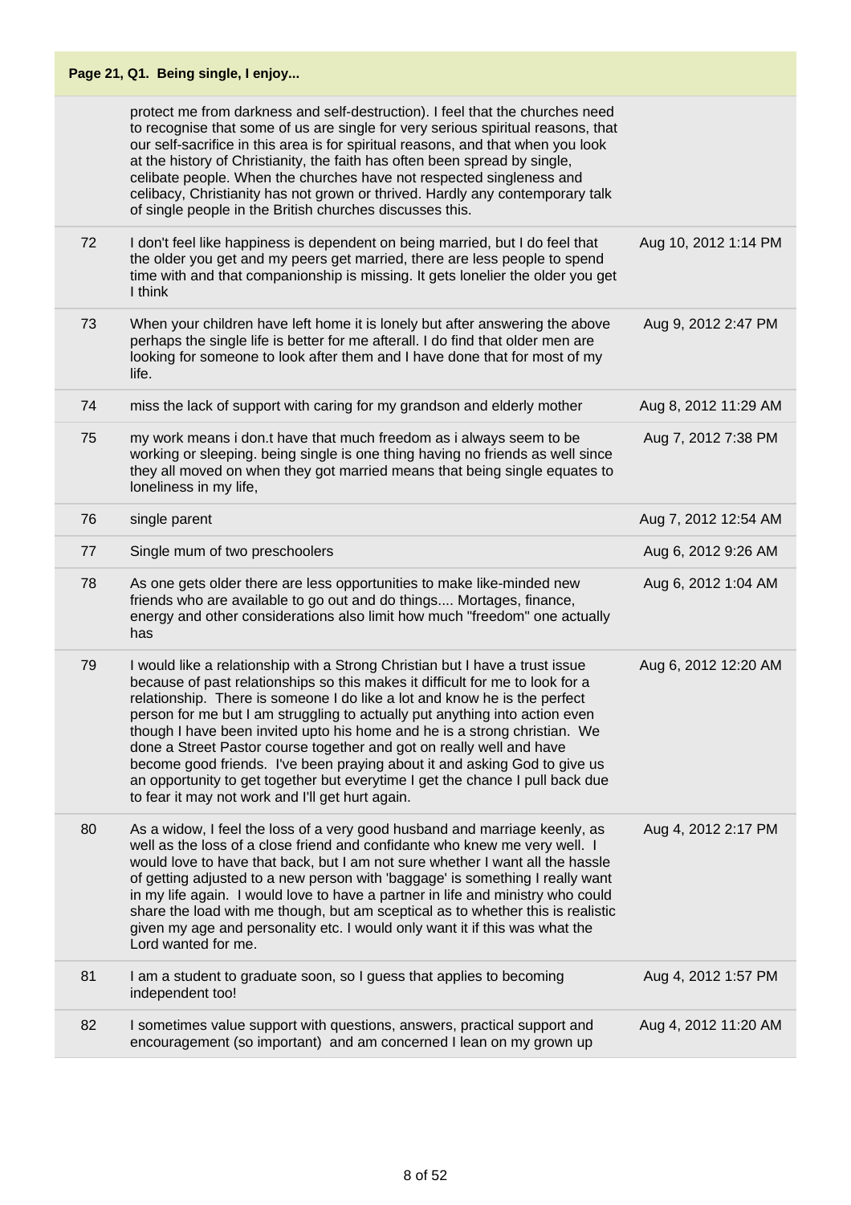## Page 21, Q1. Being single, I enjoy...

| | | |
|---|---|---|
| | protect me from darkness and self-destruction). I feel that the churches need to recognise that some of us are single for very serious spiritual reasons, that our self-sacrifice in this area is for spiritual reasons, and that when you look at the history of Christianity, the faith has often been spread by single, celibate people. When the churches have not respected singleness and celibacy, Christianity has not grown or thrived. Hardly any contemporary talk of single people in the British churches discusses this. | |
| 72 | I don't feel like happiness is dependent on being married, but I do feel that the older you get and my peers get married, there are less people to spend time with and that companionship is missing. It gets lonelier the older you get I think | Aug 10, 2012 1:14 PM |
| 73 | When your children have left home it is lonely but after answering the above perhaps the single life is better for me afterall. I do find that older men are looking for someone to look after them and I have done that for most of my life. | Aug 9, 2012 2:47 PM |
| 74 | miss the lack of support with caring for my grandson and elderly mother | Aug 8, 2012 11:29 AM |
| 75 | my work means i don.t have that much freedom as i always seem to be working or sleeping. being single is one thing having no friends as well since they all moved on when they got married means that being single equates to loneliness in my life, | Aug 7, 2012 7:38 PM |
| 76 | single parent | Aug 7, 2012 12:54 AM |
| 77 | Single mum of two preschoolers | Aug 6, 2012 9:26 AM |
| 78 | As one gets older there are less opportunities to make like-minded new friends who are available to go out and do things.... Mortages, finance, energy and other considerations also limit how much "freedom" one actually has | Aug 6, 2012 1:04 AM |
| 79 | I would like a relationship with a Strong Christian but I have a trust issue because of past relationships so this makes it difficult for me to look for a relationship. There is someone I do like a lot and know he is the perfect person for me but I am struggling to actually put anything into action even though I have been invited upto his home and he is a strong christian. We done a Street Pastor course together and got on really well and have become good friends. I've been praying about it and asking God to give us an opportunity to get together but everytime I get the chance I pull back due to fear it may not work and I'll get hurt again. | Aug 6, 2012 12:20 AM |
| 80 | As a widow, I feel the loss of a very good husband and marriage keenly, as well as the loss of a close friend and confidante who knew me very well. I would love to have that back, but I am not sure whether I want all the hassle of getting adjusted to a new person with 'baggage' is something I really want in my life again. I would love to have a partner in life and ministry who could share the load with me though, but am sceptical as to whether this is realistic given my age and personality etc. I would only want it if this was what the Lord wanted for me. | Aug 4, 2012 2:17 PM |
| 81 | I am a student to graduate soon, so I guess that applies to becoming independent too! | Aug 4, 2012 1:57 PM |
| 82 | I sometimes value support with questions, answers, practical support and encouragement (so important) and am concerned I lean on my grown up | Aug 4, 2012 11:20 AM |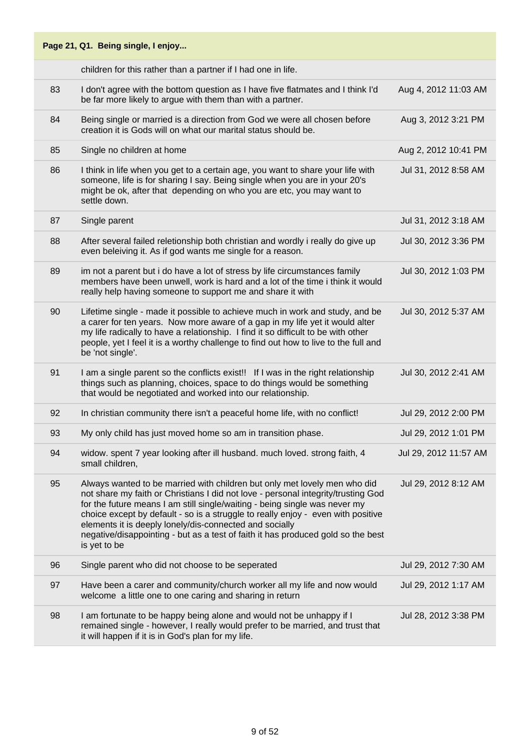**Page 21, Q1. Being single, I enjoy...**

| | | |
|---|---|---|
| | children for this rather than a partner if I had one in life. | |
| 83 | I don't agree with the bottom question as I have five flatmates and I think I'd be far more likely to argue with them than with a partner. | Aug 4, 2012 11:03 AM |
| 84 | Being single or married is a direction from God we were all chosen before creation it is Gods will on what our marital status should be. | Aug 3, 2012 3:21 PM |
| 85 | Single no children at home | Aug 2, 2012 10:41 PM |
| 86 | I think in life when you get to a certain age, you want to share your life with someone, life is for sharing I say. Being single when you are in your 20's might be ok, after that depending on who you are etc, you may want to settle down. | Jul 31, 2012 8:58 AM |
| 87 | Single parent | Jul 31, 2012 3:18 AM |
| 88 | After several failed reletionship both christian and wordly i really do give up even beleiving it. As if god wants me single for a reason. | Jul 30, 2012 3:36 PM |
| 89 | im not a parent but i do have a lot of stress by life circumstances family members have been unwell, work is hard and a lot of the time i think it would really help having someone to support me and share it with | Jul 30, 2012 1:03 PM |
| 90 | Lifetime single - made it possible to achieve much in work and study, and be a carer for ten years. Now more aware of a gap in my life yet it would alter my life radically to have a relationship. I find it so difficult to be with other people, yet I feel it is a worthy challenge to find out how to live to the full and be 'not single'. | Jul 30, 2012 5:37 AM |
| 91 | I am a single parent so the conflicts exist!! If I was in the right relationship things such as planning, choices, space to do things would be something that would be negotiated and worked into our relationship. | Jul 30, 2012 2:41 AM |
| 92 | In christian community there isn't a peaceful home life, with no conflict! | Jul 29, 2012 2:00 PM |
| 93 | My only child has just moved home so am in transition phase. | Jul 29, 2012 1:01 PM |
| 94 | widow. spent 7 year looking after ill husband. much loved. strong faith, 4 small children, | Jul 29, 2012 11:57 AM |
| 95 | Always wanted to be married with children but only met lovely men who did not share my faith or Christians I did not love - personal integrity/trusting God for the future means I am still single/waiting - being single was never my choice except by default - so is a struggle to really enjoy - even with positive elements it is deeply lonely/dis-connected and socially negative/disappointing - but as a test of faith it has produced gold so the best is yet to be | Jul 29, 2012 8:12 AM |
| 96 | Single parent who did not choose to be seperated | Jul 29, 2012 7:30 AM |
| 97 | Have been a carer and community/church worker all my life and now would welcome a little one to one caring and sharing in return | Jul 29, 2012 1:17 AM |
| 98 | I am fortunate to be happy being alone and would not be unhappy if I remained single - however, I really would prefer to be married, and trust that it will happen if it is in God's plan for my life. | Jul 28, 2012 3:38 PM |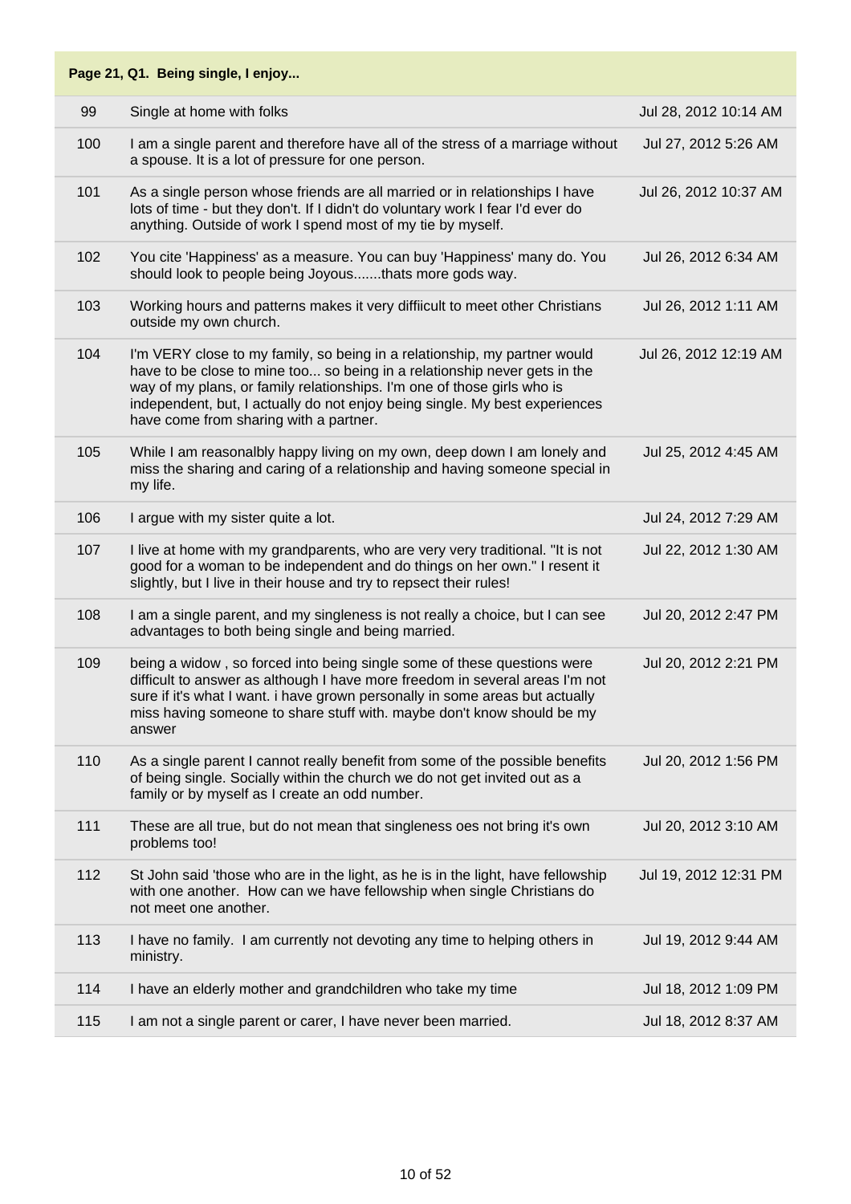**Page 21, Q1. Being single, I enjoy...**

| | | |
|---|---|---|
| 99 | Single at home with folks | Jul 28, 2012 10:14 AM |
| 100 | I am a single parent and therefore have all of the stress of a marriage without a spouse. It is a lot of pressure for one person. | Jul 27, 2012 5:26 AM |
| 101 | As a single person whose friends are all married or in relationships I have lots of time - but they don't. If I didn't do voluntary work I fear I'd ever do anything. Outside of work I spend most of my tie by myself. | Jul 26, 2012 10:37 AM |
| 102 | You cite 'Happiness' as a measure. You can buy 'Happiness' many do. You should look to people being Joyous.......thats more gods way. | Jul 26, 2012 6:34 AM |
| 103 | Working hours and patterns makes it very diffiicult to meet other Christians outside my own church. | Jul 26, 2012 1:11 AM |
| 104 | I'm VERY close to my family, so being in a relationship, my partner would have to be close to mine too... so being in a relationship never gets in the way of my plans, or family relationships. I'm one of those girls who is independent, but, I actually do not enjoy being single. My best experiences have come from sharing with a partner. | Jul 26, 2012 12:19 AM |
| 105 | While I am reasonalbly happy living on my own, deep down I am lonely and miss the sharing and caring of a relationship and having someone special in my life. | Jul 25, 2012 4:45 AM |
| 106 | I argue with my sister quite a lot. | Jul 24, 2012 7:29 AM |
| 107 | I live at home with my grandparents, who are very very traditional. "It is not good for a woman to be independent and do things on her own." I resent it slightly, but I live in their house and try to repsect their rules! | Jul 22, 2012 1:30 AM |
| 108 | I am a single parent, and my singleness is not really a choice, but I can see advantages to both being single and being married. | Jul 20, 2012 2:47 PM |
| 109 | being a widow , so forced into being single some of these questions were difficult to answer as although I have more freedom in several areas I'm not sure if it's what I want. i have grown personally in some areas but actually miss having someone to share stuff with. maybe don't know should be my answer | Jul 20, 2012 2:21 PM |
| 110 | As a single parent I cannot really benefit from some of the possible benefits of being single. Socially within the church we do not get invited out as a family or by myself as I create an odd number. | Jul 20, 2012 1:56 PM |
| 111 | These are all true, but do not mean that singleness oes not bring it's own problems too! | Jul 20, 2012 3:10 AM |
| 112 | St John said 'those who are in the light, as he is in the light, have fellowship with one another. How can we have fellowship when single Christians do not meet one another. | Jul 19, 2012 12:31 PM |
| 113 | I have no family. I am currently not devoting any time to helping others in ministry. | Jul 19, 2012 9:44 AM |
| 114 | I have an elderly mother and grandchildren who take my time | Jul 18, 2012 1:09 PM |
| 115 | I am not a single parent or carer, I have never been married. | Jul 18, 2012 8:37 AM |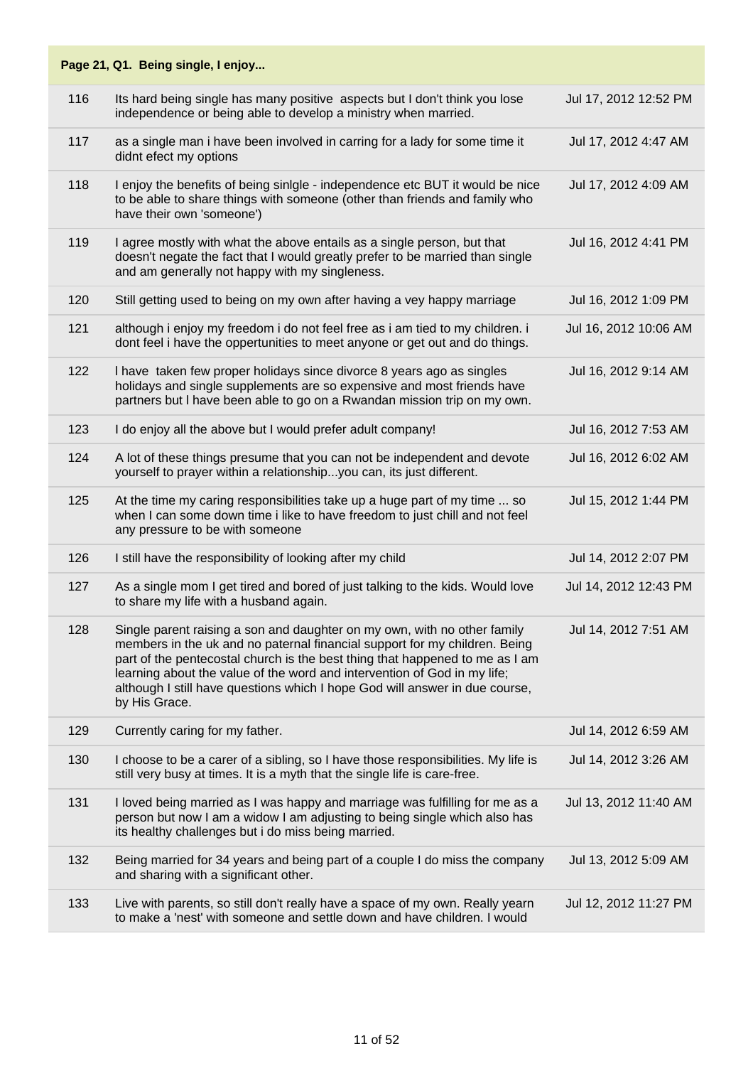| Page 21, Q1. Being single, I enjoy... | | |
|---|---|---|
| 116 | Its hard being single has many positive aspects but I don't think you lose independence or being able to develop a ministry when married. | Jul 17, 2012 12:52 PM |
| 117 | as a single man i have been involved in carring for a lady for some time it didnt efect my options | Jul 17, 2012 4:47 AM |
| 118 | I enjoy the benefits of being sinlgle - independence etc BUT it would be nice to be able to share things with someone (other than friends and family who have their own 'someone') | Jul 17, 2012 4:09 AM |
| 119 | I agree mostly with what the above entails as a single person, but that doesn't negate the fact that I would greatly prefer to be married than single and am generally not happy with my singleness. | Jul 16, 2012 4:41 PM |
| 120 | Still getting used to being on my own after having a vey happy marriage | Jul 16, 2012 1:09 PM |
| 121 | although i enjoy my freedom i do not feel free as i am tied to my children. i dont feel i have the oppertunities to meet anyone or get out and do things. | Jul 16, 2012 10:06 AM |
| 122 | I have taken few proper holidays since divorce 8 years ago as singles holidays and single supplements are so expensive and most friends have partners but I have been able to go on a Rwandan mission trip on my own. | Jul 16, 2012 9:14 AM |
| 123 | I do enjoy all the above but I would prefer adult company! | Jul 16, 2012 7:53 AM |
| 124 | A lot of these things presume that you can not be independent and devote yourself to prayer within a relationship...you can, its just different. | Jul 16, 2012 6:02 AM |
| 125 | At the time my caring responsibilities take up a huge part of my time ... so when I can some down time i like to have freedom to just chill and not feel any pressure to be with someone | Jul 15, 2012 1:44 PM |
| 126 | I still have the responsibility of looking after my child | Jul 14, 2012 2:07 PM |
| 127 | As a single mom I get tired and bored of just talking to the kids. Would love to share my life with a husband again. | Jul 14, 2012 12:43 PM |
| 128 | Single parent raising a son and daughter on my own, with no other family members in the uk and no paternal financial support for my children. Being part of the pentecostal church is the best thing that happened to me as I am learning about the value of the word and intervention of God in my life; although I still have questions which I hope God will answer in due course, by His Grace. | Jul 14, 2012 7:51 AM |
| 129 | Currently caring for my father. | Jul 14, 2012 6:59 AM |
| 130 | I choose to be a carer of a sibling, so I have those responsibilities. My life is still very busy at times. It is a myth that the single life is care-free. | Jul 14, 2012 3:26 AM |
| 131 | I loved being married as I was happy and marriage was fulfilling for me as a person but now I am a widow I am adjusting to being single which also has its healthy challenges but i do miss being married. | Jul 13, 2012 11:40 AM |
| 132 | Being married for 34 years and being part of a couple I do miss the company and sharing with a significant other. | Jul 13, 2012 5:09 AM |
| 133 | Live with parents, so still don't really have a space of my own. Really yearn to make a 'nest' with someone and settle down and have children. I would | Jul 12, 2012 11:27 PM |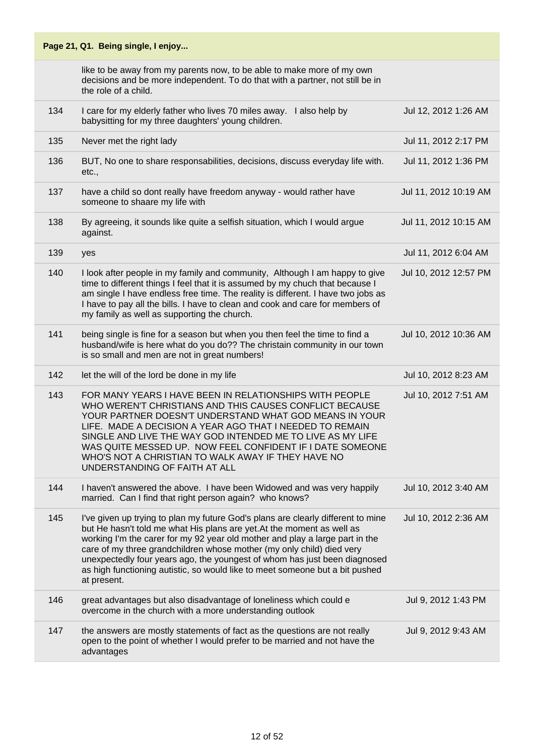## Page 21, Q1. Being single, I enjoy...

| | | |
|---|---|---|
| | like to be away from my parents now, to be able to make more of my own decisions and be more independent. To do that with a partner, not still be in the role of a child. | |
| 134 | I care for my elderly father who lives 70 miles away. I also help by babysitting for my three daughters' young children. | Jul 12, 2012 1:26 AM |
| 135 | Never met the right lady | Jul 11, 2012 2:17 PM |
| 136 | BUT, No one to share responsabilities, decisions, discuss everyday life with. etc., | Jul 11, 2012 1:36 PM |
| 137 | have a child so dont really have freedom anyway - would rather have someone to shaare my life with | Jul 11, 2012 10:19 AM |
| 138 | By agreeing, it sounds like quite a selfish situation, which I would argue against. | Jul 11, 2012 10:15 AM |
| 139 | yes | Jul 11, 2012 6:04 AM |
| 140 | I look after people in my family and community, Although I am happy to give time to different things I feel that it is assumed by my chuch that because I am single I have endless free time. The reality is different. I have two jobs as I have to pay all the bills. I have to clean and cook and care for members of my family as well as supporting the church. | Jul 10, 2012 12:57 PM |
| 141 | being single is fine for a season but when you then feel the time to find a husband/wife is here what do you do?? The christain community in our town is so small and men are not in great numbers! | Jul 10, 2012 10:36 AM |
| 142 | let the will of the lord be done in my life | Jul 10, 2012 8:23 AM |
| 143 | FOR MANY YEARS I HAVE BEEN IN RELATIONSHIPS WITH PEOPLE WHO WEREN'T CHRISTIANS AND THIS CAUSES CONFLICT BECAUSE YOUR PARTNER DOESN'T UNDERSTAND WHAT GOD MEANS IN YOUR LIFE. MADE A DECISION A YEAR AGO THAT I NEEDED TO REMAIN SINGLE AND LIVE THE WAY GOD INTENDED ME TO LIVE AS MY LIFE WAS QUITE MESSED UP. NOW FEEL CONFIDENT IF I DATE SOMEONE WHO'S NOT A CHRISTIAN TO WALK AWAY IF THEY HAVE NO UNDERSTANDING OF FAITH AT ALL | Jul 10, 2012 7:51 AM |
| 144 | I haven't answered the above. I have been Widowed and was very happily married. Can I find that right person again? who knows? | Jul 10, 2012 3:40 AM |
| 145 | I've given up trying to plan my future God's plans are clearly different to mine but He hasn't told me what His plans are yet.At the moment as well as working I'm the carer for my 92 year old mother and play a large part in the care of my three grandchildren whose mother (my only child) died very unexpectedly four years ago, the youngest of whom has just been diagnosed as high functioning autistic, so would like to meet someone but a bit pushed at present. | Jul 10, 2012 2:36 AM |
| 146 | great advantages but also disadvantage of loneliness which could e overcome in the church with a more understanding outlook | Jul 9, 2012 1:43 PM |
| 147 | the answers are mostly statements of fact as the questions are not really open to the point of whether I would prefer to be married and not have the advantages | Jul 9, 2012 9:43 AM |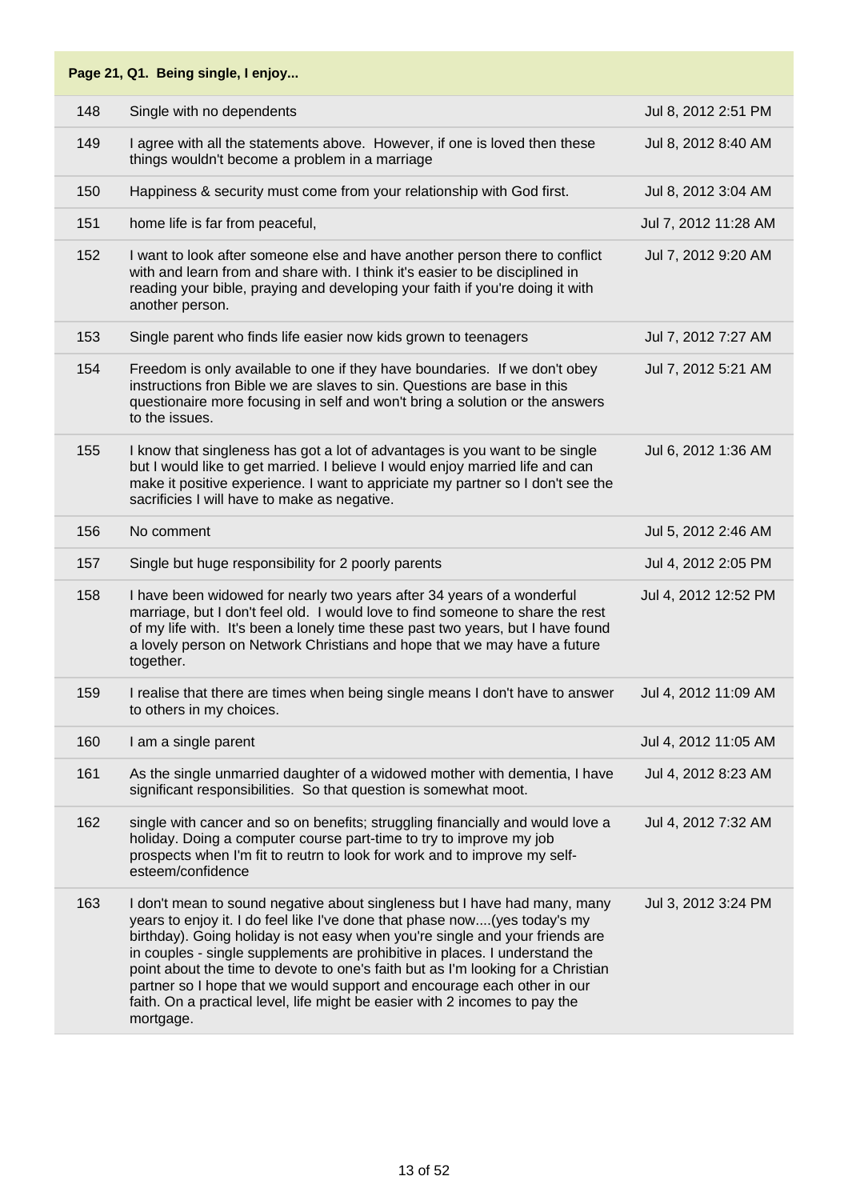**Page 21, Q1. Being single, I enjoy...**

| | | |
|---|---|---|
| 148 | Single with no dependents | Jul 8, 2012 2:51 PM |
| 149 | I agree with all the statements above. However, if one is loved then these things wouldn't become a problem in a marriage | Jul 8, 2012 8:40 AM |
| 150 | Happiness & security must come from your relationship with God first. | Jul 8, 2012 3:04 AM |
| 151 | home life is far from peaceful, | Jul 7, 2012 11:28 AM |
| 152 | I want to look after someone else and have another person there to conflict with and learn from and share with. I think it's easier to be disciplined in reading your bible, praying and developing your faith if you're doing it with another person. | Jul 7, 2012 9:20 AM |
| 153 | Single parent who finds life easier now kids grown to teenagers | Jul 7, 2012 7:27 AM |
| 154 | Freedom is only available to one if they have boundaries. If we don't obey instructions fron Bible we are slaves to sin. Questions are base in this questionaire more focusing in self and won't bring a solution or the answers to the issues. | Jul 7, 2012 5:21 AM |
| 155 | I know that singleness has got a lot of advantages is you want to be single but I would like to get married. I believe I would enjoy married life and can make it positive experience. I want to appriciate my partner so I don't see the sacrificies I will have to make as negative. | Jul 6, 2012 1:36 AM |
| 156 | No comment | Jul 5, 2012 2:46 AM |
| 157 | Single but huge responsibility for 2 poorly parents | Jul 4, 2012 2:05 PM |
| 158 | I have been widowed for nearly two years after 34 years of a wonderful marriage, but I don't feel old. I would love to find someone to share the rest of my life with. It's been a lonely time these past two years, but I have found a lovely person on Network Christians and hope that we may have a future together. | Jul 4, 2012 12:52 PM |
| 159 | I realise that there are times when being single means I don't have to answer to others in my choices. | Jul 4, 2012 11:09 AM |
| 160 | I am a single parent | Jul 4, 2012 11:05 AM |
| 161 | As the single unmarried daughter of a widowed mother with dementia, I have significant responsibilities. So that question is somewhat moot. | Jul 4, 2012 8:23 AM |
| 162 | single with cancer and so on benefits; struggling financially and would love a holiday. Doing a computer course part-time to try to improve my job prospects when I'm fit to reutrn to look for work and to improve my self-esteem/confidence | Jul 4, 2012 7:32 AM |
| 163 | I don't mean to sound negative about singleness but I have had many, many years to enjoy it. I do feel like I've done that phase now....(yes today's my birthday). Going holiday is not easy when you're single and your friends are in couples - single supplements are prohibitive in places. I understand the point about the time to devote to one's faith but as I'm looking for a Christian partner so I hope that we would support and encourage each other in our faith. On a practical level, life might be easier with 2 incomes to pay the mortgage. | Jul 3, 2012 3:24 PM |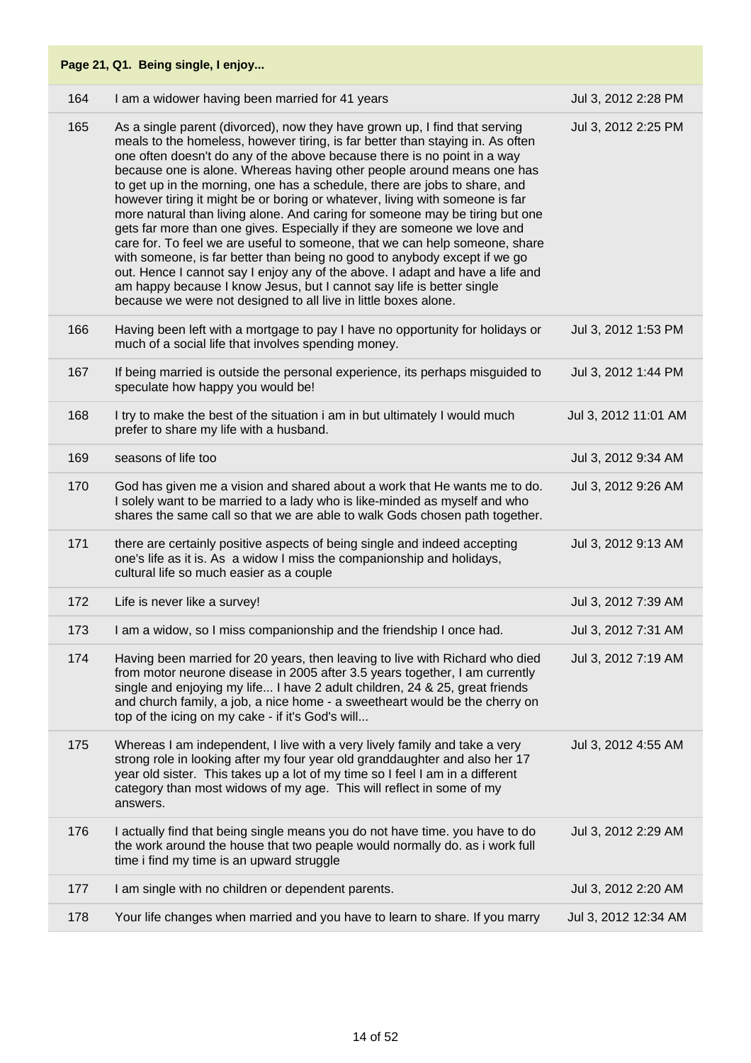**Page 21, Q1. Being single, I enjoy...**

| | | |
|---|---|---|
| 164 | I am a widower having been married for 41 years | Jul 3, 2012 2:28 PM |
| 165 | As a single parent (divorced), now they have grown up, I find that serving meals to the homeless, however tiring, is far better than staying in. As often one often doesn't do any of the above because there is no point in a way because one is alone. Whereas having other people around means one has to get up in the morning, one has a schedule, there are jobs to share, and however tiring it might be or boring or whatever, living with someone is far more natural than living alone. And caring for someone may be tiring but one gets far more than one gives. Especially if they are someone we love and care for. To feel we are useful to someone, that we can help someone, share with someone, is far better than being no good to anybody except if we go out. Hence I cannot say I enjoy any of the above. I adapt and have a life and am happy because I know Jesus, but I cannot say life is better single because we were not designed to all live in little boxes alone. | Jul 3, 2012 2:25 PM |
| 166 | Having been left with a mortgage to pay I have no opportunity for holidays or much of a social life that involves spending money. | Jul 3, 2012 1:53 PM |
| 167 | If being married is outside the personal experience, its perhaps misguided to speculate how happy you would be! | Jul 3, 2012 1:44 PM |
| 168 | I try to make the best of the situation i am in but ultimately I would much prefer to share my life with a husband. | Jul 3, 2012 11:01 AM |
| 169 | seasons of life too | Jul 3, 2012 9:34 AM |
| 170 | God has given me a vision and shared about a work that He wants me to do. I solely want to be married to a lady who is like-minded as myself and who shares the same call so that we are able to walk Gods chosen path together. | Jul 3, 2012 9:26 AM |
| 171 | there are certainly positive aspects of being single and indeed accepting one's life as it is. As a widow I miss the companionship and holidays, cultural life so much easier as a couple | Jul 3, 2012 9:13 AM |
| 172 | Life is never like a survey! | Jul 3, 2012 7:39 AM |
| 173 | I am a widow, so I miss companionship and the friendship I once had. | Jul 3, 2012 7:31 AM |
| 174 | Having been married for 20 years, then leaving to live with Richard who died from motor neurone disease in 2005 after 3.5 years together, I am currently single and enjoying my life... I have 2 adult children, 24 & 25, great friends and church family, a job, a nice home - a sweetheart would be the cherry on top of the icing on my cake - if it's God's will... | Jul 3, 2012 7:19 AM |
| 175 | Whereas I am independent, I live with a very lively family and take a very strong role in looking after my four year old granddaughter and also her 17 year old sister. This takes up a lot of my time so I feel I am in a different category than most widows of my age. This will reflect in some of my answers. | Jul 3, 2012 4:55 AM |
| 176 | I actually find that being single means you do not have time. you have to do the work around the house that two peaple would normally do. as i work full time i find my time is an upward struggle | Jul 3, 2012 2:29 AM |
| 177 | I am single with no children or dependent parents. | Jul 3, 2012 2:20 AM |
| 178 | Your life changes when married and you have to learn to share. If you marry | Jul 3, 2012 12:34 AM |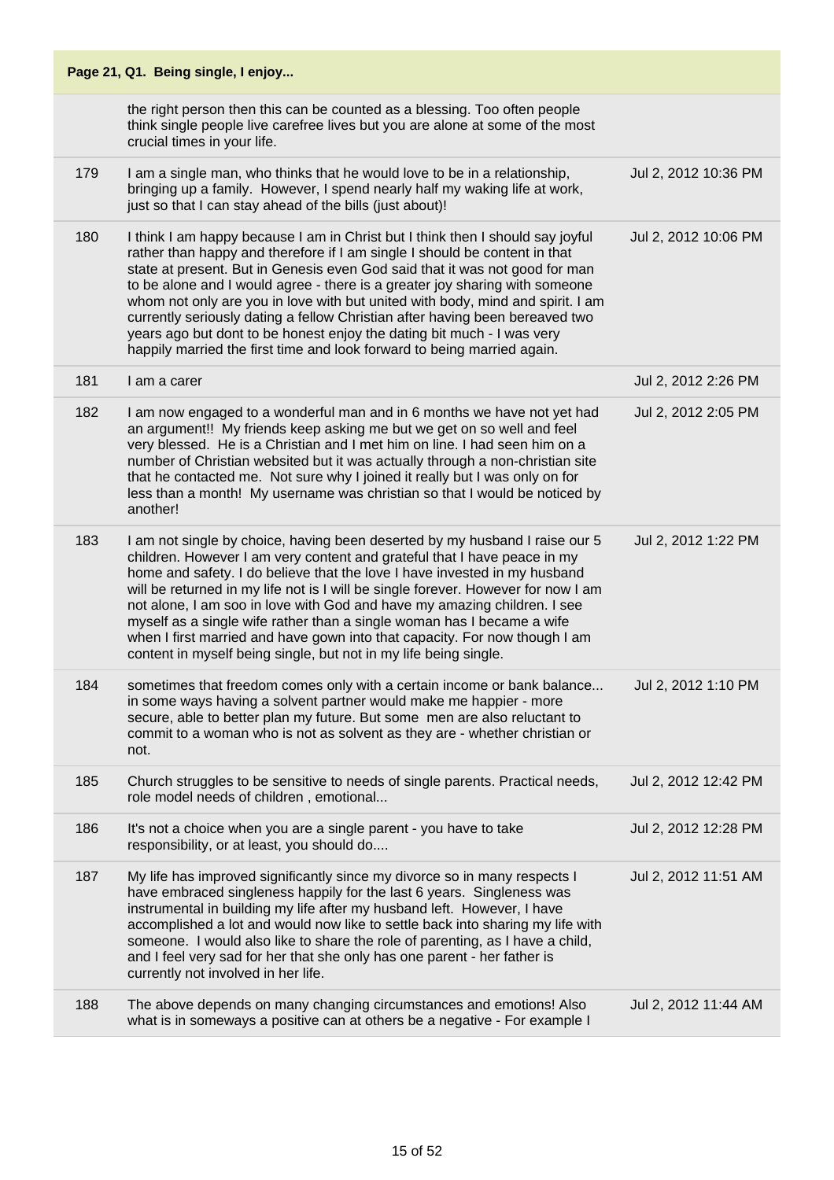## Page 21, Q1. Being single, I enjoy...

| | | |
|---|---|---|
| | the right person then this can be counted as a blessing. Too often people think single people live carefree lives but you are alone at some of the most crucial times in your life. | |
| 179 | I am a single man, who thinks that he would love to be in a relationship, bringing up a family. However, I spend nearly half my waking life at work, just so that I can stay ahead of the bills (just about)! | Jul 2, 2012 10:36 PM |
| 180 | I think I am happy because I am in Christ but I think then I should say joyful rather than happy and therefore if I am single I should be content in that state at present. But in Genesis even God said that it was not good for man to be alone and I would agree - there is a greater joy sharing with someone whom not only are you in love with but united with body, mind and spirit. I am currently seriously dating a fellow Christian after having been bereaved two years ago but dont to be honest enjoy the dating bit much - I was very happily married the first time and look forward to being married again. | Jul 2, 2012 10:06 PM |
| 181 | I am a carer | Jul 2, 2012 2:26 PM |
| 182 | I am now engaged to a wonderful man and in 6 months we have not yet had an argument!! My friends keep asking me but we get on so well and feel very blessed. He is a Christian and I met him on line. I had seen him on a number of Christian websited but it was actually through a non-christian site that he contacted me. Not sure why I joined it really but I was only on for less than a month! My username was christian so that I would be noticed by another! | Jul 2, 2012 2:05 PM |
| 183 | I am not single by choice, having been deserted by my husband I raise our 5 children. However I am very content and grateful that I have peace in my home and safety. I do believe that the love I have invested in my husband will be returned in my life not is I will be single forever. However for now I am not alone, I am soo in love with God and have my amazing children. I see myself as a single wife rather than a single woman has I became a wife when I first married and have gown into that capacity. For now though I am content in myself being single, but not in my life being single. | Jul 2, 2012 1:22 PM |
| 184 | sometimes that freedom comes only with a certain income or bank balance... in some ways having a solvent partner would make me happier - more secure, able to better plan my future. But some men are also reluctant to commit to a woman who is not as solvent as they are - whether christian or not. | Jul 2, 2012 1:10 PM |
| 185 | Church struggles to be sensitive to needs of single parents. Practical needs, role model needs of children , emotional... | Jul 2, 2012 12:42 PM |
| 186 | It's not a choice when you are a single parent - you have to take responsibility, or at least, you should do.... | Jul 2, 2012 12:28 PM |
| 187 | My life has improved significantly since my divorce so in many respects I have embraced singleness happily for the last 6 years. Singleness was instrumental in building my life after my husband left. However, I have accomplished a lot and would now like to settle back into sharing my life with someone. I would also like to share the role of parenting, as I have a child, and I feel very sad for her that she only has one parent - her father is currently not involved in her life. | Jul 2, 2012 11:51 AM |
| 188 | The above depends on many changing circumstances and emotions! Also what is in someways a positive can at others be a negative - For example I | Jul 2, 2012 11:44 AM |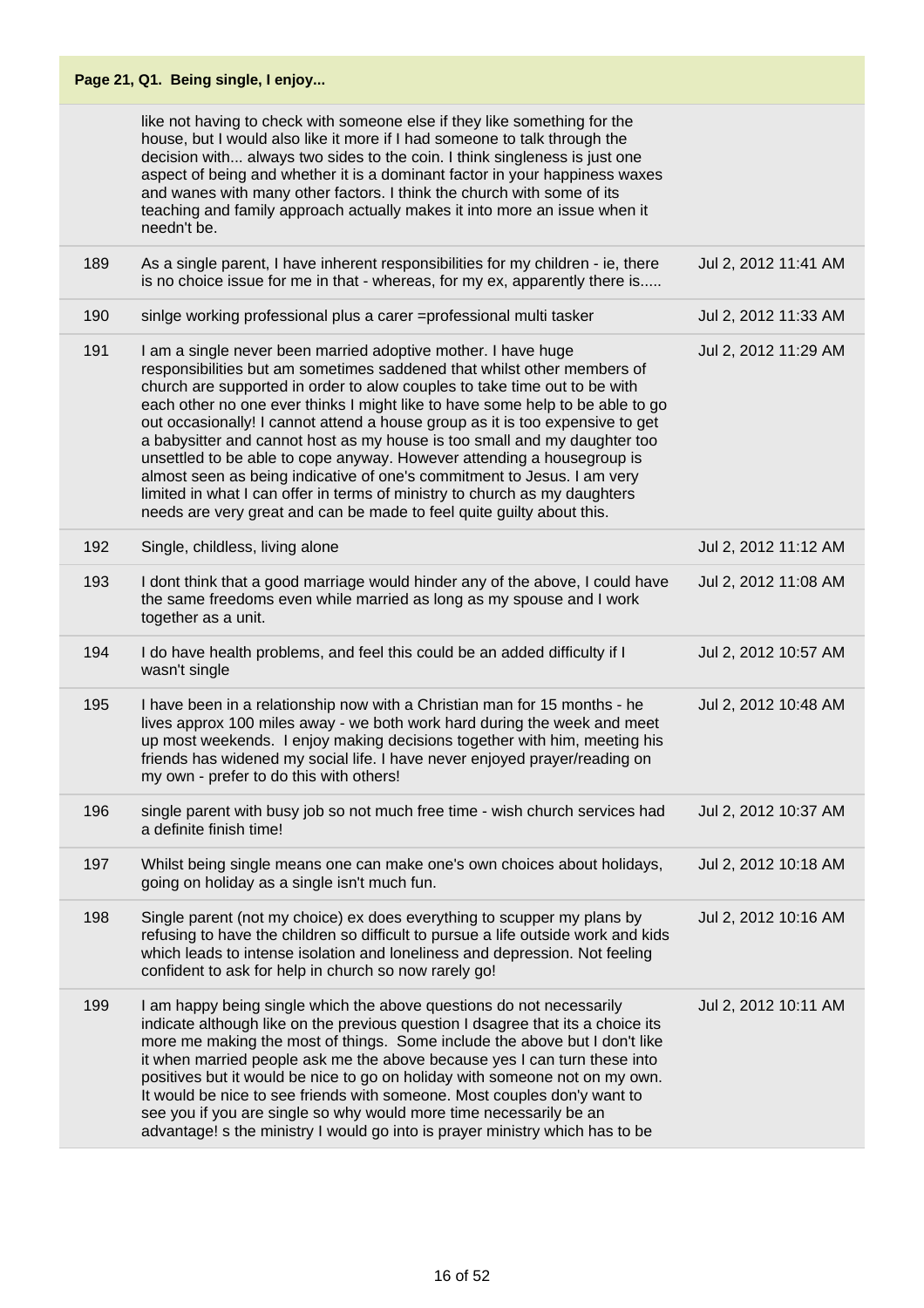## Page 21, Q1. Being single, I enjoy...

| | | |
|---|---|---|
| | like not having to check with someone else if they like something for the house, but I would also like it more if I had someone to talk through the decision with... always two sides to the coin. I think singleness is just one aspect of being and whether it is a dominant factor in your happiness waxes and wanes with many other factors. I think the church with some of its teaching and family approach actually makes it into more an issue when it needn't be. | |
| 189 | As a single parent, I have inherent responsibilities for my children - ie, there is no choice issue for me in that - whereas, for my ex, apparently there is..... | Jul 2, 2012 11:41 AM |
| 190 | sinlge working professional plus a carer =professional multi tasker | Jul 2, 2012 11:33 AM |
| 191 | I am a single never been married adoptive mother. I have huge responsibilities but am sometimes saddened that whilst other members of church are supported in order to alow couples to take time out to be with each other no one ever thinks I might like to have some help to be able to go out occasionally! I cannot attend a house group as it is too expensive to get a babysitter and cannot host as my house is too small and my daughter too unsettled to be able to cope anyway. However attending a housegroup is almost seen as being indicative of one's commitment to Jesus. I am very limited in what I can offer in terms of ministry to church as my daughters needs are very great and can be made to feel quite guilty about this. | Jul 2, 2012 11:29 AM |
| 192 | Single, childless, living alone | Jul 2, 2012 11:12 AM |
| 193 | I dont think that a good marriage would hinder any of the above, I could have the same freedoms even while married as long as my spouse and I work together as a unit. | Jul 2, 2012 11:08 AM |
| 194 | I do have health problems, and feel this could be an added difficulty if I wasn't single | Jul 2, 2012 10:57 AM |
| 195 | I have been in a relationship now with a Christian man for 15 months - he lives approx 100 miles away - we both work hard during the week and meet up most weekends. I enjoy making decisions together with him, meeting his friends has widened my social life. I have never enjoyed prayer/reading on my own - prefer to do this with others! | Jul 2, 2012 10:48 AM |
| 196 | single parent with busy job so not much free time - wish church services had a definite finish time! | Jul 2, 2012 10:37 AM |
| 197 | Whilst being single means one can make one's own choices about holidays, going on holiday as a single isn't much fun. | Jul 2, 2012 10:18 AM |
| 198 | Single parent (not my choice) ex does everything to scupper my plans by refusing to have the children so difficult to pursue a life outside work and kids which leads to intense isolation and loneliness and depression. Not feeling confident to ask for help in church so now rarely go! | Jul 2, 2012 10:16 AM |
| 199 | I am happy being single which the above questions do not necessarily indicate although like on the previous question I dsagree that its a choice its more me making the most of things. Some include the above but I don't like it when married people ask me the above because yes I can turn these into positives but it would be nice to go on holiday with someone not on my own. It would be nice to see friends with someone. Most couples don'y want to see you if you are single so why would more time necessarily be an advantage! s the ministry I would go into is prayer ministry which has to be | Jul 2, 2012 10:11 AM |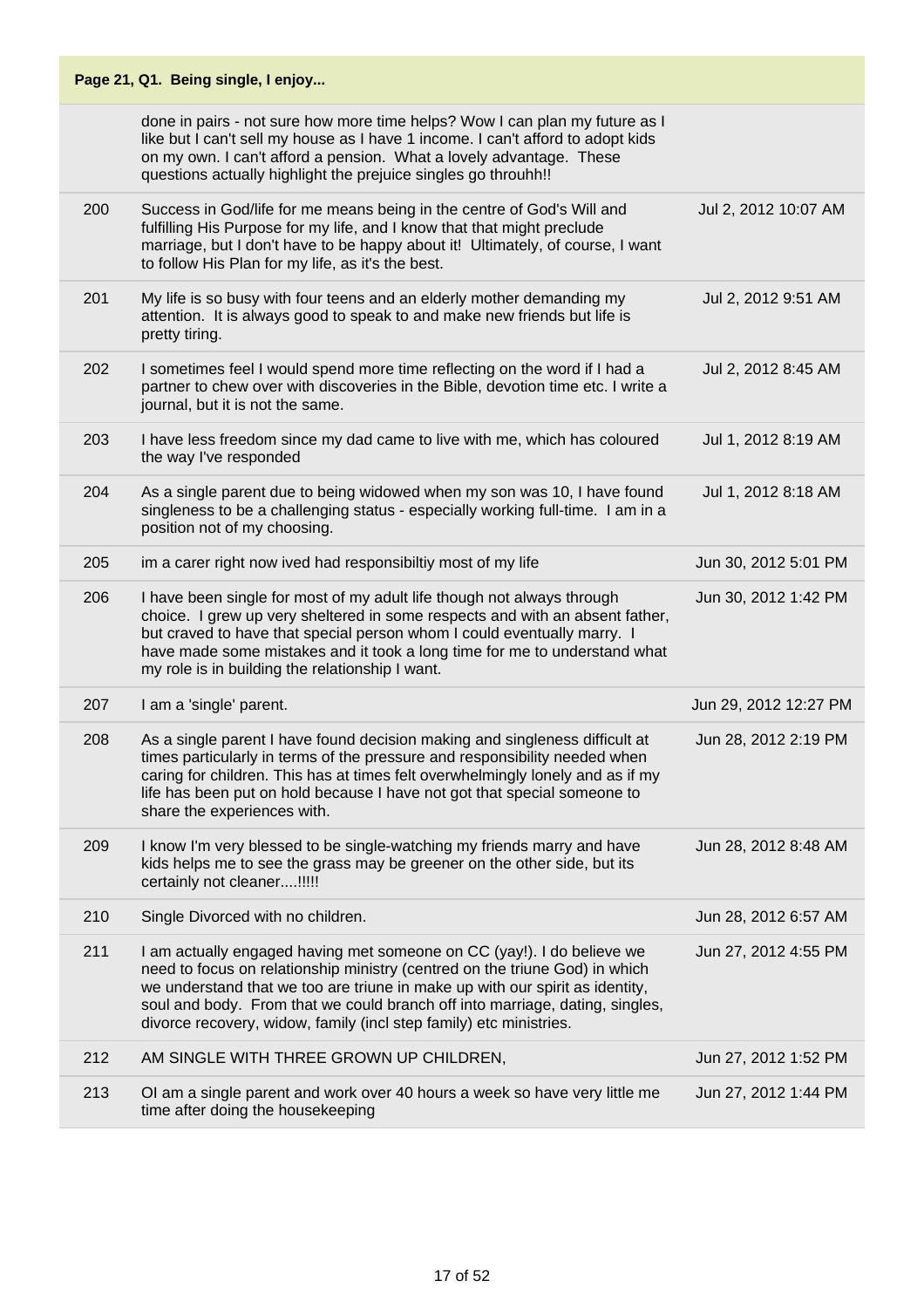**Page 21, Q1. Being single, I enjoy...**

| | | |
|---|---|---|
| | done in pairs - not sure how more time helps? Wow I can plan my future as I like but I can't sell my house as I have 1 income. I can't afford to adopt kids on my own. I can't afford a pension. What a lovely advantage. These questions actually highlight the prejuice singles go throuhh!! | |
| 200 | Success in God/life for me means being in the centre of God's Will and fulfilling His Purpose for my life, and I know that that might preclude marriage, but I don't have to be happy about it! Ultimately, of course, I want to follow His Plan for my life, as it's the best. | Jul 2, 2012 10:07 AM |
| 201 | My life is so busy with four teens and an elderly mother demanding my attention. It is always good to speak to and make new friends but life is pretty tiring. | Jul 2, 2012 9:51 AM |
| 202 | I sometimes feel I would spend more time reflecting on the word if I had a partner to chew over with discoveries in the Bible, devotion time etc. I write a journal, but it is not the same. | Jul 2, 2012 8:45 AM |
| 203 | I have less freedom since my dad came to live with me, which has coloured the way I've responded | Jul 1, 2012 8:19 AM |
| 204 | As a single parent due to being widowed when my son was 10, I have found singleness to be a challenging status - especially working full-time. I am in a position not of my choosing. | Jul 1, 2012 8:18 AM |
| 205 | im a carer right now ived had responsibiltiy most of my life | Jun 30, 2012 5:01 PM |
| 206 | I have been single for most of my adult life though not always through choice. I grew up very sheltered in some respects and with an absent father, but craved to have that special person whom I could eventually marry. I have made some mistakes and it took a long time for me to understand what my role is in building the relationship I want. | Jun 30, 2012 1:42 PM |
| 207 | I am a 'single' parent. | Jun 29, 2012 12:27 PM |
| 208 | As a single parent I have found decision making and singleness difficult at times particularly in terms of the pressure and responsibility needed when caring for children. This has at times felt overwhelmingly lonely and as if my life has been put on hold because I have not got that special someone to share the experiences with. | Jun 28, 2012 2:19 PM |
| 209 | I know I'm very blessed to be single-watching my friends marry and have kids helps me to see the grass may be greener on the other side, but its certainly not cleaner....!!!!! | Jun 28, 2012 8:48 AM |
| 210 | Single Divorced with no children. | Jun 28, 2012 6:57 AM |
| 211 | I am actually engaged having met someone on CC (yay!). I do believe we need to focus on relationship ministry (centred on the triune God) in which we understand that we too are triune in make up with our spirit as identity, soul and body. From that we could branch off into marriage, dating, singles, divorce recovery, widow, family (incl step family) etc ministries. | Jun 27, 2012 4:55 PM |
| 212 | AM SINGLE WITH THREE GROWN UP CHILDREN, | Jun 27, 2012 1:52 PM |
| 213 | OI am a single parent and work over 40 hours a week so have very little me time after doing the housekeeping | Jun 27, 2012 1:44 PM |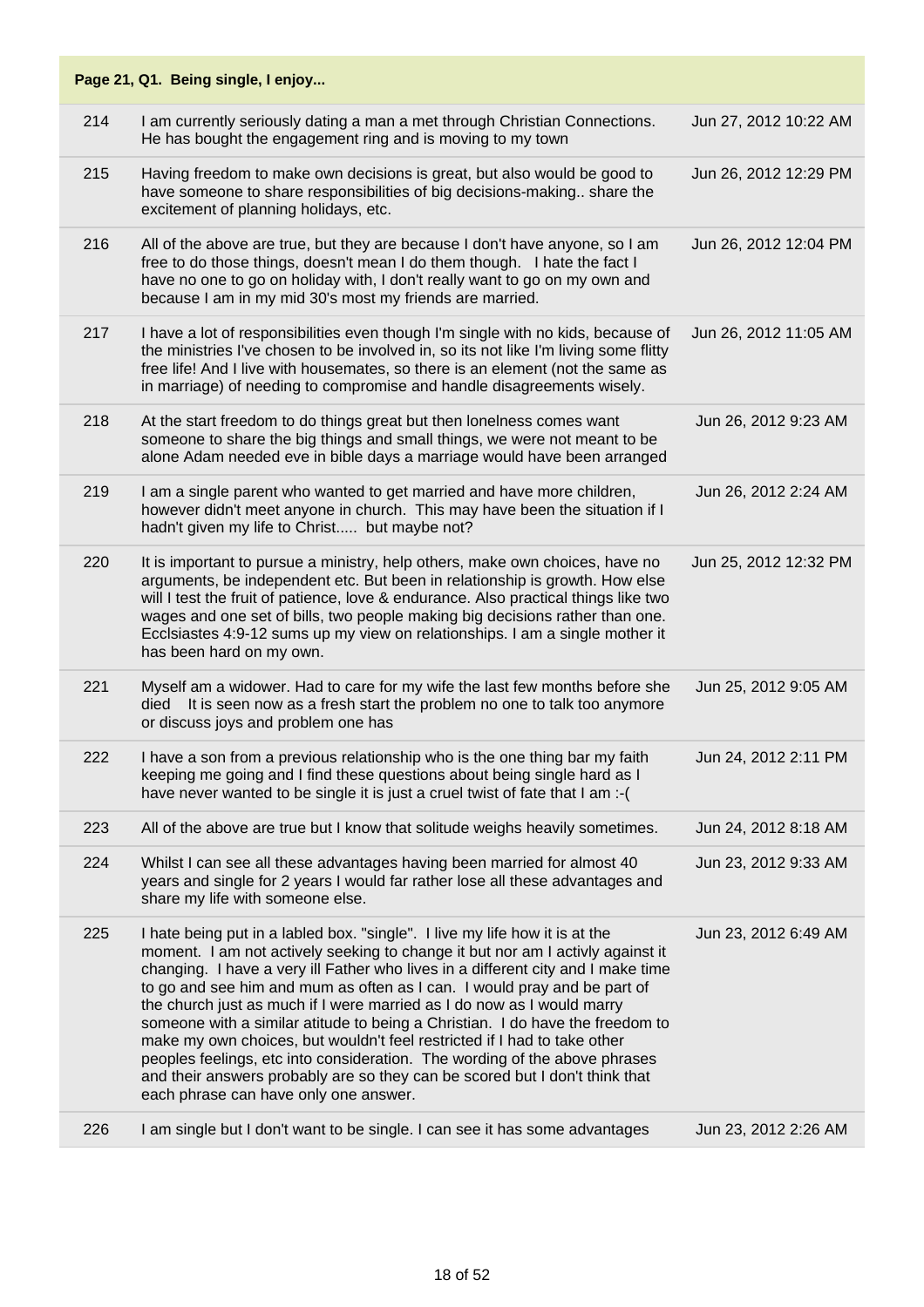**Page 21, Q1. Being single, I enjoy...**

| | | |
|---|---|---|
| 214 | I am currently seriously dating a man a met through Christian Connections. He has bought the engagement ring and is moving to my town | Jun 27, 2012 10:22 AM |
| 215 | Having freedom to make own decisions is great, but also would be good to have someone to share responsibilities of big decisions-making.. share the excitement of planning holidays, etc. | Jun 26, 2012 12:29 PM |
| 216 | All of the above are true, but they are because I don't have anyone, so I am free to do those things, doesn't mean I do them though. I hate the fact I have no one to go on holiday with, I don't really want to go on my own and because I am in my mid 30's most my friends are married. | Jun 26, 2012 12:04 PM |
| 217 | I have a lot of responsibilities even though I'm single with no kids, because of the ministries I've chosen to be involved in, so its not like I'm living some flitty free life! And I live with housemates, so there is an element (not the same as in marriage) of needing to compromise and handle disagreements wisely. | Jun 26, 2012 11:05 AM |
| 218 | At the start freedom to do things great but then lonelness comes want someone to share the big things and small things, we were not meant to be alone Adam needed eve in bible days a marriage would have been arranged | Jun 26, 2012 9:23 AM |
| 219 | I am a single parent who wanted to get married and have more children, however didn't meet anyone in church. This may have been the situation if I hadn't given my life to Christ..... but maybe not? | Jun 26, 2012 2:24 AM |
| 220 | It is important to pursue a ministry, help others, make own choices, have no arguments, be independent etc. But been in relationship is growth. How else will I test the fruit of patience, love & endurance. Also practical things like two wages and one set of bills, two people making big decisions rather than one. Ecclsiastes 4:9-12 sums up my view on relationships. I am a single mother it has been hard on my own. | Jun 25, 2012 12:32 PM |
| 221 | Myself am a widower. Had to care for my wife the last few months before she died It is seen now as a fresh start the problem no one to talk too anymore or discuss joys and problem one has | Jun 25, 2012 9:05 AM |
| 222 | I have a son from a previous relationship who is the one thing bar my faith keeping me going and I find these questions about being single hard as I have never wanted to be single it is just a cruel twist of fate that I am :-( | Jun 24, 2012 2:11 PM |
| 223 | All of the above are true but I know that solitude weighs heavily sometimes. | Jun 24, 2012 8:18 AM |
| 224 | Whilst I can see all these advantages having been married for almost 40 years and single for 2 years I would far rather lose all these advantages and share my life with someone else. | Jun 23, 2012 9:33 AM |
| 225 | I hate being put in a labled box. "single". I live my life how it is at the moment. I am not actively seeking to change it but nor am I activly against it changing. I have a very ill Father who lives in a different city and I make time to go and see him and mum as often as I can. I would pray and be part of the church just as much if I were married as I do now as I would marry someone with a similar atitude to being a Christian. I do have the freedom to make my own choices, but wouldn't feel restricted if I had to take other peoples feelings, etc into consideration. The wording of the above phrases and their answers probably are so they can be scored but I don't think that each phrase can have only one answer. | Jun 23, 2012 6:49 AM |
| 226 | I am single but I don't want to be single. I can see it has some advantages | Jun 23, 2012 2:26 AM |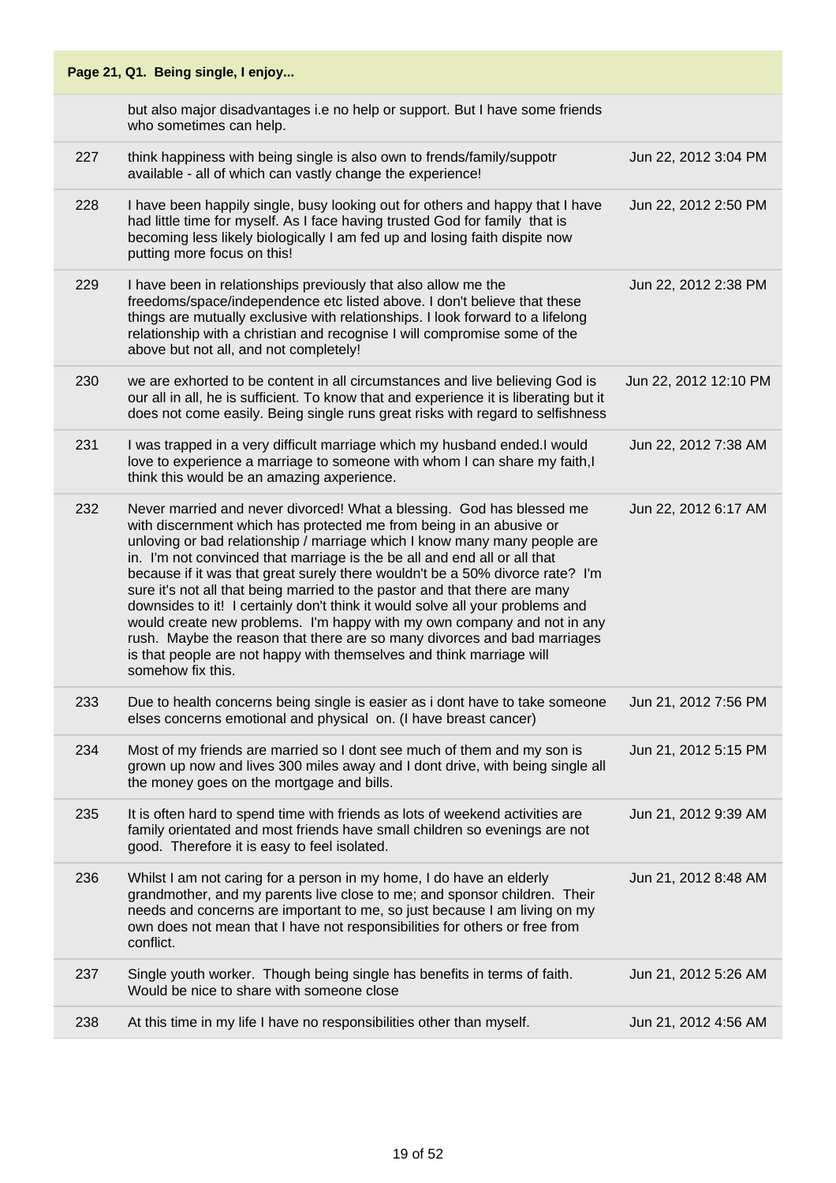**Page 21, Q1. Being single, I enjoy...**

| | | |
|---|---|---|
| | but also major disadvantages i.e no help or support. But I have some friends who sometimes can help. | |
| 227 | think happiness with being single is also own to frends/family/suppotr available - all of which can vastly change the experience! | Jun 22, 2012 3:04 PM |
| 228 | I have been happily single, busy looking out for others and happy that I have had little time for myself. As I face having trusted God for family that is becoming less likely biologically I am fed up and losing faith dispite now putting more focus on this! | Jun 22, 2012 2:50 PM |
| 229 | I have been in relationships previously that also allow me the freedoms/space/independence etc listed above. I don't believe that these things are mutually exclusive with relationships. I look forward to a lifelong relationship with a christian and recognise I will compromise some of the above but not all, and not completely! | Jun 22, 2012 2:38 PM |
| 230 | we are exhorted to be content in all circumstances and live believing God is our all in all, he is sufficient. To know that and experience it is liberating but it does not come easily. Being single runs great risks with regard to selfishness | Jun 22, 2012 12:10 PM |
| 231 | I was trapped in a very difficult marriage which my husband ended.I would love to experience a marriage to someone with whom I can share my faith,I think this would be an amazing axperience. | Jun 22, 2012 7:38 AM |
| 232 | Never married and never divorced! What a blessing. God has blessed me with discernment which has protected me from being in an abusive or unloving or bad relationship / marriage which I know many many people are in. I'm not convinced that marriage is the be all and end all or all that because if it was that great surely there wouldn't be a 50% divorce rate? I'm sure it's not all that being married to the pastor and that there are many downsides to it! I certainly don't think it would solve all your problems and would create new problems. I'm happy with my own company and not in any rush. Maybe the reason that there are so many divorces and bad marriages is that people are not happy with themselves and think marriage will somehow fix this. | Jun 22, 2012 6:17 AM |
| 233 | Due to health concerns being single is easier as i dont have to take someone elses concerns emotional and physical on. (I have breast cancer) | Jun 21, 2012 7:56 PM |
| 234 | Most of my friends are married so I dont see much of them and my son is grown up now and lives 300 miles away and I dont drive, with being single all the money goes on the mortgage and bills. | Jun 21, 2012 5:15 PM |
| 235 | It is often hard to spend time with friends as lots of weekend activities are family orientated and most friends have small children so evenings are not good. Therefore it is easy to feel isolated. | Jun 21, 2012 9:39 AM |
| 236 | Whilst I am not caring for a person in my home, I do have an elderly grandmother, and my parents live close to me; and sponsor children. Their needs and concerns are important to me, so just because I am living on my own does not mean that I have not responsibilities for others or free from conflict. | Jun 21, 2012 8:48 AM |
| 237 | Single youth worker. Though being single has benefits in terms of faith. Would be nice to share with someone close | Jun 21, 2012 5:26 AM |
| 238 | At this time in my life I have no responsibilities other than myself. | Jun 21, 2012 4:56 AM |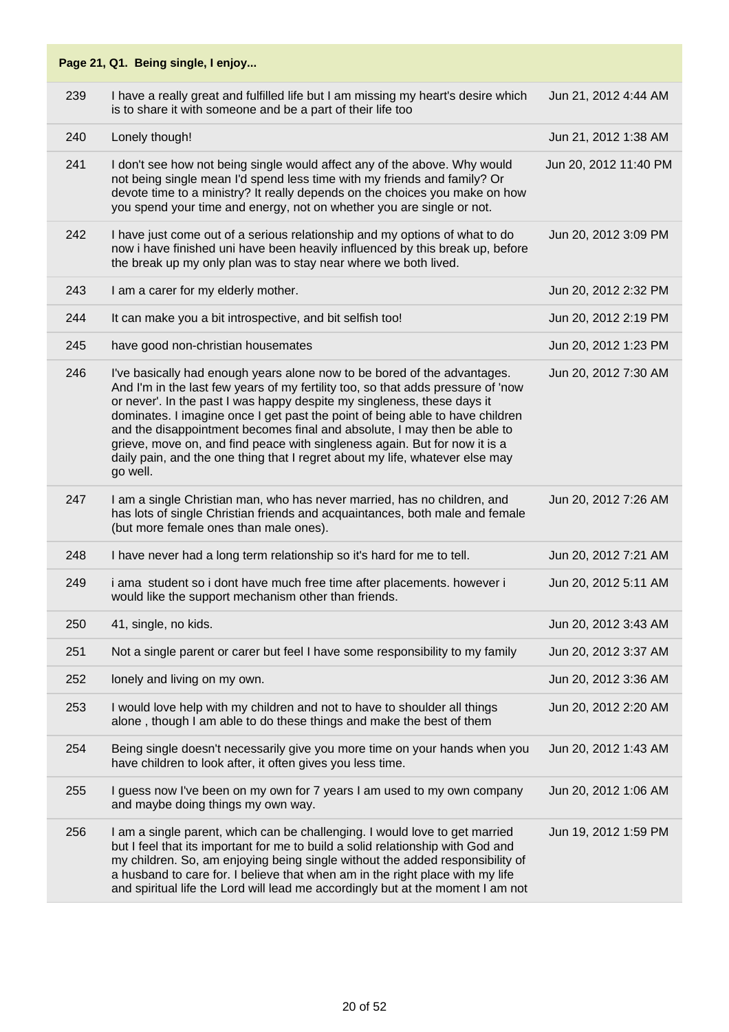**Page 21, Q1. Being single, I enjoy...**

| | | |
|---|---|---|
| 239 | I have a really great and fulfilled life but I am missing my heart's desire which is to share it with someone and be a part of their life too | Jun 21, 2012 4:44 AM |
| 240 | Lonely though! | Jun 21, 2012 1:38 AM |
| 241 | I don't see how not being single would affect any of the above. Why would not being single mean I'd spend less time with my friends and family? Or devote time to a ministry? It really depends on the choices you make on how you spend your time and energy, not on whether you are single or not. | Jun 20, 2012 11:40 PM |
| 242 | I have just come out of a serious relationship and my options of what to do now i have finished uni have been heavily influenced by this break up, before the break up my only plan was to stay near where we both lived. | Jun 20, 2012 3:09 PM |
| 243 | I am a carer for my elderly mother. | Jun 20, 2012 2:32 PM |
| 244 | It can make you a bit introspective, and bit selfish too! | Jun 20, 2012 2:19 PM |
| 245 | have good non-christian housemates | Jun 20, 2012 1:23 PM |
| 246 | I've basically had enough years alone now to be bored of the advantages. And I'm in the last few years of my fertility too, so that adds pressure of 'now or never'. In the past I was happy despite my singleness, these days it dominates. I imagine once I get past the point of being able to have children and the disappointment becomes final and absolute, I may then be able to grieve, move on, and find peace with singleness again. But for now it is a daily pain, and the one thing that I regret about my life, whatever else may go well. | Jun 20, 2012 7:30 AM |
| 247 | I am a single Christian man, who has never married, has no children, and has lots of single Christian friends and acquaintances, both male and female (but more female ones than male ones). | Jun 20, 2012 7:26 AM |
| 248 | I have never had a long term relationship so it's hard for me to tell. | Jun 20, 2012 7:21 AM |
| 249 | i ama student so i dont have much free time after placements. however i would like the support mechanism other than friends. | Jun 20, 2012 5:11 AM |
| 250 | 41, single, no kids. | Jun 20, 2012 3:43 AM |
| 251 | Not a single parent or carer but feel I have some responsibility to my family | Jun 20, 2012 3:37 AM |
| 252 | lonely and living on my own. | Jun 20, 2012 3:36 AM |
| 253 | I would love help with my children and not to have to shoulder all things alone , though I am able to do these things and make the best of them | Jun 20, 2012 2:20 AM |
| 254 | Being single doesn't necessarily give you more time on your hands when you have children to look after, it often gives you less time. | Jun 20, 2012 1:43 AM |
| 255 | I guess now I've been on my own for 7 years I am used to my own company and maybe doing things my own way. | Jun 20, 2012 1:06 AM |
| 256 | I am a single parent, which can be challenging. I would love to get married but I feel that its important for me to build a solid relationship with God and my children. So, am enjoying being single without the added responsibility of a husband to care for. I believe that when am in the right place with my life and spiritual life the Lord will lead me accordingly but at the moment I am not | Jun 19, 2012 1:59 PM |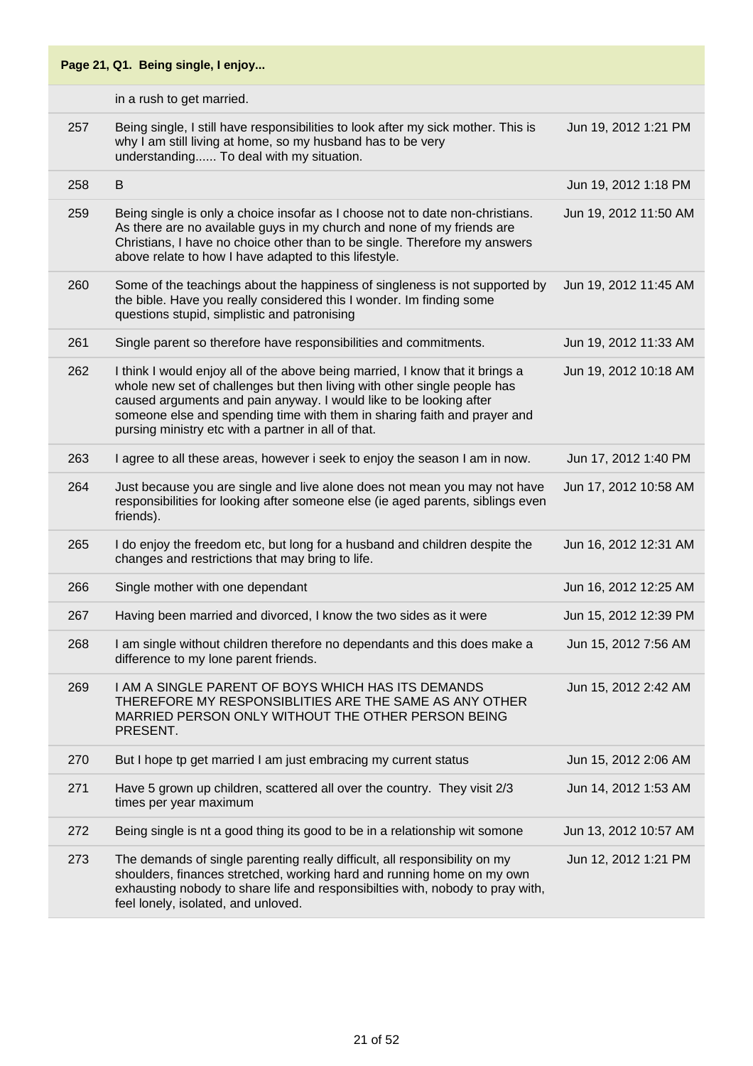**Page 21, Q1. Being single, I enjoy...**

| | | |
|---|---|---|
| | in a rush to get married. | |
| 257 | Being single, I still have responsibilities to look after my sick mother. This is why I am still living at home, so my husband has to be very understanding...... To deal with my situation. | Jun 19, 2012 1:21 PM |
| 258 | B | Jun 19, 2012 1:18 PM |
| 259 | Being single is only a choice insofar as I choose not to date non-christians. As there are no available guys in my church and none of my friends are Christians, I have no choice other than to be single. Therefore my answers above relate to how I have adapted to this lifestyle. | Jun 19, 2012 11:50 AM |
| 260 | Some of the teachings about the happiness of singleness is not supported by the bible. Have you really considered this I wonder. Im finding some questions stupid, simplistic and patronising | Jun 19, 2012 11:45 AM |
| 261 | Single parent so therefore have responsibilities and commitments. | Jun 19, 2012 11:33 AM |
| 262 | I think I would enjoy all of the above being married, I know that it brings a whole new set of challenges but then living with other single people has caused arguments and pain anyway. I would like to be looking after someone else and spending time with them in sharing faith and prayer and pursing ministry etc with a partner in all of that. | Jun 19, 2012 10:18 AM |
| 263 | I agree to all these areas, however i seek to enjoy the season I am in now. | Jun 17, 2012 1:40 PM |
| 264 | Just because you are single and live alone does not mean you may not have responsibilities for looking after someone else (ie aged parents, siblings even friends). | Jun 17, 2012 10:58 AM |
| 265 | I do enjoy the freedom etc, but long for a husband and children despite the changes and restrictions that may bring to life. | Jun 16, 2012 12:31 AM |
| 266 | Single mother with one dependant | Jun 16, 2012 12:25 AM |
| 267 | Having been married and divorced, I know the two sides as it were | Jun 15, 2012 12:39 PM |
| 268 | I am single without children therefore no dependants and this does make a difference to my lone parent friends. | Jun 15, 2012 7:56 AM |
| 269 | I AM A SINGLE PARENT OF BOYS WHICH HAS ITS DEMANDS THEREFORE MY RESPONSIBLITIES ARE THE SAME AS ANY OTHER MARRIED PERSON ONLY WITHOUT THE OTHER PERSON BEING PRESENT. | Jun 15, 2012 2:42 AM |
| 270 | But I hope tp get married I am just embracing my current status | Jun 15, 2012 2:06 AM |
| 271 | Have 5 grown up children, scattered all over the country. They visit 2/3 times per year maximum | Jun 14, 2012 1:53 AM |
| 272 | Being single is nt a good thing its good to be in a relationship wit somone | Jun 13, 2012 10:57 AM |
| 273 | The demands of single parenting really difficult, all responsibility on my shoulders, finances stretched, working hard and running home on my own exhausting nobody to share life and responsibilties with, nobody to pray with, feel lonely, isolated, and unloved. | Jun 12, 2012 1:21 PM |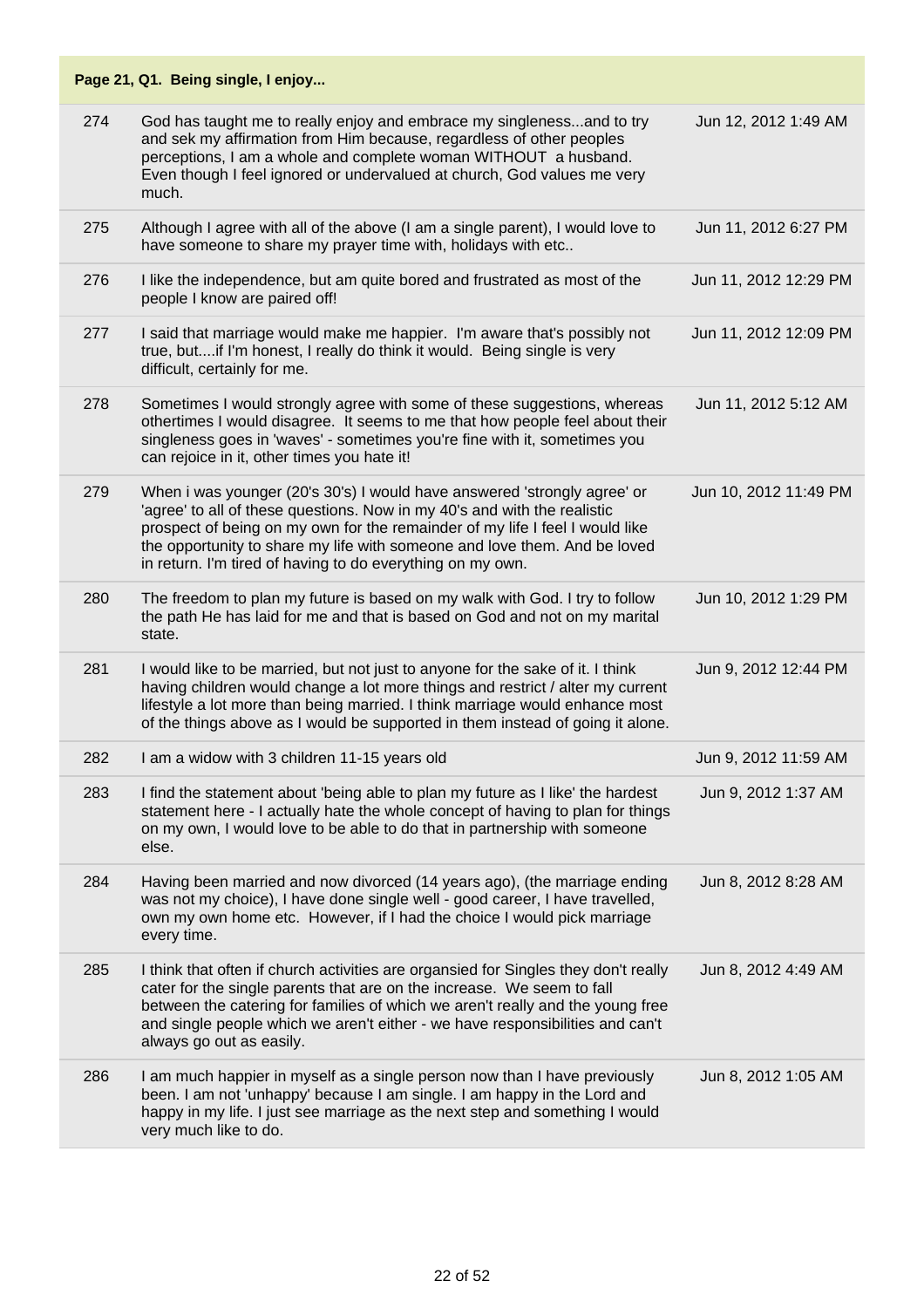**Page 21, Q1. Being single, I enjoy...**

| | | |
|---|---|---|
| 274 | God has taught me to really enjoy and embrace my singleness...and to try and sek my affirmation from Him because, regardless of other peoples perceptions, I am a whole and complete woman WITHOUT a husband. Even though I feel ignored or undervalued at church, God values me very much. | Jun 12, 2012 1:49 AM |
| 275 | Although I agree with all of the above (I am a single parent), I would love to have someone to share my prayer time with, holidays with etc.. | Jun 11, 2012 6:27 PM |
| 276 | I like the independence, but am quite bored and frustrated as most of the people I know are paired off! | Jun 11, 2012 12:29 PM |
| 277 | I said that marriage would make me happier. I'm aware that's possibly not true, but....if I'm honest, I really do think it would. Being single is very difficult, certainly for me. | Jun 11, 2012 12:09 PM |
| 278 | Sometimes I would strongly agree with some of these suggestions, whereas othertimes I would disagree. It seems to me that how people feel about their singleness goes in 'waves' - sometimes you're fine with it, sometimes you can rejoice in it, other times you hate it! | Jun 11, 2012 5:12 AM |
| 279 | When i was younger (20's 30's) I would have answered 'strongly agree' or 'agree' to all of these questions. Now in my 40's and with the realistic prospect of being on my own for the remainder of my life I feel I would like the opportunity to share my life with someone and love them. And be loved in return. I'm tired of having to do everything on my own. | Jun 10, 2012 11:49 PM |
| 280 | The freedom to plan my future is based on my walk with God. I try to follow the path He has laid for me and that is based on God and not on my marital state. | Jun 10, 2012 1:29 PM |
| 281 | I would like to be married, but not just to anyone for the sake of it. I think having children would change a lot more things and restrict / alter my current lifestyle a lot more than being married. I think marriage would enhance most of the things above as I would be supported in them instead of going it alone. | Jun 9, 2012 12:44 PM |
| 282 | I am a widow with 3 children 11-15 years old | Jun 9, 2012 11:59 AM |
| 283 | I find the statement about 'being able to plan my future as I like' the hardest statement here - I actually hate the whole concept of having to plan for things on my own, I would love to be able to do that in partnership with someone else. | Jun 9, 2012 1:37 AM |
| 284 | Having been married and now divorced (14 years ago), (the marriage ending was not my choice), I have done single well - good career, I have travelled, own my own home etc. However, if I had the choice I would pick marriage every time. | Jun 8, 2012 8:28 AM |
| 285 | I think that often if church activities are organsied for Singles they don't really cater for the single parents that are on the increase. We seem to fall between the catering for families of which we aren't really and the young free and single people which we aren't either - we have responsibilities and can't always go out as easily. | Jun 8, 2012 4:49 AM |
| 286 | I am much happier in myself as a single person now than I have previously been. I am not 'unhappy' because I am single. I am happy in the Lord and happy in my life. I just see marriage as the next step and something I would very much like to do. | Jun 8, 2012 1:05 AM |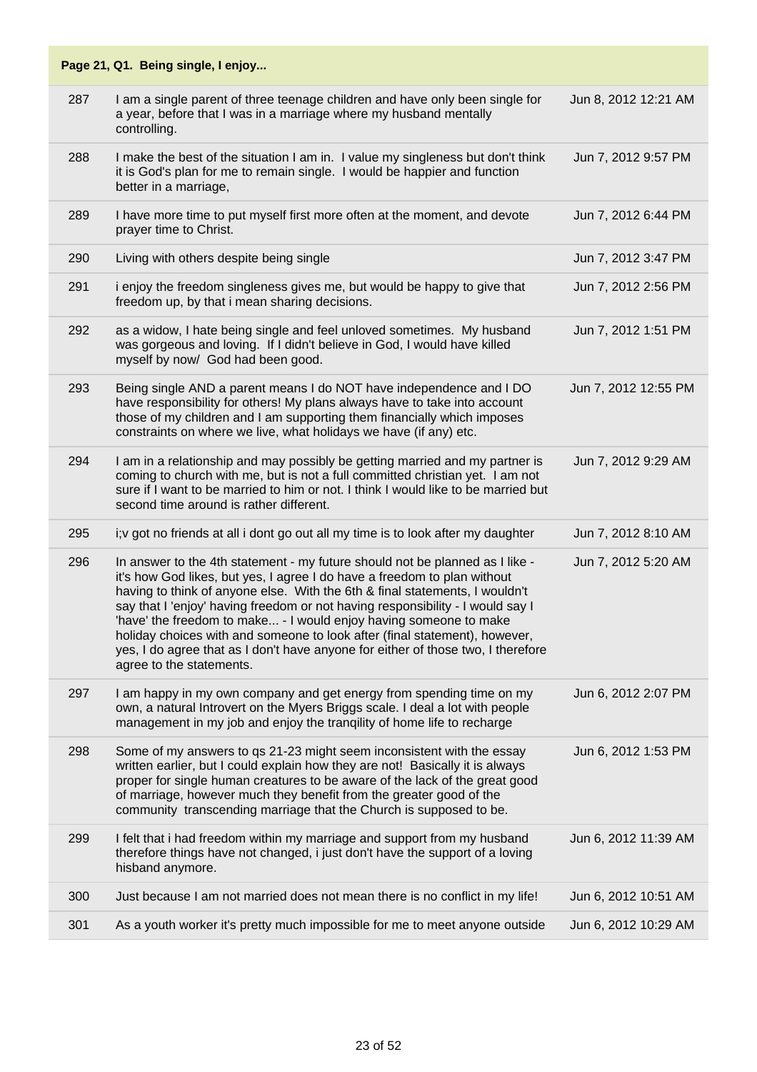**Page 21, Q1. Being single, I enjoy...**

| | | |
|---|---|---|
| 287 | I am a single parent of three teenage children and have only been single for a year, before that I was in a marriage where my husband mentally controlling. | Jun 8, 2012 12:21 AM |
| 288 | I make the best of the situation I am in. I value my singleness but don't think it is God's plan for me to remain single. I would be happier and function better in a marriage, | Jun 7, 2012 9:57 PM |
| 289 | I have more time to put myself first more often at the moment, and devote prayer time to Christ. | Jun 7, 2012 6:44 PM |
| 290 | Living with others despite being single | Jun 7, 2012 3:47 PM |
| 291 | i enjoy the freedom singleness gives me, but would be happy to give that freedom up, by that i mean sharing decisions. | Jun 7, 2012 2:56 PM |
| 292 | as a widow, I hate being single and feel unloved sometimes. My husband was gorgeous and loving. If I didn't believe in God, I would have killed myself by now/ God had been good. | Jun 7, 2012 1:51 PM |
| 293 | Being single AND a parent means I do NOT have independence and I DO have responsibility for others! My plans always have to take into account those of my children and I am supporting them financially which imposes constraints on where we live, what holidays we have (if any) etc. | Jun 7, 2012 12:55 PM |
| 294 | I am in a relationship and may possibly be getting married and my partner is coming to church with me, but is not a full committed christian yet. I am not sure if I want to be married to him or not. I think I would like to be married but second time around is rather different. | Jun 7, 2012 9:29 AM |
| 295 | i;v got no friends at all i dont go out all my time is to look after my daughter | Jun 7, 2012 8:10 AM |
| 296 | In answer to the 4th statement - my future should not be planned as I like - it's how God likes, but yes, I agree I do have a freedom to plan without having to think of anyone else. With the 6th & final statements, I wouldn't say that I 'enjoy' having freedom or not having responsibility - I would say I 'have' the freedom to make... - I would enjoy having someone to make holiday choices with and someone to look after (final statement), however, yes, I do agree that as I don't have anyone for either of those two, I therefore agree to the statements. | Jun 7, 2012 5:20 AM |
| 297 | I am happy in my own company and get energy from spending time on my own, a natural Introvert on the Myers Briggs scale. I deal a lot with people management in my job and enjoy the tranqility of home life to recharge | Jun 6, 2012 2:07 PM |
| 298 | Some of my answers to qs 21-23 might seem inconsistent with the essay written earlier, but I could explain how they are not! Basically it is always proper for single human creatures to be aware of the lack of the great good of marriage, however much they benefit from the greater good of the community transcending marriage that the Church is supposed to be. | Jun 6, 2012 1:53 PM |
| 299 | I felt that i had freedom within my marriage and support from my husband therefore things have not changed, i just don't have the support of a loving hisband anymore. | Jun 6, 2012 11:39 AM |
| 300 | Just because I am not married does not mean there is no conflict in my life! | Jun 6, 2012 10:51 AM |
| 301 | As a youth worker it's pretty much impossible for me to meet anyone outside | Jun 6, 2012 10:29 AM |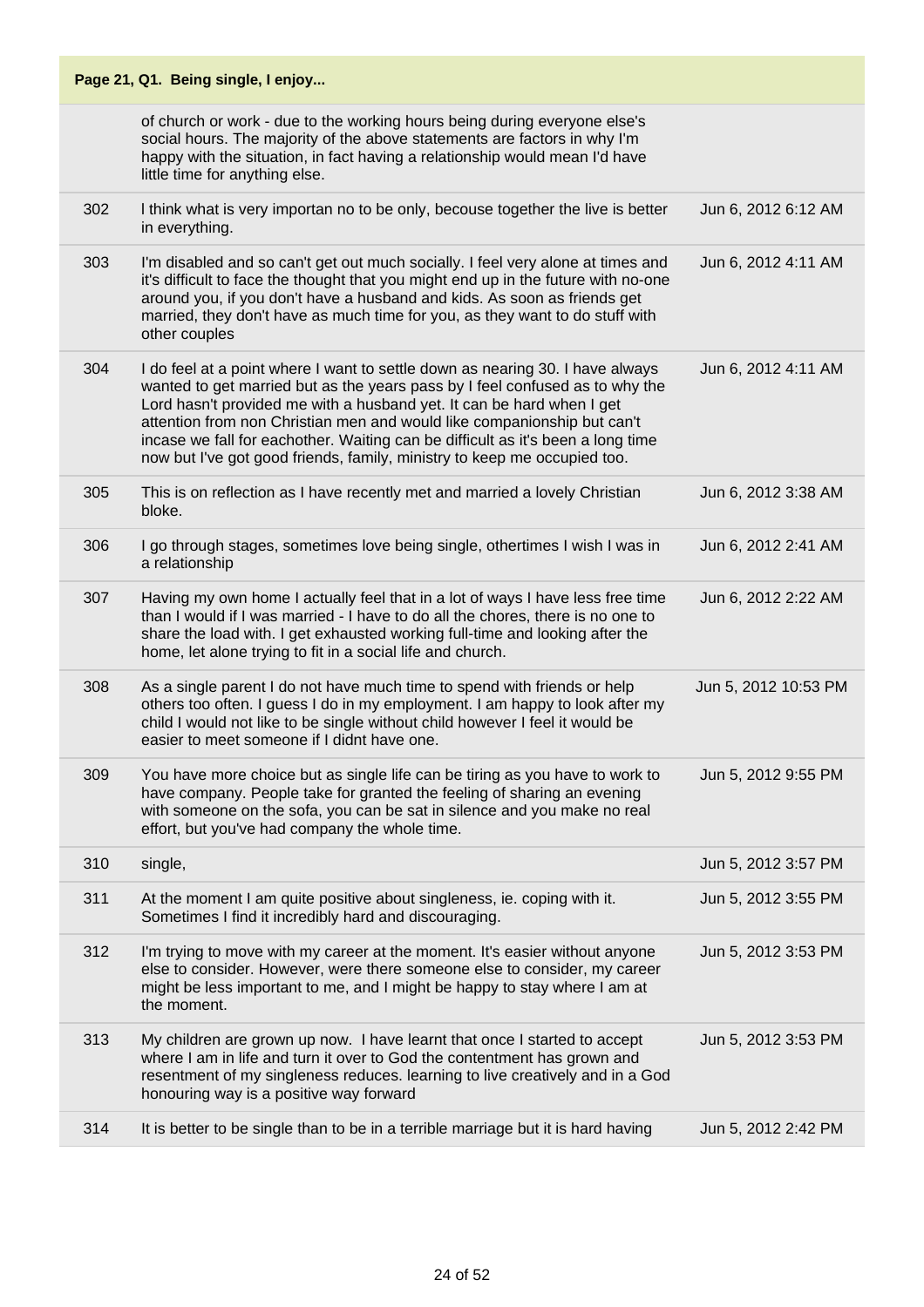## Page 21, Q1. Being single, I enjoy...

| | | |
|---|---|---|
| | of church or work - due to the working hours being during everyone else's social hours. The majority of the above statements are factors in why I'm happy with the situation, in fact having a relationship would mean I'd have little time for anything else. | |
| 302 | I think what is very importan no to be only, becouse together the live is better in everything. | Jun 6, 2012 6:12 AM |
| 303 | I'm disabled and so can't get out much socially. I feel very alone at times and it's difficult to face the thought that you might end up in the future with no-one around you, if you don't have a husband and kids. As soon as friends get married, they don't have as much time for you, as they want to do stuff with other couples | Jun 6, 2012 4:11 AM |
| 304 | I do feel at a point where I want to settle down as nearing 30. I have always wanted to get married but as the years pass by I feel confused as to why the Lord hasn't provided me with a husband yet. It can be hard when I get attention from non Christian men and would like companionship but can't incase we fall for eachother. Waiting can be difficult as it's been a long time now but I've got good friends, family, ministry to keep me occupied too. | Jun 6, 2012 4:11 AM |
| 305 | This is on reflection as I have recently met and married a lovely Christian bloke. | Jun 6, 2012 3:38 AM |
| 306 | I go through stages, sometimes love being single, othertimes I wish I was in a relationship | Jun 6, 2012 2:41 AM |
| 307 | Having my own home I actually feel that in a lot of ways I have less free time than I would if I was married - I have to do all the chores, there is no one to share the load with. I get exhausted working full-time and looking after the home, let alone trying to fit in a social life and church. | Jun 6, 2012 2:22 AM |
| 308 | As a single parent I do not have much time to spend with friends or help others too often. I guess I do in my employment. I am happy to look after my child I would not like to be single without child however I feel it would be easier to meet someone if I didnt have one. | Jun 5, 2012 10:53 PM |
| 309 | You have more choice but as single life can be tiring as you have to work to have company. People take for granted the feeling of sharing an evening with someone on the sofa, you can be sat in silence and you make no real effort, but you've had company the whole time. | Jun 5, 2012 9:55 PM |
| 310 | single, | Jun 5, 2012 3:57 PM |
| 311 | At the moment I am quite positive about singleness, ie. coping with it. Sometimes I find it incredibly hard and discouraging. | Jun 5, 2012 3:55 PM |
| 312 | I'm trying to move with my career at the moment. It's easier without anyone else to consider. However, were there someone else to consider, my career might be less important to me, and I might be happy to stay where I am at the moment. | Jun 5, 2012 3:53 PM |
| 313 | My children are grown up now. I have learnt that once I started to accept where I am in life and turn it over to God the contentment has grown and resentment of my singleness reduces. learning to live creatively and in a God honouring way is a positive way forward | Jun 5, 2012 3:53 PM |
| 314 | It is better to be single than to be in a terrible marriage but it is hard having | Jun 5, 2012 2:42 PM |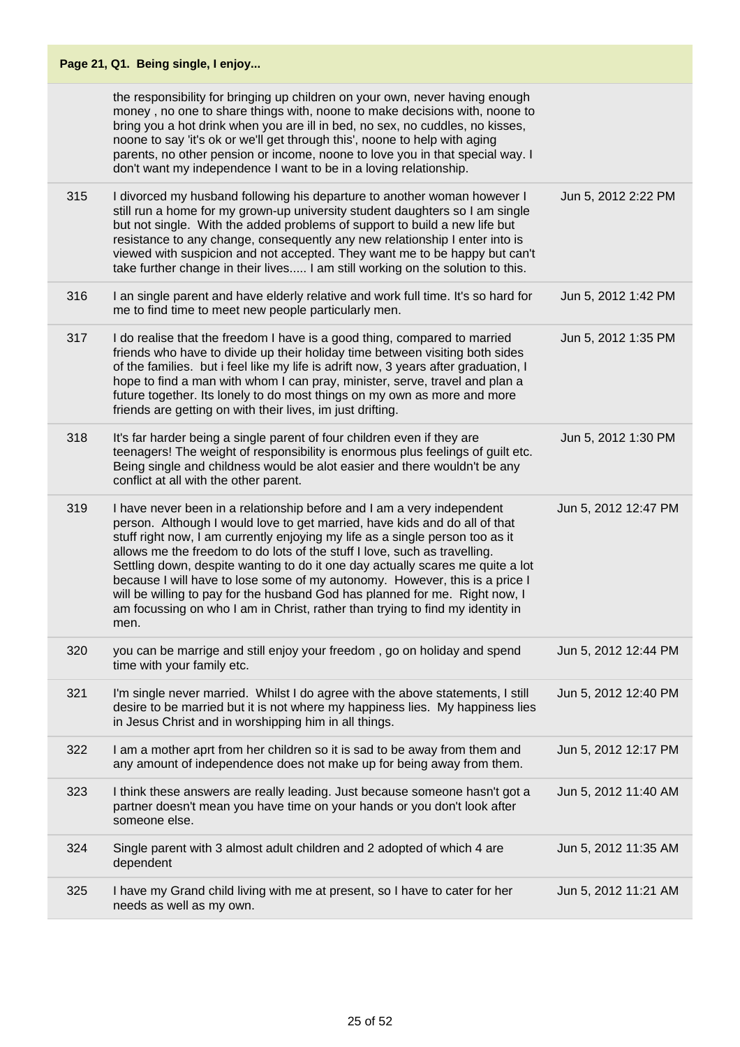**Page 21, Q1. Being single, I enjoy...**

| | | |
|---|---|---|
| | the responsibility for bringing up children on your own, never having enough money , no one to share things with, noone to make decisions with, noone to bring you a hot drink when you are ill in bed, no sex, no cuddles, no kisses, noone to say 'it's ok or we'll get through this', noone to help with aging parents, no other pension or income, noone to love you in that special way. I don't want my independence I want to be in a loving relationship. | |
| 315 | I divorced my husband following his departure to another woman however I still run a home for my grown-up university student daughters so I am single but not single. With the added problems of support to build a new life but resistance to any change, consequently any new relationship I enter into is viewed with suspicion and not accepted. They want me to be happy but can't take further change in their lives..... I am still working on the solution to this. | Jun 5, 2012 2:22 PM |
| 316 | I an single parent and have elderly relative and work full time. It's so hard for me to find time to meet new people particularly men. | Jun 5, 2012 1:42 PM |
| 317 | I do realise that the freedom I have is a good thing, compared to married friends who have to divide up their holiday time between visiting both sides of the families. but i feel like my life is adrift now, 3 years after graduation, I hope to find a man with whom I can pray, minister, serve, travel and plan a future together. Its lonely to do most things on my own as more and more friends are getting on with their lives, im just drifting. | Jun 5, 2012 1:35 PM |
| 318 | It's far harder being a single parent of four children even if they are teenagers! The weight of responsibility is enormous plus feelings of guilt etc. Being single and childness would be alot easier and there wouldn't be any conflict at all with the other parent. | Jun 5, 2012 1:30 PM |
| 319 | I have never been in a relationship before and I am a very independent person. Although I would love to get married, have kids and do all of that stuff right now, I am currently enjoying my life as a single person too as it allows me the freedom to do lots of the stuff I love, such as travelling. Settling down, despite wanting to do it one day actually scares me quite a lot because I will have to lose some of my autonomy. However, this is a price I will be willing to pay for the husband God has planned for me. Right now, I am focussing on who I am in Christ, rather than trying to find my identity in men. | Jun 5, 2012 12:47 PM |
| 320 | you can be marrige and still enjoy your freedom , go on holiday and spend time with your family etc. | Jun 5, 2012 12:44 PM |
| 321 | I'm single never married. Whilst I do agree with the above statements, I still desire to be married but it is not where my happiness lies. My happiness lies in Jesus Christ and in worshipping him in all things. | Jun 5, 2012 12:40 PM |
| 322 | I am a mother aprt from her children so it is sad to be away from them and any amount of independence does not make up for being away from them. | Jun 5, 2012 12:17 PM |
| 323 | I think these answers are really leading. Just because someone hasn't got a partner doesn't mean you have time on your hands or you don't look after someone else. | Jun 5, 2012 11:40 AM |
| 324 | Single parent with 3 almost adult children and 2 adopted of which 4 are dependent | Jun 5, 2012 11:35 AM |
| 325 | I have my Grand child living with me at present, so I have to cater for her needs as well as my own. | Jun 5, 2012 11:21 AM |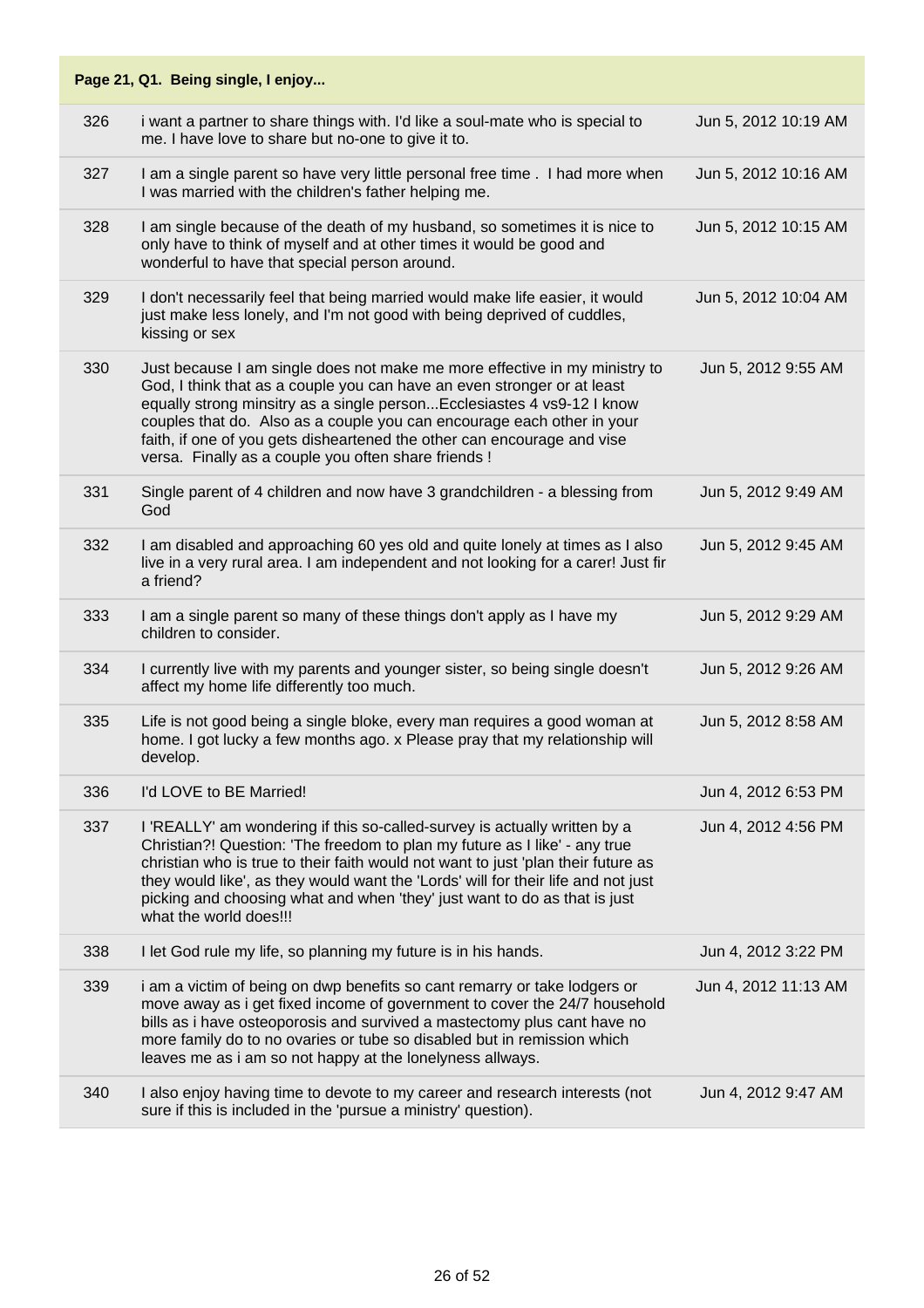| Page 21, Q1. Being single, I enjoy... | | |
|---|---|---|
| 326 | i want a partner to share things with. I'd like a soul-mate who is special to me. I have love to share but no-one to give it to. | Jun 5, 2012 10:19 AM |
| 327 | I am a single parent so have very little personal free time . I had more when I was married with the children's father helping me. | Jun 5, 2012 10:16 AM |
| 328 | I am single because of the death of my husband, so sometimes it is nice to only have to think of myself and at other times it would be good and wonderful to have that special person around. | Jun 5, 2012 10:15 AM |
| 329 | I don't necessarily feel that being married would make life easier, it would just make less lonely, and I'm not good with being deprived of cuddles, kissing or sex | Jun 5, 2012 10:04 AM |
| 330 | Just because I am single does not make me more effective in my ministry to God, I think that as a couple you can have an even stronger or at least equally strong minsitry as a single person...Ecclesiastes 4 vs9-12 I know couples that do. Also as a couple you can encourage each other in your faith, if one of you gets disheartened the other can encourage and vise versa. Finally as a couple you often share friends ! | Jun 5, 2012 9:55 AM |
| 331 | Single parent of 4 children and now have 3 grandchildren - a blessing from God | Jun 5, 2012 9:49 AM |
| 332 | I am disabled and approaching 60 yes old and quite lonely at times as I also live in a very rural area. I am independent and not looking for a carer! Just fir a friend? | Jun 5, 2012 9:45 AM |
| 333 | I am a single parent so many of these things don't apply as I have my children to consider. | Jun 5, 2012 9:29 AM |
| 334 | I currently live with my parents and younger sister, so being single doesn't affect my home life differently too much. | Jun 5, 2012 9:26 AM |
| 335 | Life is not good being a single bloke, every man requires a good woman at home. I got lucky a few months ago. x Please pray that my relationship will develop. | Jun 5, 2012 8:58 AM |
| 336 | I'd LOVE to BE Married! | Jun 4, 2012 6:53 PM |
| 337 | I 'REALLY' am wondering if this so-called-survey is actually written by a Christian?! Question: 'The freedom to plan my future as I like' - any true christian who is true to their faith would not want to just 'plan their future as they would like', as they would want the 'Lords' will for their life and not just picking and choosing what and when 'they' just want to do as that is just what the world does!!! | Jun 4, 2012 4:56 PM |
| 338 | I let God rule my life, so planning my future is in his hands. | Jun 4, 2012 3:22 PM |
| 339 | i am a victim of being on dwp benefits so cant remarry or take lodgers or move away as i get fixed income of government to cover the 24/7 household bills as i have osteoporosis and survived a mastectomy plus cant have no more family do to no ovaries or tube so disabled but in remission which leaves me as i am so not happy at the lonelyness allways. | Jun 4, 2012 11:13 AM |
| 340 | I also enjoy having time to devote to my career and research interests (not sure if this is included in the 'pursue a ministry' question). | Jun 4, 2012 9:47 AM |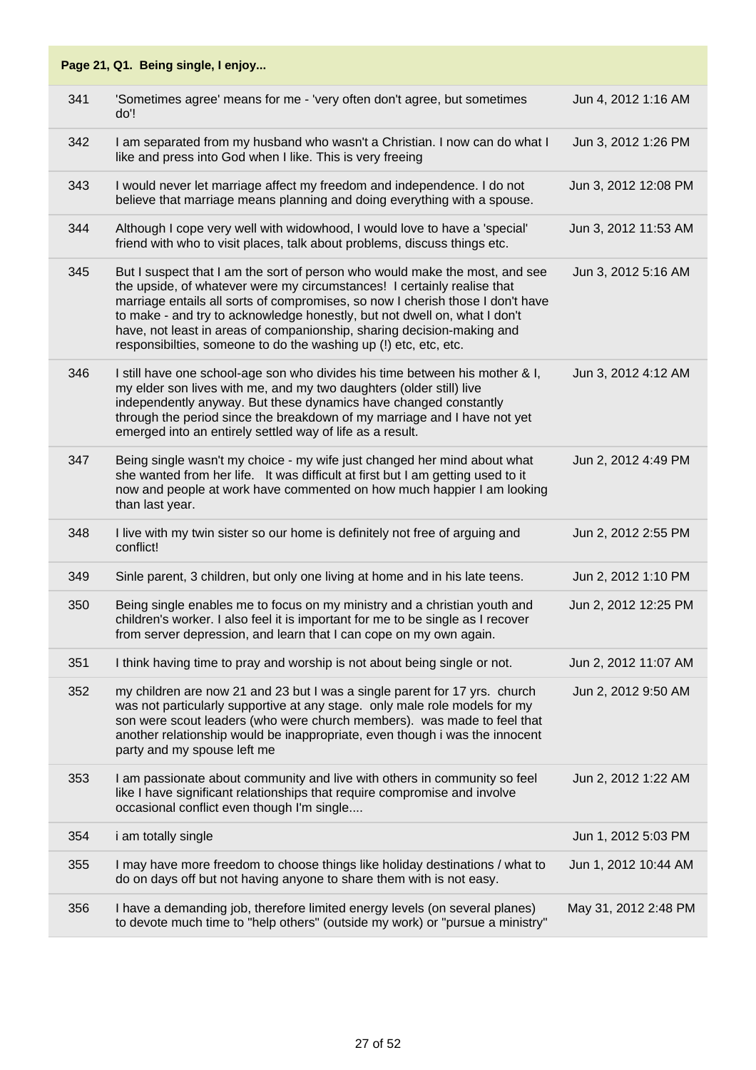**Page 21, Q1. Being single, I enjoy...**

| | | |
|---|---|---|
| 341 | 'Sometimes agree' means for me - 'very often don't agree, but sometimes do'! | Jun 4, 2012 1:16 AM |
| 342 | I am separated from my husband who wasn't a Christian. I now can do what I like and press into God when I like. This is very freeing | Jun 3, 2012 1:26 PM |
| 343 | I would never let marriage affect my freedom and independence. I do not believe that marriage means planning and doing everything with a spouse. | Jun 3, 2012 12:08 PM |
| 344 | Although I cope very well with widowhood, I would love to have a 'special' friend with who to visit places, talk about problems, discuss things etc. | Jun 3, 2012 11:53 AM |
| 345 | But I suspect that I am the sort of person who would make the most, and see the upside, of whatever were my circumstances! I certainly realise that marriage entails all sorts of compromises, so now I cherish those I don't have to make - and try to acknowledge honestly, but not dwell on, what I don't have, not least in areas of companionship, sharing decision-making and responsibilties, someone to do the washing up (!) etc, etc, etc. | Jun 3, 2012 5:16 AM |
| 346 | I still have one school-age son who divides his time between his mother & I, my elder son lives with me, and my two daughters (older still) live independently anyway. But these dynamics have changed constantly through the period since the breakdown of my marriage and I have not yet emerged into an entirely settled way of life as a result. | Jun 3, 2012 4:12 AM |
| 347 | Being single wasn't my choice - my wife just changed her mind about what she wanted from her life. It was difficult at first but I am getting used to it now and people at work have commented on how much happier I am looking than last year. | Jun 2, 2012 4:49 PM |
| 348 | I live with my twin sister so our home is definitely not free of arguing and conflict! | Jun 2, 2012 2:55 PM |
| 349 | Sinle parent, 3 children, but only one living at home and in his late teens. | Jun 2, 2012 1:10 PM |
| 350 | Being single enables me to focus on my ministry and a christian youth and children's worker. I also feel it is important for me to be single as I recover from server depression, and learn that I can cope on my own again. | Jun 2, 2012 12:25 PM |
| 351 | I think having time to pray and worship is not about being single or not. | Jun 2, 2012 11:07 AM |
| 352 | my children are now 21 and 23 but I was a single parent for 17 yrs. church was not particularly supportive at any stage. only male role models for my son were scout leaders (who were church members). was made to feel that another relationship would be inappropriate, even though i was the innocent party and my spouse left me | Jun 2, 2012 9:50 AM |
| 353 | I am passionate about community and live with others in community so feel like I have significant relationships that require compromise and involve occasional conflict even though I'm single.... | Jun 2, 2012 1:22 AM |
| 354 | i am totally single | Jun 1, 2012 5:03 PM |
| 355 | I may have more freedom to choose things like holiday destinations / what to do on days off but not having anyone to share them with is not easy. | Jun 1, 2012 10:44 AM |
| 356 | I have a demanding job, therefore limited energy levels (on several planes) to devote much time to "help others" (outside my work) or "pursue a ministry" | May 31, 2012 2:48 PM |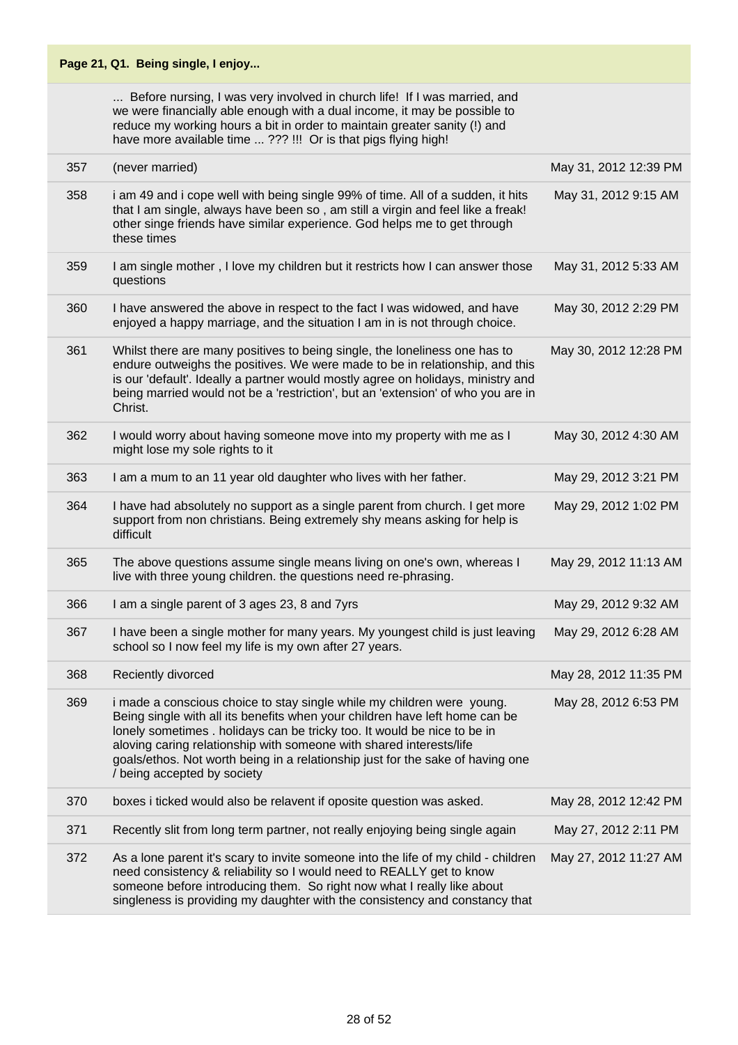**Page 21, Q1. Being single, I enjoy...**

| | | |
|---|---|---|
| | ... Before nursing, I was very involved in church life! If I was married, and we were financially able enough with a dual income, it may be possible to reduce my working hours a bit in order to maintain greater sanity (!) and have more available time ... ??? !!! Or is that pigs flying high! | |
| 357 | (never married) | May 31, 2012 12:39 PM |
| 358 | i am 49 and i cope well with being single 99% of time. All of a sudden, it hits that I am single, always have been so , am still a virgin and feel like a freak! other singe friends have similar experience. God helps me to get through these times | May 31, 2012 9:15 AM |
| 359 | I am single mother , I love my children but it restricts how I can answer those questions | May 31, 2012 5:33 AM |
| 360 | I have answered the above in respect to the fact I was widowed, and have enjoyed a happy marriage, and the situation I am in is not through choice. | May 30, 2012 2:29 PM |
| 361 | Whilst there are many positives to being single, the loneliness one has to endure outweighs the positives. We were made to be in relationship, and this is our 'default'. Ideally a partner would mostly agree on holidays, ministry and being married would not be a 'restriction', but an 'extension' of who you are in Christ. | May 30, 2012 12:28 PM |
| 362 | I would worry about having someone move into my property with me as I might lose my sole rights to it | May 30, 2012 4:30 AM |
| 363 | I am a mum to an 11 year old daughter who lives with her father. | May 29, 2012 3:21 PM |
| 364 | I have had absolutely no support as a single parent from church. I get more support from non christians. Being extremely shy means asking for help is difficult | May 29, 2012 1:02 PM |
| 365 | The above questions assume single means living on one's own, whereas I live with three young children. the questions need re-phrasing. | May 29, 2012 11:13 AM |
| 366 | I am a single parent of 3 ages 23, 8 and 7yrs | May 29, 2012 9:32 AM |
| 367 | I have been a single mother for many years. My youngest child is just leaving school so I now feel my life is my own after 27 years. | May 29, 2012 6:28 AM |
| 368 | Reciently divorced | May 28, 2012 11:35 PM |
| 369 | i made a conscious choice to stay single while my children were young. Being single with all its benefits when your children have left home can be lonely sometimes . holidays can be tricky too. It would be nice to be in aloving caring relationship with someone with shared interests/life goals/ethos. Not worth being in a relationship just for the sake of having one / being accepted by society | May 28, 2012 6:53 PM |
| 370 | boxes i ticked would also be relavent if oposite question was asked. | May 28, 2012 12:42 PM |
| 371 | Recently slit from long term partner, not really enjoying being single again | May 27, 2012 2:11 PM |
| 372 | As a lone parent it's scary to invite someone into the life of my child - children need consistency & reliability so I would need to REALLY get to know someone before introducing them. So right now what I really like about singleness is providing my daughter with the consistency and constancy that | May 27, 2012 11:27 AM |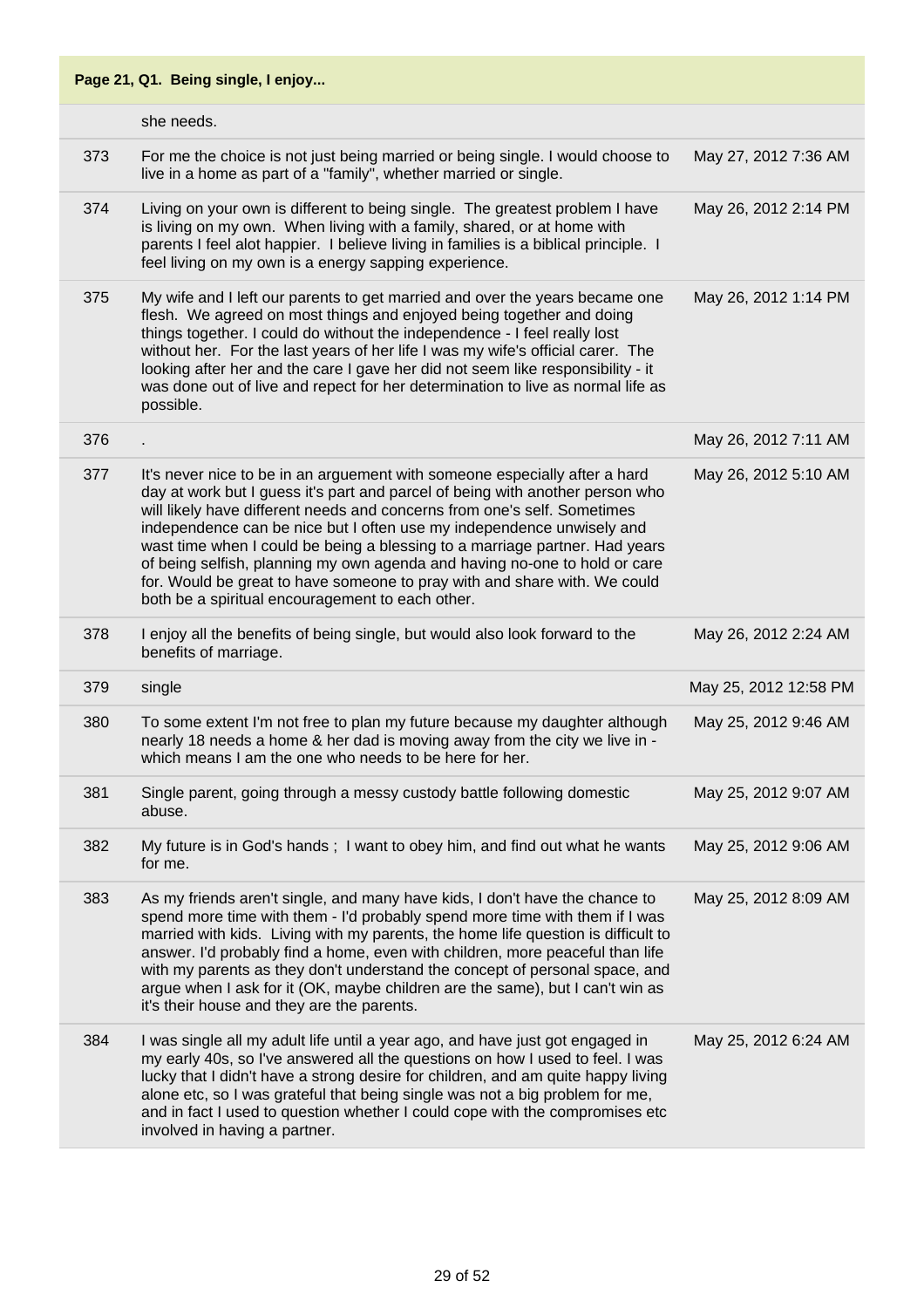**Page 21, Q1. Being single, I enjoy...**

| | | |
|---|---|---|
| | she needs. | |
| 373 | For me the choice is not just being married or being single. I would choose to live in a home as part of a "family", whether married or single. | May 27, 2012 7:36 AM |
| 374 | Living on your own is different to being single. The greatest problem I have is living on my own. When living with a family, shared, or at home with parents I feel alot happier. I believe living in families is a biblical principle. I feel living on my own is a energy sapping experience. | May 26, 2012 2:14 PM |
| 375 | My wife and I left our parents to get married and over the years became one flesh. We agreed on most things and enjoyed being together and doing things together. I could do without the independence - I feel really lost without her. For the last years of her life I was my wife's official carer. The looking after her and the care I gave her did not seem like responsibility - it was done out of live and repect for her determination to live as normal life as possible. | May 26, 2012 1:14 PM |
| 376 | . | May 26, 2012 7:11 AM |
| 377 | It's never nice to be in an arguement with someone especially after a hard day at work but I guess it's part and parcel of being with another person who will likely have different needs and concerns from one's self. Sometimes independence can be nice but I often use my independence unwisely and wast time when I could be being a blessing to a marriage partner. Had years of being selfish, planning my own agenda and having no-one to hold or care for. Would be great to have someone to pray with and share with. We could both be a spiritual encouragement to each other. | May 26, 2012 5:10 AM |
| 378 | I enjoy all the benefits of being single, but would also look forward to the benefits of marriage. | May 26, 2012 2:24 AM |
| 379 | single | May 25, 2012 12:58 PM |
| 380 | To some extent I'm not free to plan my future because my daughter although nearly 18 needs a home & her dad is moving away from the city we live in - which means I am the one who needs to be here for her. | May 25, 2012 9:46 AM |
| 381 | Single parent, going through a messy custody battle following domestic abuse. | May 25, 2012 9:07 AM |
| 382 | My future is in God's hands ; I want to obey him, and find out what he wants for me. | May 25, 2012 9:06 AM |
| 383 | As my friends aren't single, and many have kids, I don't have the chance to spend more time with them - I'd probably spend more time with them if I was married with kids. Living with my parents, the home life question is difficult to answer. I'd probably find a home, even with children, more peaceful than life with my parents as they don't understand the concept of personal space, and argue when I ask for it (OK, maybe children are the same), but I can't win as it's their house and they are the parents. | May 25, 2012 8:09 AM |
| 384 | I was single all my adult life until a year ago, and have just got engaged in my early 40s, so I've answered all the questions on how I used to feel. I was lucky that I didn't have a strong desire for children, and am quite happy living alone etc, so I was grateful that being single was not a big problem for me, and in fact I used to question whether I could cope with the compromises etc involved in having a partner. | May 25, 2012 6:24 AM |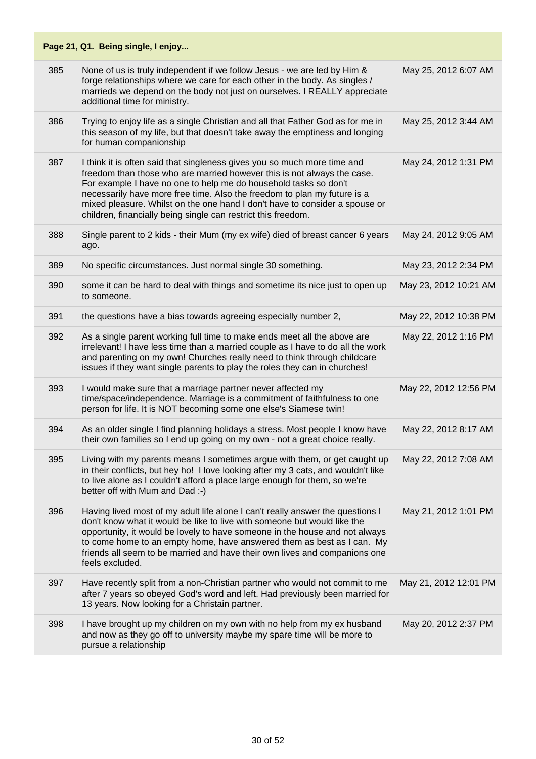| Page 21, Q1. Being single, I enjoy... | | |
|---|---|---|
| 385 | None of us is truly independent if we follow Jesus - we are led by Him & forge relationships where we care for each other in the body. As singles / marrieds we depend on the body not just on ourselves. I REALLY appreciate additional time for ministry. | May 25, 2012 6:07 AM |
| 386 | Trying to enjoy life as a single Christian and all that Father God as for me in this season of my life, but that doesn't take away the emptiness and longing for human companionship | May 25, 2012 3:44 AM |
| 387 | I think it is often said that singleness gives you so much more time and freedom than those who are married however this is not always the case. For example I have no one to help me do household tasks so don't necessarily have more free time. Also the freedom to plan my future is a mixed pleasure. Whilst on the one hand I don't have to consider a spouse or children, financially being single can restrict this freedom. | May 24, 2012 1:31 PM |
| 388 | Single parent to 2 kids - their Mum (my ex wife) died of breast cancer 6 years ago. | May 24, 2012 9:05 AM |
| 389 | No specific circumstances. Just normal single 30 something. | May 23, 2012 2:34 PM |
| 390 | some it can be hard to deal with things and sometime its nice just to open up to someone. | May 23, 2012 10:21 AM |
| 391 | the questions have a bias towards agreeing especially number 2, | May 22, 2012 10:38 PM |
| 392 | As a single parent working full time to make ends meet all the above are irrelevant! I have less time than a married couple as I have to do all the work and parenting on my own! Churches really need to think through childcare issues if they want single parents to play the roles they can in churches! | May 22, 2012 1:16 PM |
| 393 | I would make sure that a marriage partner never affected my time/space/independence. Marriage is a commitment of faithfulness to one person for life. It is NOT becoming some one else's Siamese twin! | May 22, 2012 12:56 PM |
| 394 | As an older single I find planning holidays a stress. Most people I know have their own families so I end up going on my own - not a great choice really. | May 22, 2012 8:17 AM |
| 395 | Living with my parents means I sometimes argue with them, or get caught up in their conflicts, but hey ho! I love looking after my 3 cats, and wouldn't like to live alone as I couldn't afford a place large enough for them, so we're better off with Mum and Dad :-) | May 22, 2012 7:08 AM |
| 396 | Having lived most of my adult life alone I can't really answer the questions I don't know what it would be like to live with someone but would like the opportunity, it would be lovely to have someone in the house and not always to come home to an empty home, have answered them as best as I can. My friends all seem to be married and have their own lives and companions one feels excluded. | May 21, 2012 1:01 PM |
| 397 | Have recently split from a non-Christian partner who would not commit to me after 7 years so obeyed God's word and left. Had previously been married for 13 years. Now looking for a Christain partner. | May 21, 2012 12:01 PM |
| 398 | I have brought up my children on my own with no help from my ex husband and now as they go off to university maybe my spare time will be more to pursue a relationship | May 20, 2012 2:37 PM |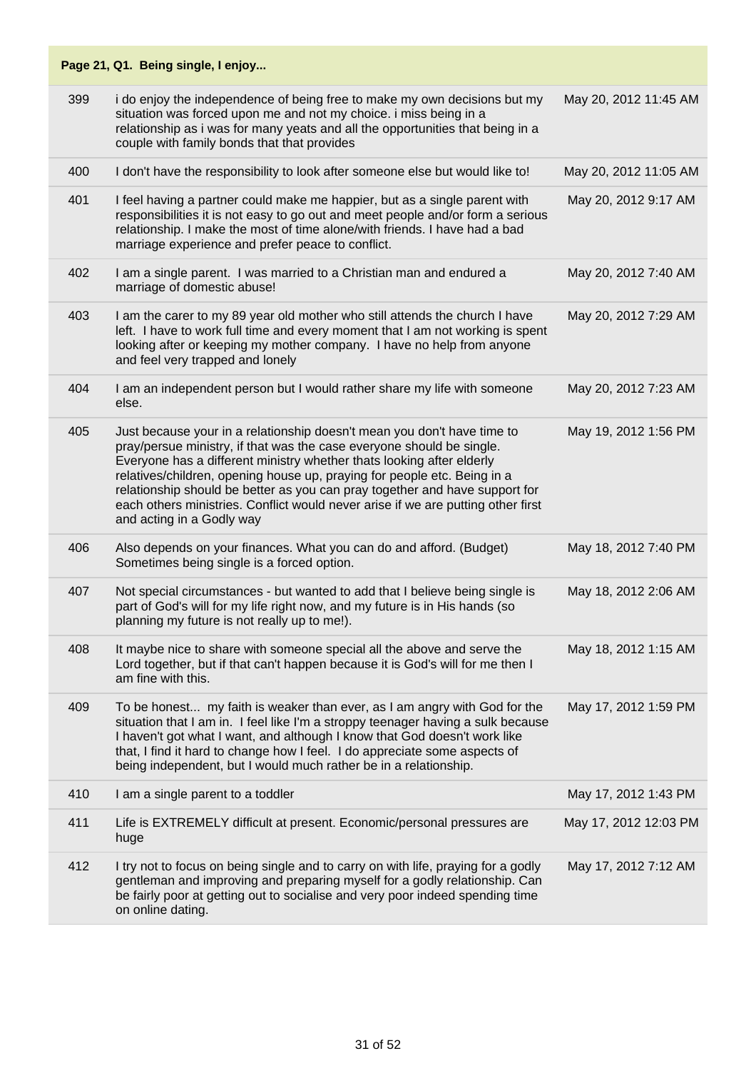**Page 21, Q1. Being single, I enjoy...**

| | | |
|---|---|---|
| 399 | i do enjoy the independence of being free to make my own decisions but my situation was forced upon me and not my choice. i miss being in a relationship as i was for many yeats and all the opportunities that being in a couple with family bonds that that provides | May 20, 2012 11:45 AM |
| 400 | I don't have the responsibility to look after someone else but would like to! | May 20, 2012 11:05 AM |
| 401 | I feel having a partner could make me happier, but as a single parent with responsibilities it is not easy to go out and meet people and/or form a serious relationship. I make the most of time alone/with friends. I have had a bad marriage experience and prefer peace to conflict. | May 20, 2012 9:17 AM |
| 402 | I am a single parent. I was married to a Christian man and endured a marriage of domestic abuse! | May 20, 2012 7:40 AM |
| 403 | I am the carer to my 89 year old mother who still attends the church I have left. I have to work full time and every moment that I am not working is spent looking after or keeping my mother company. I have no help from anyone and feel very trapped and lonely | May 20, 2012 7:29 AM |
| 404 | I am an independent person but I would rather share my life with someone else. | May 20, 2012 7:23 AM |
| 405 | Just because your in a relationship doesn't mean you don't have time to pray/persue ministry, if that was the case everyone should be single. Everyone has a different ministry whether thats looking after elderly relatives/children, opening house up, praying for people etc. Being in a relationship should be better as you can pray together and have support for each others ministries. Conflict would never arise if we are putting other first and acting in a Godly way | May 19, 2012 1:56 PM |
| 406 | Also depends on your finances. What you can do and afford. (Budget) Sometimes being single is a forced option. | May 18, 2012 7:40 PM |
| 407 | Not special circumstances - but wanted to add that I believe being single is part of God's will for my life right now, and my future is in His hands (so planning my future is not really up to me!). | May 18, 2012 2:06 AM |
| 408 | It maybe nice to share with someone special all the above and serve the Lord together, but if that can't happen because it is God's will for me then I am fine with this. | May 18, 2012 1:15 AM |
| 409 | To be honest... my faith is weaker than ever, as I am angry with God for the situation that I am in. I feel like I'm a stroppy teenager having a sulk because I haven't got what I want, and although I know that God doesn't work like that, I find it hard to change how I feel. I do appreciate some aspects of being independent, but I would much rather be in a relationship. | May 17, 2012 1:59 PM |
| 410 | I am a single parent to a toddler | May 17, 2012 1:43 PM |
| 411 | Life is EXTREMELY difficult at present. Economic/personal pressures are huge | May 17, 2012 12:03 PM |
| 412 | I try not to focus on being single and to carry on with life, praying for a godly gentleman and improving and preparing myself for a godly relationship. Can be fairly poor at getting out to socialise and very poor indeed spending time on online dating. | May 17, 2012 7:12 AM |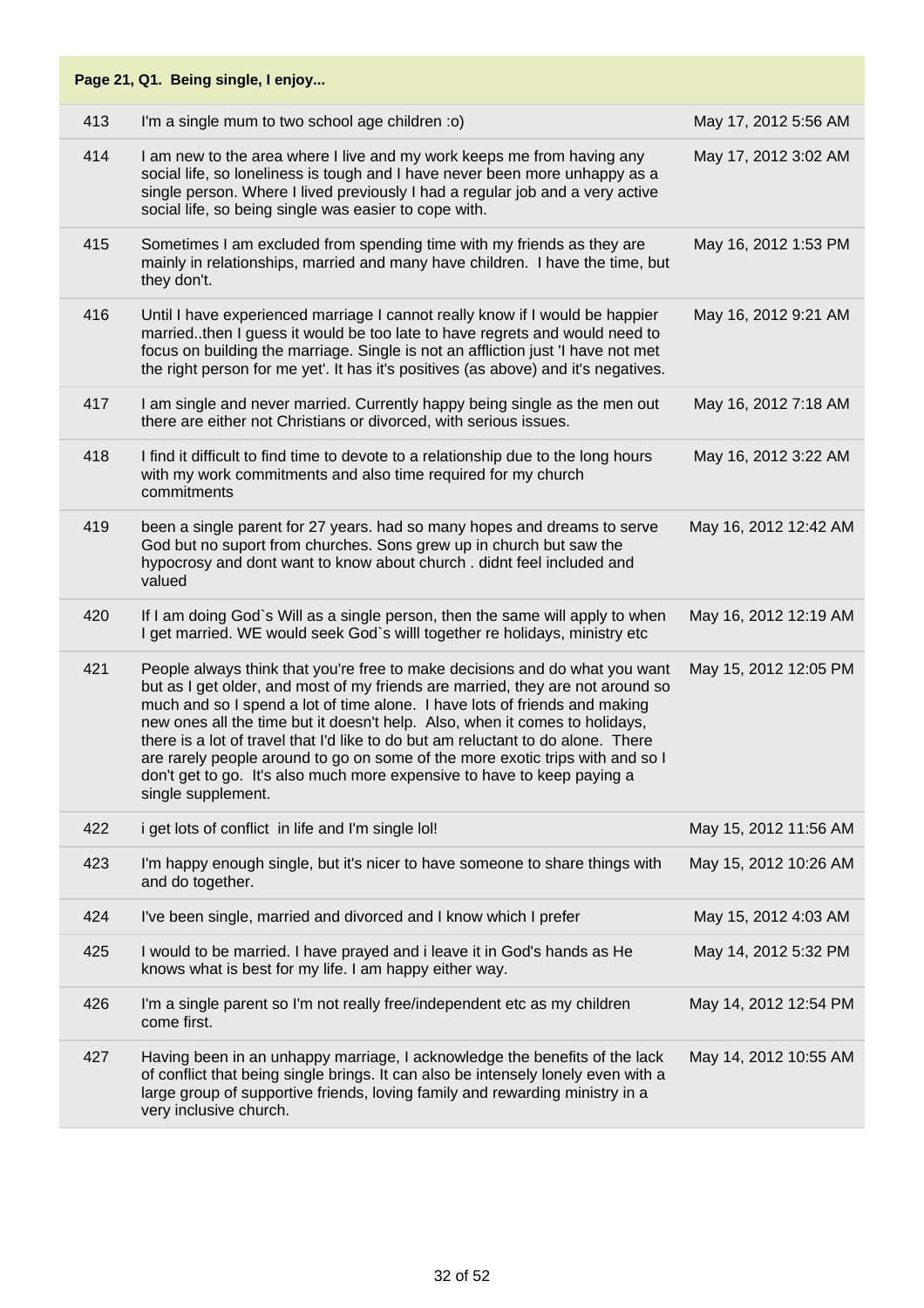**Page 21, Q1. Being single, I enjoy...**

| | | |
|---|---|---|
| 413 | I'm a single mum to two school age children :o) | May 17, 2012 5:56 AM |
| 414 | I am new to the area where I live and my work keeps me from having any social life, so loneliness is tough and I have never been more unhappy as a single person. Where I lived previously I had a regular job and a very active social life, so being single was easier to cope with. | May 17, 2012 3:02 AM |
| 415 | Sometimes I am excluded from spending time with my friends as they are mainly in relationships, married and many have children. I have the time, but they don't. | May 16, 2012 1:53 PM |
| 416 | Until I have experienced marriage I cannot really know if I would be happier married..then I guess it would be too late to have regrets and would need to focus on building the marriage. Single is not an affliction just 'I have not met the right person for me yet'. It has it's positives (as above) and it's negatives. | May 16, 2012 9:21 AM |
| 417 | I am single and never married. Currently happy being single as the men out there are either not Christians or divorced, with serious issues. | May 16, 2012 7:18 AM |
| 418 | I find it difficult to find time to devote to a relationship due to the long hours with my work commitments and also time required for my church commitments | May 16, 2012 3:22 AM |
| 419 | been a single parent for 27 years. had so many hopes and dreams to serve God but no suport from churches. Sons grew up in church but saw the hypocrosy and dont want to know about church . didnt feel included and valued | May 16, 2012 12:42 AM |
| 420 | If I am doing God`s Will as a single person, then the same will apply to when I get married. WE would seek God`s willl together re holidays, ministry etc | May 16, 2012 12:19 AM |
| 421 | People always think that you're free to make decisions and do what you want but as I get older, and most of my friends are married, they are not around so much and so I spend a lot of time alone. I have lots of friends and making new ones all the time but it doesn't help. Also, when it comes to holidays, there is a lot of travel that I'd like to do but am reluctant to do alone. There are rarely people around to go on some of the more exotic trips with and so I don't get to go. It's also much more expensive to have to keep paying a single supplement. | May 15, 2012 12:05 PM |
| 422 | i get lots of conflict in life and I'm single lol! | May 15, 2012 11:56 AM |
| 423 | I'm happy enough single, but it's nicer to have someone to share things with and do together. | May 15, 2012 10:26 AM |
| 424 | I've been single, married and divorced and I know which I prefer | May 15, 2012 4:03 AM |
| 425 | I would to be married. I have prayed and i leave it in God's hands as He knows what is best for my life. I am happy either way. | May 14, 2012 5:32 PM |
| 426 | I'm a single parent so I'm not really free/independent etc as my children come first. | May 14, 2012 12:54 PM |
| 427 | Having been in an unhappy marriage, I acknowledge the benefits of the lack of conflict that being single brings. It can also be intensely lonely even with a large group of supportive friends, loving family and rewarding ministry in a very inclusive church. | May 14, 2012 10:55 AM |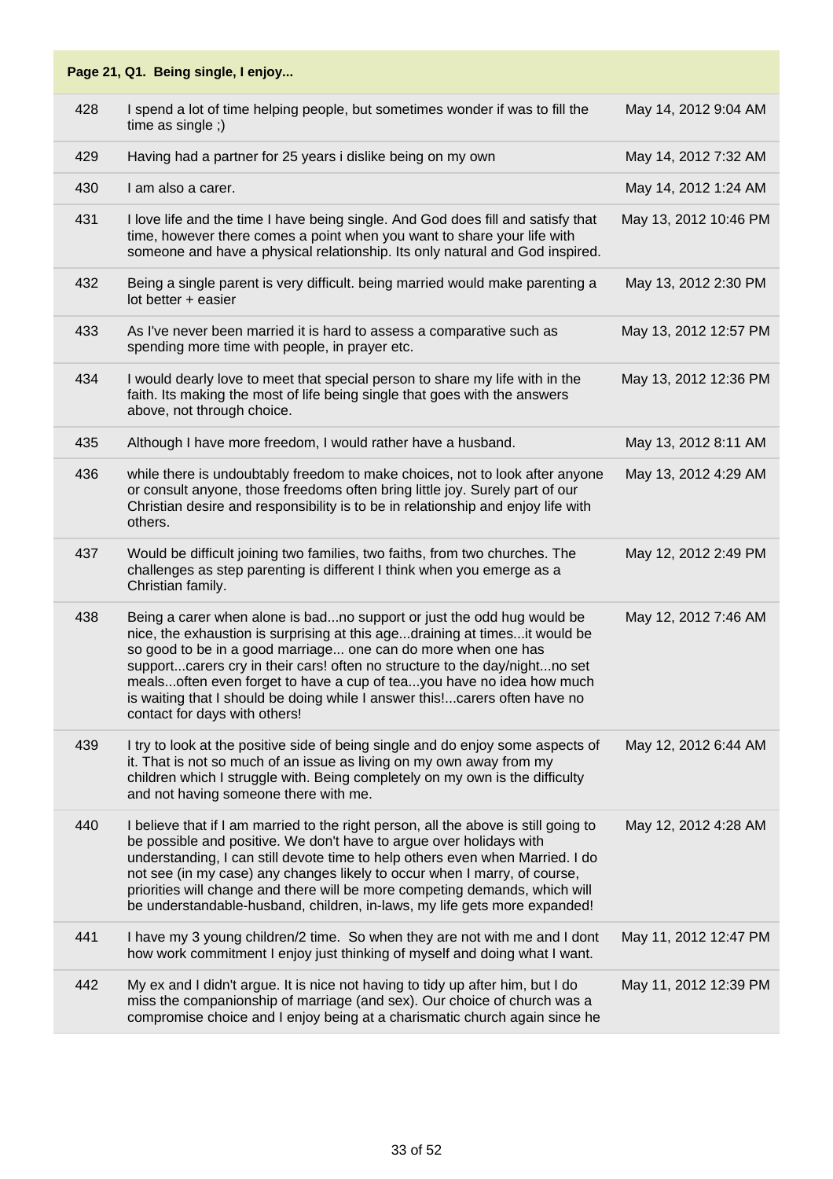**Page 21, Q1. Being single, I enjoy...**

| # | Response | Date |
|---|---|---|
| 428 | I spend a lot of time helping people, but sometimes wonder if was to fill the time as single ;) | May 14, 2012 9:04 AM |
| 429 | Having had a partner for 25 years i dislike being on my own | May 14, 2012 7:32 AM |
| 430 | I am also a carer. | May 14, 2012 1:24 AM |
| 431 | I love life and the time I have being single. And God does fill and satisfy that time, however there comes a point when you want to share your life with someone and have a physical relationship. Its only natural and God inspired. | May 13, 2012 10:46 PM |
| 432 | Being a single parent is very difficult. being married would make parenting a lot better + easier | May 13, 2012 2:30 PM |
| 433 | As I've never been married it is hard to assess a comparative such as spending more time with people, in prayer etc. | May 13, 2012 12:57 PM |
| 434 | I would dearly love to meet that special person to share my life with in the faith. Its making the most of life being single that goes with the answers above, not through choice. | May 13, 2012 12:36 PM |
| 435 | Although I have more freedom, I would rather have a husband. | May 13, 2012 8:11 AM |
| 436 | while there is undoubtably freedom to make choices, not to look after anyone or consult anyone, those freedoms often bring little joy. Surely part of our Christian desire and responsibility is to be in relationship and enjoy life with others. | May 13, 2012 4:29 AM |
| 437 | Would be difficult joining two families, two faiths, from two churches. The challenges as step parenting is different I think when you emerge as a Christian family. | May 12, 2012 2:49 PM |
| 438 | Being a carer when alone is bad...no support or just the odd hug would be nice, the exhaustion is surprising at this age...draining at times...it would be so good to be in a good marriage... one can do more when one has support...carers cry in their cars! often no structure to the day/night...no set meals...often even forget to have a cup of tea...you have no idea how much is waiting that I should be doing while I answer this!...carers often have no contact for days with others! | May 12, 2012 7:46 AM |
| 439 | I try to look at the positive side of being single and do enjoy some aspects of it. That is not so much of an issue as living on my own away from my children which I struggle with. Being completely on my own is the difficulty and not having someone there with me. | May 12, 2012 6:44 AM |
| 440 | I believe that if I am married to the right person, all the above is still going to be possible and positive. We don't have to argue over holidays with understanding, I can still devote time to help others even when Married. I do not see (in my case) any changes likely to occur when I marry, of course, priorities will change and there will be more competing demands, which will be understandable-husband, children, in-laws, my life gets more expanded! | May 12, 2012 4:28 AM |
| 441 | I have my 3 young children/2 time. So when they are not with me and I dont how work commitment I enjoy just thinking of myself and doing what I want. | May 11, 2012 12:47 PM |
| 442 | My ex and I didn't argue. It is nice not having to tidy up after him, but I do miss the companionship of marriage (and sex). Our choice of church was a compromise choice and I enjoy being at a charismatic church again since he | May 11, 2012 12:39 PM |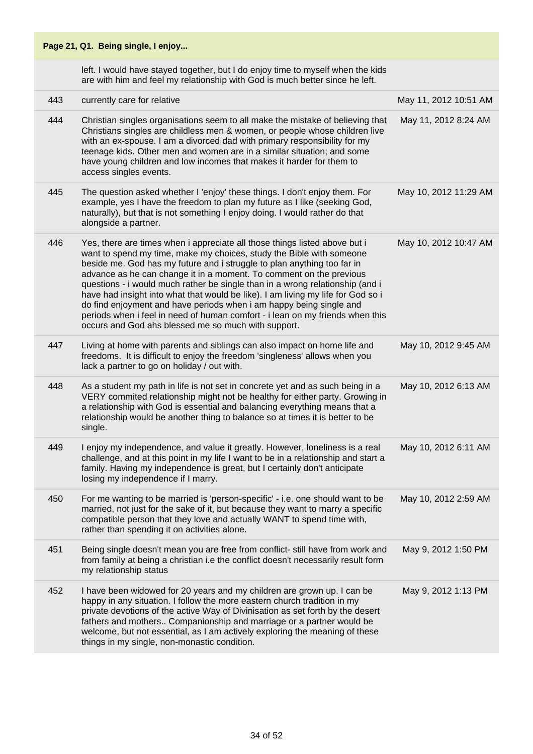**Page 21, Q1. Being single, I enjoy...**

| | | |
|---|---|---|
| | left. I would have stayed together, but I do enjoy time to myself when the kids are with him and feel my relationship with God is much better since he left. | |
| 443 | currently care for relative | May 11, 2012 10:51 AM |
| 444 | Christian singles organisations seem to all make the mistake of believing that Christians singles are childless men & women, or people whose children live with an ex-spouse. I am a divorced dad with primary responsibility for my teenage kids. Other men and women are in a similar situation; and some have young children and low incomes that makes it harder for them to access singles events. | May 11, 2012 8:24 AM |
| 445 | The question asked whether I 'enjoy' these things. I don't enjoy them. For example, yes I have the freedom to plan my future as I like (seeking God, naturally), but that is not something I enjoy doing. I would rather do that alongside a partner. | May 10, 2012 11:29 AM |
| 446 | Yes, there are times when i appreciate all those things listed above but i want to spend my time, make my choices, study the Bible with someone beside me. God has my future and i struggle to plan anything too far in advance as he can change it in a moment. To comment on the previous questions - i would much rather be single than in a wrong relationship (and i have had insight into what that would be like). I am living my life for God so i do find enjoyment and have periods when i am happy being single and periods when i feel in need of human comfort - i lean on my friends when this occurs and God ahs blessed me so much with support. | May 10, 2012 10:47 AM |
| 447 | Living at home with parents and siblings can also impact on home life and freedoms. It is difficult to enjoy the freedom 'singleness' allows when you lack a partner to go on holiday / out with. | May 10, 2012 9:45 AM |
| 448 | As a student my path in life is not set in concrete yet and as such being in a VERY commited relationship might not be healthy for either party. Growing in a relationship with God is essential and balancing everything means that a relationship would be another thing to balance so at times it is better to be single. | May 10, 2012 6:13 AM |
| 449 | I enjoy my independence, and value it greatly. However, loneliness is a real challenge, and at this point in my life I want to be in a relationship and start a family. Having my independence is great, but I certainly don't anticipate losing my independence if I marry. | May 10, 2012 6:11 AM |
| 450 | For me wanting to be married is 'person-specific' - i.e. one should want to be married, not just for the sake of it, but because they want to marry a specific compatible person that they love and actually WANT to spend time with, rather than spending it on activities alone. | May 10, 2012 2:59 AM |
| 451 | Being single doesn't mean you are free from conflict- still have from work and from family at being a christian i.e the conflict doesn't necessarily result form my relationship status | May 9, 2012 1:50 PM |
| 452 | I have been widowed for 20 years and my children are grown up. I can be happy in any situation. I follow the more eastern church tradition in my private devotions of the active Way of Divinisation as set forth by the desert fathers and mothers.. Companionship and marriage or a partner would be welcome, but not essential, as I am actively exploring the meaning of these things in my single, non-monastic condition. | May 9, 2012 1:13 PM |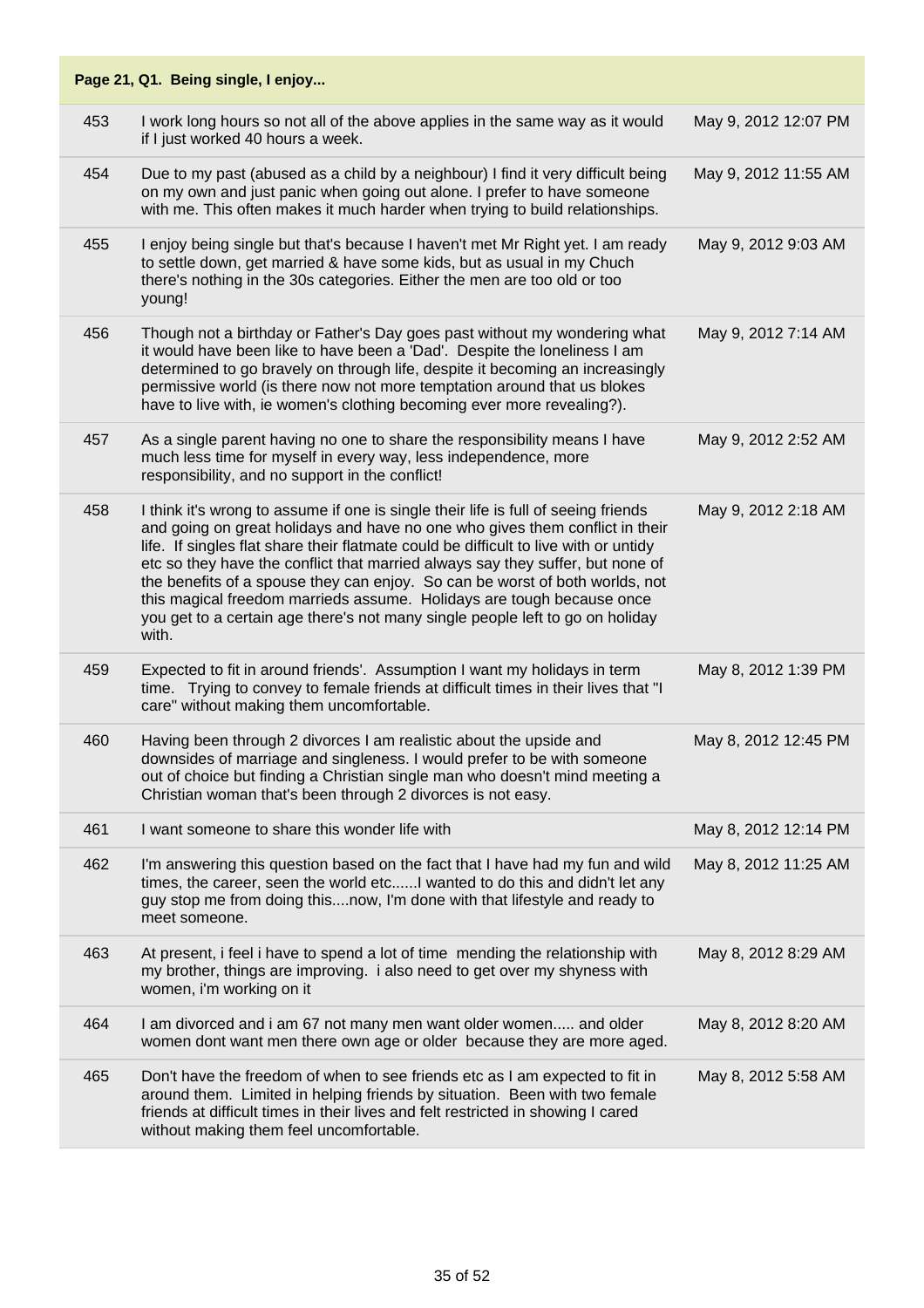| Page 21, Q1. Being single, I enjoy... | | |
|---|---|---|
| 453 | I work long hours so not all of the above applies in the same way as it would if I just worked 40 hours a week. | May 9, 2012 12:07 PM |
| 454 | Due to my past (abused as a child by a neighbour) I find it very difficult being on my own and just panic when going out alone. I prefer to have someone with me. This often makes it much harder when trying to build relationships. | May 9, 2012 11:55 AM |
| 455 | I enjoy being single but that's because I haven't met Mr Right yet. I am ready to settle down, get married & have some kids, but as usual in my Chuch there's nothing in the 30s categories. Either the men are too old or too young! | May 9, 2012 9:03 AM |
| 456 | Though not a birthday or Father's Day goes past without my wondering what it would have been like to have been a 'Dad'. Despite the loneliness I am determined to go bravely on through life, despite it becoming an increasingly permissive world (is there now not more temptation around that us blokes have to live with, ie women's clothing becoming ever more revealing?). | May 9, 2012 7:14 AM |
| 457 | As a single parent having no one to share the responsibility means I have much less time for myself in every way, less independence, more responsibility, and no support in the conflict! | May 9, 2012 2:52 AM |
| 458 | I think it's wrong to assume if one is single their life is full of seeing friends and going on great holidays and have no one who gives them conflict in their life. If singles flat share their flatmate could be difficult to live with or untidy etc so they have the conflict that married always say they suffer, but none of the benefits of a spouse they can enjoy. So can be worst of both worlds, not this magical freedom marrieds assume. Holidays are tough because once you get to a certain age there's not many single people left to go on holiday with. | May 9, 2012 2:18 AM |
| 459 | Expected to fit in around friends'. Assumption I want my holidays in term time. Trying to convey to female friends at difficult times in their lives that "I care" without making them uncomfortable. | May 8, 2012 1:39 PM |
| 460 | Having been through 2 divorces I am realistic about the upside and downsides of marriage and singleness. I would prefer to be with someone out of choice but finding a Christian single man who doesn't mind meeting a Christian woman that's been through 2 divorces is not easy. | May 8, 2012 12:45 PM |
| 461 | I want someone to share this wonder life with | May 8, 2012 12:14 PM |
| 462 | I'm answering this question based on the fact that I have had my fun and wild times, the career, seen the world etc......I wanted to do this and didn't let any guy stop me from doing this....now, I'm done with that lifestyle and ready to meet someone. | May 8, 2012 11:25 AM |
| 463 | At present, i feel i have to spend a lot of time mending the relationship with my brother, things are improving. i also need to get over my shyness with women, i'm working on it | May 8, 2012 8:29 AM |
| 464 | I am divorced and i am 67 not many men want older women..... and older women dont want men there own age or older because they are more aged. | May 8, 2012 8:20 AM |
| 465 | Don't have the freedom of when to see friends etc as I am expected to fit in around them. Limited in helping friends by situation. Been with two female friends at difficult times in their lives and felt restricted in showing I cared without making them feel uncomfortable. | May 8, 2012 5:58 AM |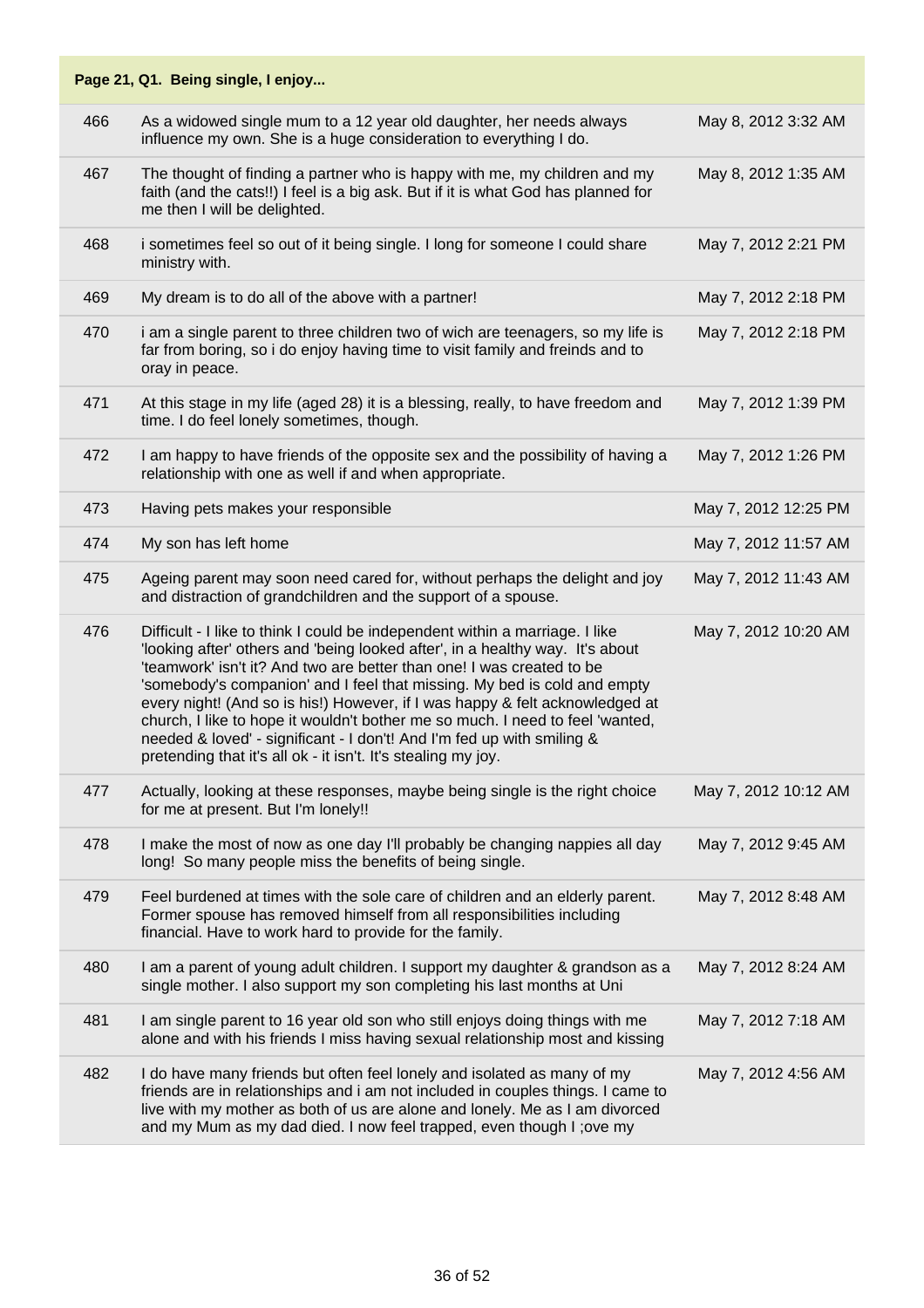**Page 21, Q1. Being single, I enjoy...**

| | | |
|---|---|---|
| 466 | As a widowed single mum to a 12 year old daughter, her needs always influence my own. She is a huge consideration to everything I do. | May 8, 2012 3:32 AM |
| 467 | The thought of finding a partner who is happy with me, my children and my faith (and the cats!!) I feel is a big ask. But if it is what God has planned for me then I will be delighted. | May 8, 2012 1:35 AM |
| 468 | i sometimes feel so out of it being single. I long for someone I could share ministry with. | May 7, 2012 2:21 PM |
| 469 | My dream is to do all of the above with a partner! | May 7, 2012 2:18 PM |
| 470 | i am a single parent to three children two of wich are teenagers, so my life is far from boring, so i do enjoy having time to visit family and freinds and to oray in peace. | May 7, 2012 2:18 PM |
| 471 | At this stage in my life (aged 28) it is a blessing, really, to have freedom and time. I do feel lonely sometimes, though. | May 7, 2012 1:39 PM |
| 472 | I am happy to have friends of the opposite sex and the possibility of having a relationship with one as well if and when appropriate. | May 7, 2012 1:26 PM |
| 473 | Having pets makes your responsible | May 7, 2012 12:25 PM |
| 474 | My son has left home | May 7, 2012 11:57 AM |
| 475 | Ageing parent may soon need cared for, without perhaps the delight and joy and distraction of grandchildren and the support of a spouse. | May 7, 2012 11:43 AM |
| 476 | Difficult - I like to think I could be independent within a marriage. I like 'looking after' others and 'being looked after', in a healthy way. It's about 'teamwork' isn't it? And two are better than one! I was created to be 'somebody's companion' and I feel that missing. My bed is cold and empty every night! (And so is his!) However, if I was happy & felt acknowledged at church, I like to hope it wouldn't bother me so much. I need to feel 'wanted, needed & loved' - significant - I don't! And I'm fed up with smiling & pretending that it's all ok - it isn't. It's stealing my joy. | May 7, 2012 10:20 AM |
| 477 | Actually, looking at these responses, maybe being single is the right choice for me at present. But I'm lonely!! | May 7, 2012 10:12 AM |
| 478 | I make the most of now as one day I'll probably be changing nappies all day long! So many people miss the benefits of being single. | May 7, 2012 9:45 AM |
| 479 | Feel burdened at times with the sole care of children and an elderly parent. Former spouse has removed himself from all responsibilities including financial. Have to work hard to provide for the family. | May 7, 2012 8:48 AM |
| 480 | I am a parent of young adult children. I support my daughter & grandson as a single mother. I also support my son completing his last months at Uni | May 7, 2012 8:24 AM |
| 481 | I am single parent to 16 year old son who still enjoys doing things with me alone and with his friends I miss having sexual relationship most and kissing | May 7, 2012 7:18 AM |
| 482 | I do have many friends but often feel lonely and isolated as many of my friends are in relationships and i am not included in couples things. I came to live with my mother as both of us are alone and lonely. Me as I am divorced and my Mum as my dad died. I now feel trapped, even though I ;ove my | May 7, 2012 4:56 AM |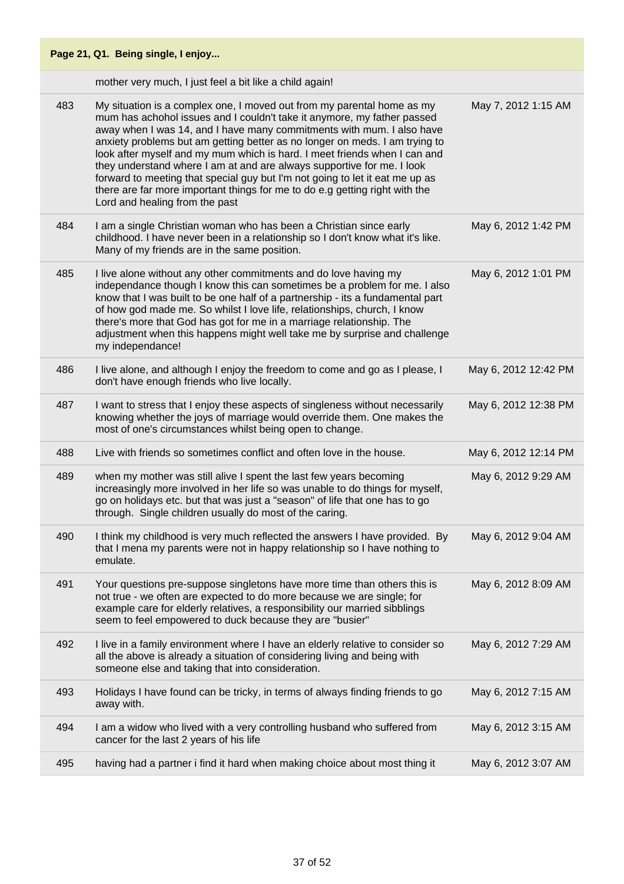**Page 21, Q1. Being single, I enjoy...**

| | | |
|---|---|---|
| | mother very much, I just feel a bit like a child again! | |
| 483 | My situation is a complex one, I moved out from my parental home as my mum has achohol issues and I couldn't take it anymore, my father passed away when I was 14, and I have many commitments with mum. I also have anxiety problems but am getting better as no longer on meds. I am trying to look after myself and my mum which is hard. I meet friends when I can and they understand where I am at and are always supportive for me. I look forward to meeting that special guy but I'm not going to let it eat me up as there are far more important things for me to do e.g getting right with the Lord and healing from the past | May 7, 2012 1:15 AM |
| 484 | I am a single Christian woman who has been a Christian since early childhood. I have never been in a relationship so I don't know what it's like. Many of my friends are in the same position. | May 6, 2012 1:42 PM |
| 485 | I live alone without any other commitments and do love having my independance though I know this can sometimes be a problem for me. I also know that I was built to be one half of a partnership - its a fundamental part of how god made me. So whilst I love life, relationships, church, I know there's more that God has got for me in a marriage relationship. The adjustment when this happens might well take me by surprise and challenge my independance! | May 6, 2012 1:01 PM |
| 486 | I live alone, and although I enjoy the freedom to come and go as I please, I don't have enough friends who live locally. | May 6, 2012 12:42 PM |
| 487 | I want to stress that I enjoy these aspects of singleness without necessarily knowing whether the joys of marriage would override them. One makes the most of one's circumstances whilst being open to change. | May 6, 2012 12:38 PM |
| 488 | Live with friends so sometimes conflict and often love in the house. | May 6, 2012 12:14 PM |
| 489 | when my mother was still alive I spent the last few years becoming increasingly more involved in her life so was unable to do things for myself, go on holidays etc. but that was just a "season" of life that one has to go through. Single children usually do most of the caring. | May 6, 2012 9:29 AM |
| 490 | I think my childhood is very much reflected the answers I have provided. By that I mena my parents were not in happy relationship so I have nothing to emulate. | May 6, 2012 9:04 AM |
| 491 | Your questions pre-suppose singletons have more time than others this is not true - we often are expected to do more because we are single; for example care for elderly relatives, a responsibility our married sibblings seem to feel empowered to duck because they are "busier" | May 6, 2012 8:09 AM |
| 492 | I live in a family environment where I have an elderly relative to consider so all the above is already a situation of considering living and being with someone else and taking that into consideration. | May 6, 2012 7:29 AM |
| 493 | Holidays I have found can be tricky, in terms of always finding friends to go away with. | May 6, 2012 7:15 AM |
| 494 | I am a widow who lived with a very controlling husband who suffered from cancer for the last 2 years of his life | May 6, 2012 3:15 AM |
| 495 | having had a partner i find it hard when making choice about most thing it | May 6, 2012 3:07 AM |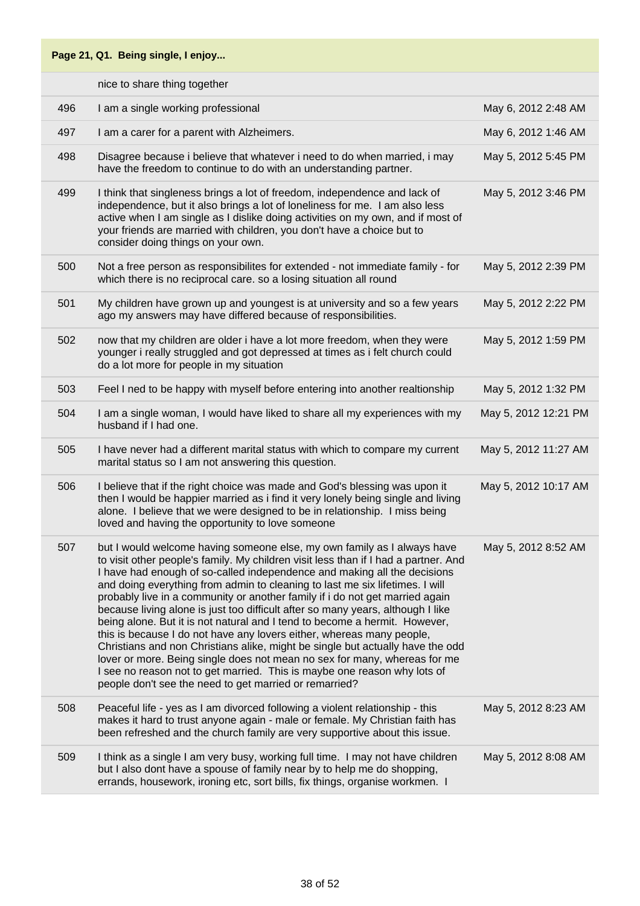**Page 21, Q1. Being single, I enjoy...**

| | | |
|---|---|---|
| | nice to share thing together | |
| 496 | I am a single working professional | May 6, 2012 2:48 AM |
| 497 | I am a carer for a parent with Alzheimers. | May 6, 2012 1:46 AM |
| 498 | Disagree because i believe that whatever i need to do when married, i may have the freedom to continue to do with an understanding partner. | May 5, 2012 5:45 PM |
| 499 | I think that singleness brings a lot of freedom, independence and lack of independence, but it also brings a lot of loneliness for me. I am also less active when I am single as I dislike doing activities on my own, and if most of your friends are married with children, you don't have a choice but to consider doing things on your own. | May 5, 2012 3:46 PM |
| 500 | Not a free person as responsibilites for extended - not immediate family - for which there is no reciprocal care. so a losing situation all round | May 5, 2012 2:39 PM |
| 501 | My children have grown up and youngest is at university and so a few years ago my answers may have differed because of responsibilities. | May 5, 2012 2:22 PM |
| 502 | now that my children are older i have a lot more freedom, when they were younger i really struggled and got depressed at times as i felt church could do a lot more for people in my situation | May 5, 2012 1:59 PM |
| 503 | Feel I ned to be happy with myself before entering into another realtionship | May 5, 2012 1:32 PM |
| 504 | I am a single woman, I would have liked to share all my experiences with my husband if I had one. | May 5, 2012 12:21 PM |
| 505 | I have never had a different marital status with which to compare my current marital status so I am not answering this question. | May 5, 2012 11:27 AM |
| 506 | I believe that if the right choice was made and God's blessing was upon it then I would be happier married as i find it very lonely being single and living alone. I believe that we were designed to be in relationship. I miss being loved and having the opportunity to love someone | May 5, 2012 10:17 AM |
| 507 | but I would welcome having someone else, my own family as I always have to visit other people's family. My children visit less than if I had a partner. And I have had enough of so-called independence and making all the decisions and doing everything from admin to cleaning to last me six lifetimes. I will probably live in a community or another family if i do not get married again because living alone is just too difficult after so many years, although I like being alone. But it is not natural and I tend to become a hermit. However, this is because I do not have any lovers either, whereas many people, Christians and non Christians alike, might be single but actually have the odd lover or more. Being single does not mean no sex for many, whereas for me I see no reason not to get married. This is maybe one reason why lots of people don't see the need to get married or remarried? | May 5, 2012 8:52 AM |
| 508 | Peaceful life - yes as I am divorced following a violent relationship - this makes it hard to trust anyone again - male or female. My Christian faith has been refreshed and the church family are very supportive about this issue. | May 5, 2012 8:23 AM |
| 509 | I think as a single I am very busy, working full time. I may not have children but I also dont have a spouse of family near by to help me do shopping, errands, housework, ironing etc, sort bills, fix things, organise workmen. I | May 5, 2012 8:08 AM |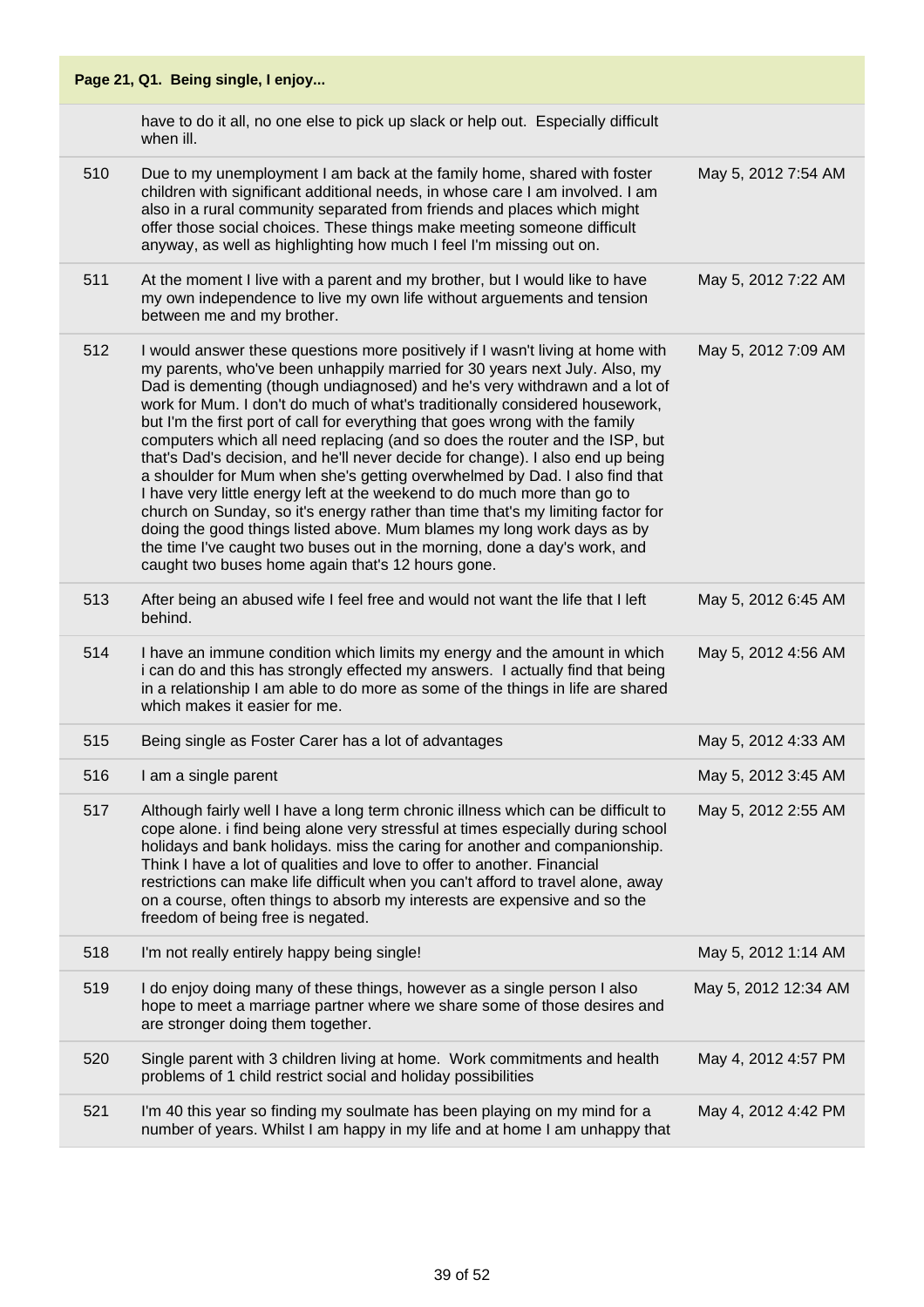**Page 21, Q1. Being single, I enjoy...**

| | | |
|---|---|---|
| | have to do it all, no one else to pick up slack or help out. Especially difficult when ill. | |
| 510 | Due to my unemployment I am back at the family home, shared with foster children with significant additional needs, in whose care I am involved. I am also in a rural community separated from friends and places which might offer those social choices. These things make meeting someone difficult anyway, as well as highlighting how much I feel I'm missing out on. | May 5, 2012 7:54 AM |
| 511 | At the moment I live with a parent and my brother, but I would like to have my own independence to live my own life without arguements and tension between me and my brother. | May 5, 2012 7:22 AM |
| 512 | I would answer these questions more positively if I wasn't living at home with my parents, who've been unhappily married for 30 years next July. Also, my Dad is dementing (though undiagnosed) and he's very withdrawn and a lot of work for Mum. I don't do much of what's traditionally considered housework, but I'm the first port of call for everything that goes wrong with the family computers which all need replacing (and so does the router and the ISP, but that's Dad's decision, and he'll never decide for change). I also end up being a shoulder for Mum when she's getting overwhelmed by Dad. I also find that I have very little energy left at the weekend to do much more than go to church on Sunday, so it's energy rather than time that's my limiting factor for doing the good things listed above. Mum blames my long work days as by the time I've caught two buses out in the morning, done a day's work, and caught two buses home again that's 12 hours gone. | May 5, 2012 7:09 AM |
| 513 | After being an abused wife I feel free and would not want the life that I left behind. | May 5, 2012 6:45 AM |
| 514 | I have an immune condition which limits my energy and the amount in which i can do and this has strongly effected my answers. I actually find that being in a relationship I am able to do more as some of the things in life are shared which makes it easier for me. | May 5, 2012 4:56 AM |
| 515 | Being single as Foster Carer has a lot of advantages | May 5, 2012 4:33 AM |
| 516 | I am a single parent | May 5, 2012 3:45 AM |
| 517 | Although fairly well I have a long term chronic illness which can be difficult to cope alone. i find being alone very stressful at times especially during school holidays and bank holidays. miss the caring for another and companionship. Think I have a lot of qualities and love to offer to another. Financial restrictions can make life difficult when you can't afford to travel alone, away on a course, often things to absorb my interests are expensive and so the freedom of being free is negated. | May 5, 2012 2:55 AM |
| 518 | I'm not really entirely happy being single! | May 5, 2012 1:14 AM |
| 519 | I do enjoy doing many of these things, however as a single person I also hope to meet a marriage partner where we share some of those desires and are stronger doing them together. | May 5, 2012 12:34 AM |
| 520 | Single parent with 3 children living at home. Work commitments and health problems of 1 child restrict social and holiday possibilities | May 4, 2012 4:57 PM |
| 521 | I'm 40 this year so finding my soulmate has been playing on my mind for a number of years. Whilst I am happy in my life and at home I am unhappy that | May 4, 2012 4:42 PM |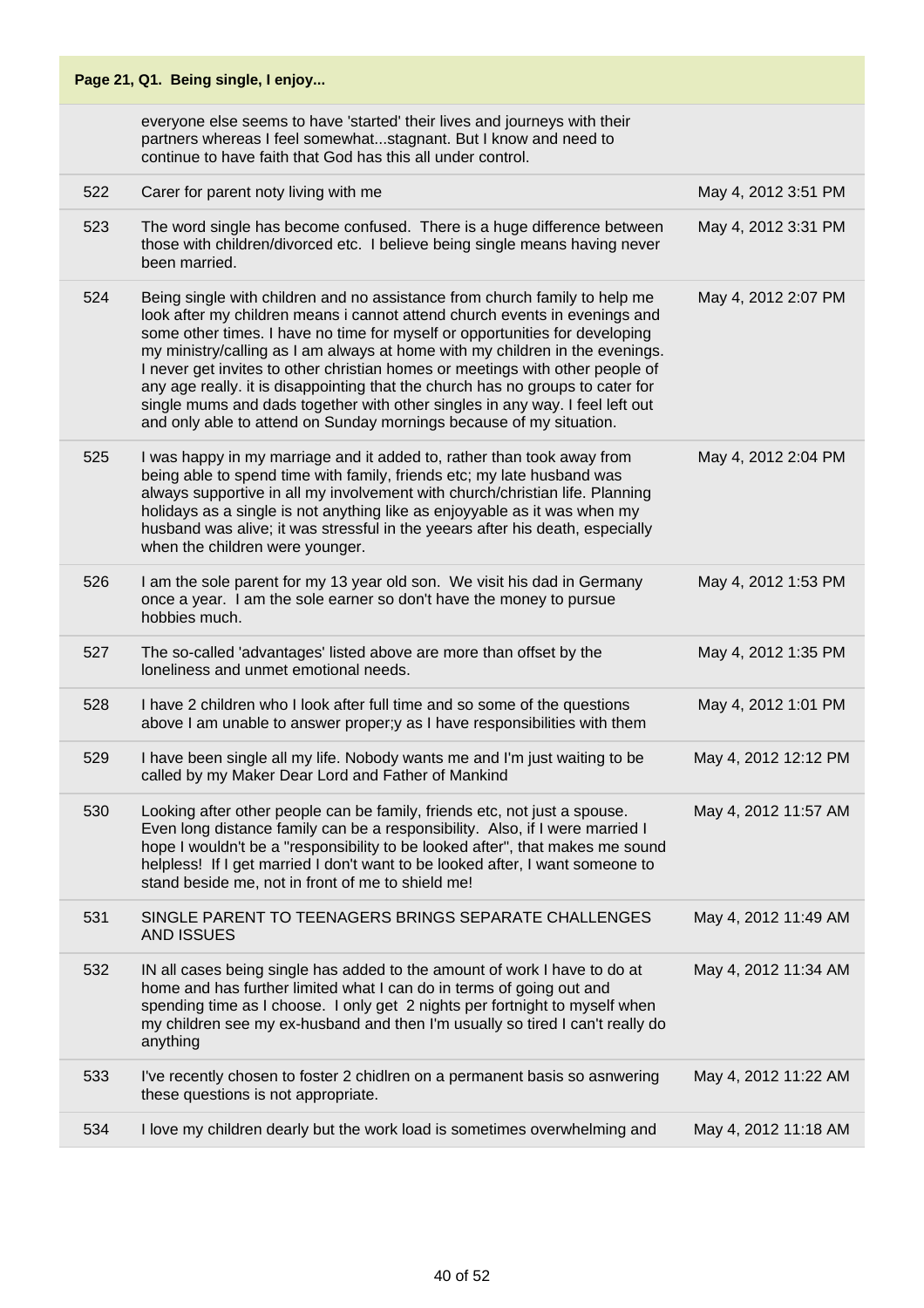**Page 21, Q1. Being single, I enjoy...**

| | | |
|---|---|---|
| | everyone else seems to have 'started' their lives and journeys with their partners whereas I feel somewhat...stagnant. But I know and need to continue to have faith that God has this all under control. | |
| 522 | Carer for parent noty living with me | May 4, 2012 3:51 PM |
| 523 | The word single has become confused. There is a huge difference between those with children/divorced etc. I believe being single means having never been married. | May 4, 2012 3:31 PM |
| 524 | Being single with children and no assistance from church family to help me look after my children means i cannot attend church events in evenings and some other times. I have no time for myself or opportunities for developing my ministry/calling as I am always at home with my children in the evenings. I never get invites to other christian homes or meetings with other people of any age really. it is disappointing that the church has no groups to cater for single mums and dads together with other singles in any way. I feel left out and only able to attend on Sunday mornings because of my situation. | May 4, 2012 2:07 PM |
| 525 | I was happy in my marriage and it added to, rather than took away from being able to spend time with family, friends etc; my late husband was always supportive in all my involvement with church/christian life. Planning holidays as a single is not anything like as enjoyyable as it was when my husband was alive; it was stressful in the yeears after his death, especially when the children were younger. | May 4, 2012 2:04 PM |
| 526 | I am the sole parent for my 13 year old son. We visit his dad in Germany once a year. I am the sole earner so don't have the money to pursue hobbies much. | May 4, 2012 1:53 PM |
| 527 | The so-called 'advantages' listed above are more than offset by the loneliness and unmet emotional needs. | May 4, 2012 1:35 PM |
| 528 | I have 2 children who I look after full time and so some of the questions above I am unable to answer proper;y as I have responsibilities with them | May 4, 2012 1:01 PM |
| 529 | I have been single all my life. Nobody wants me and I'm just waiting to be called by my Maker Dear Lord and Father of Mankind | May 4, 2012 12:12 PM |
| 530 | Looking after other people can be family, friends etc, not just a spouse. Even long distance family can be a responsibility. Also, if I were married I hope I wouldn't be a "responsibility to be looked after", that makes me sound helpless! If I get married I don't want to be looked after, I want someone to stand beside me, not in front of me to shield me! | May 4, 2012 11:57 AM |
| 531 | SINGLE PARENT TO TEENAGERS BRINGS SEPARATE CHALLENGES AND ISSUES | May 4, 2012 11:49 AM |
| 532 | IN all cases being single has added to the amount of work I have to do at home and has further limited what I can do in terms of going out and spending time as I choose. I only get 2 nights per fortnight to myself when my children see my ex-husband and then I'm usually so tired I can't really do anything | May 4, 2012 11:34 AM |
| 533 | I've recently chosen to foster 2 chidlren on a permanent basis so asnwering these questions is not appropriate. | May 4, 2012 11:22 AM |
| 534 | I love my children dearly but the work load is sometimes overwhelming and | May 4, 2012 11:18 AM |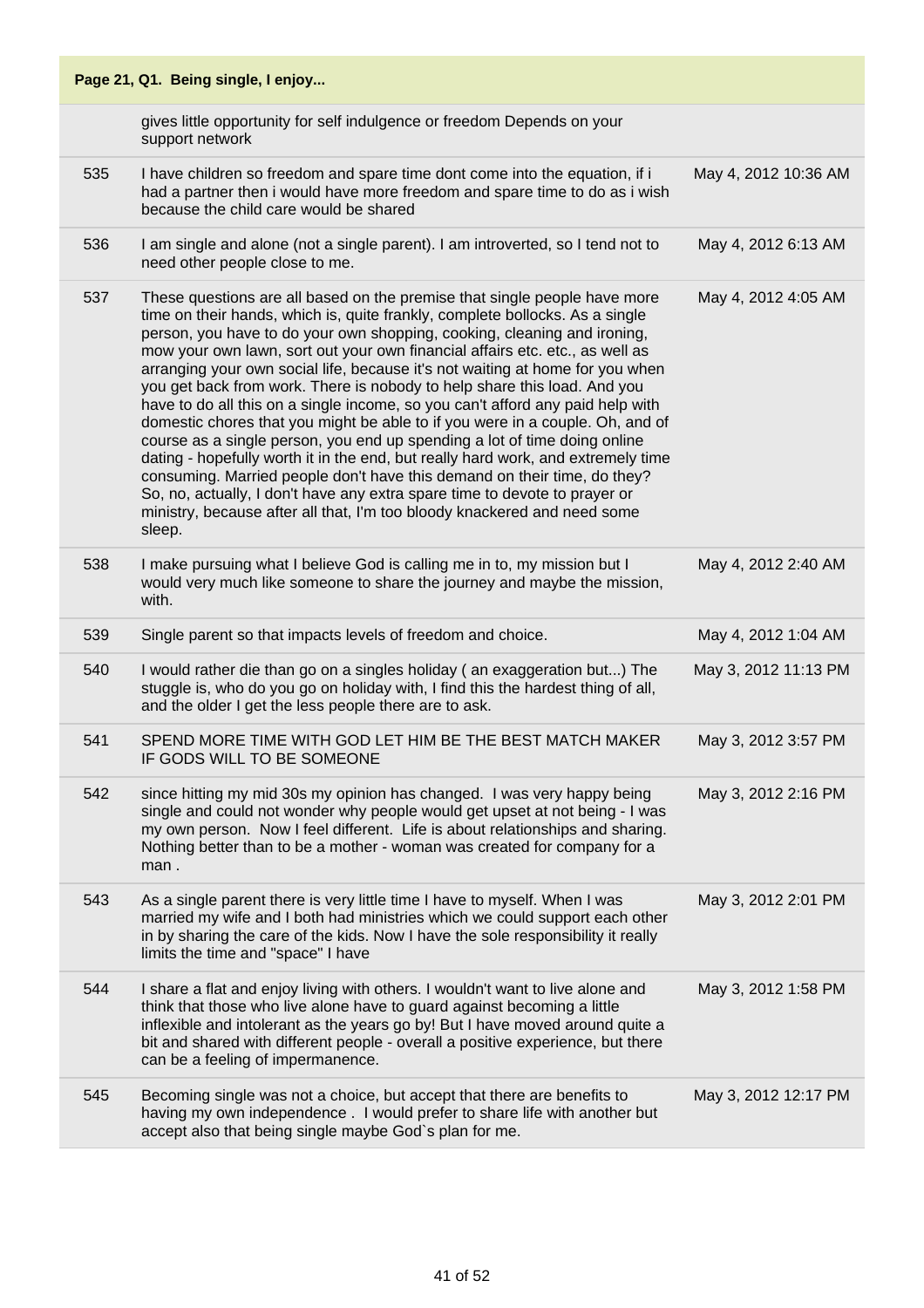**Page 21, Q1. Being single, I enjoy...**

| | | |
|---|---|---|
| | gives little opportunity for self indulgence or freedom Depends on your support network | |
| 535 | I have children so freedom and spare time dont come into the equation, if i had a partner then i would have more freedom and spare time to do as i wish because the child care would be shared | May 4, 2012 10:36 AM |
| 536 | I am single and alone (not a single parent). I am introverted, so I tend not to need other people close to me. | May 4, 2012 6:13 AM |
| 537 | These questions are all based on the premise that single people have more time on their hands, which is, quite frankly, complete bollocks. As a single person, you have to do your own shopping, cooking, cleaning and ironing, mow your own lawn, sort out your own financial affairs etc. etc., as well as arranging your own social life, because it's not waiting at home for you when you get back from work. There is nobody to help share this load. And you have to do all this on a single income, so you can't afford any paid help with domestic chores that you might be able to if you were in a couple. Oh, and of course as a single person, you end up spending a lot of time doing online dating - hopefully worth it in the end, but really hard work, and extremely time consuming. Married people don't have this demand on their time, do they? So, no, actually, I don't have any extra spare time to devote to prayer or ministry, because after all that, I'm too bloody knackered and need some sleep. | May 4, 2012 4:05 AM |
| 538 | I make pursuing what I believe God is calling me in to, my mission but I would very much like someone to share the journey and maybe the mission, with. | May 4, 2012 2:40 AM |
| 539 | Single parent so that impacts levels of freedom and choice. | May 4, 2012 1:04 AM |
| 540 | I would rather die than go on a singles holiday ( an exaggeration but...) The stuggle is, who do you go on holiday with, I find this the hardest thing of all, and the older I get the less people there are to ask. | May 3, 2012 11:13 PM |
| 541 | SPEND MORE TIME WITH GOD LET HIM BE THE BEST MATCH MAKER IF GODS WILL TO BE SOMEONE | May 3, 2012 3:57 PM |
| 542 | since hitting my mid 30s my opinion has changed. I was very happy being single and could not wonder why people would get upset at not being - I was my own person. Now I feel different. Life is about relationships and sharing. Nothing better than to be a mother - woman was created for company for a man . | May 3, 2012 2:16 PM |
| 543 | As a single parent there is very little time I have to myself. When I was married my wife and I both had ministries which we could support each other in by sharing the care of the kids. Now I have the sole responsibility it really limits the time and "space" I have | May 3, 2012 2:01 PM |
| 544 | I share a flat and enjoy living with others. I wouldn't want to live alone and think that those who live alone have to guard against becoming a little inflexible and intolerant as the years go by! But I have moved around quite a bit and shared with different people - overall a positive experience, but there can be a feeling of impermanence. | May 3, 2012 1:58 PM |
| 545 | Becoming single was not a choice, but accept that there are benefits to having my own independence . I would prefer to share life with another but accept also that being single maybe God`s plan for me. | May 3, 2012 12:17 PM |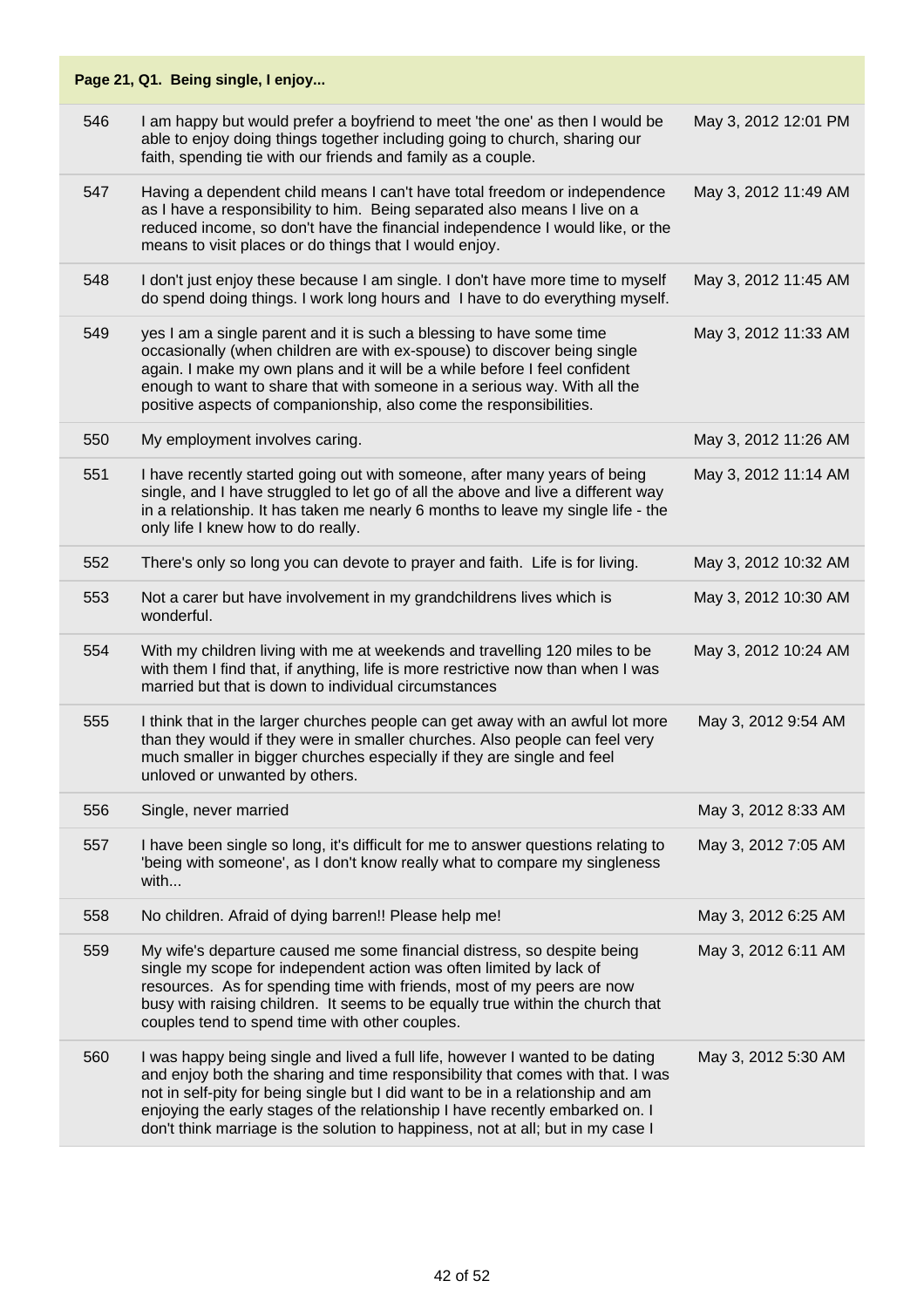**Page 21, Q1. Being single, I enjoy...**

| | | |
|---|---|---|
| 546 | I am happy but would prefer a boyfriend to meet 'the one' as then I would be able to enjoy doing things together including going to church, sharing our faith, spending tie with our friends and family as a couple. | May 3, 2012 12:01 PM |
| 547 | Having a dependent child means I can't have total freedom or independence as I have a responsibility to him. Being separated also means I live on a reduced income, so don't have the financial independence I would like, or the means to visit places or do things that I would enjoy. | May 3, 2012 11:49 AM |
| 548 | I don't just enjoy these because I am single. I don't have more time to myself do spend doing things. I work long hours and I have to do everything myself. | May 3, 2012 11:45 AM |
| 549 | yes I am a single parent and it is such a blessing to have some time occasionally (when children are with ex-spouse) to discover being single again. I make my own plans and it will be a while before I feel confident enough to want to share that with someone in a serious way. With all the positive aspects of companionship, also come the responsibilities. | May 3, 2012 11:33 AM |
| 550 | My employment involves caring. | May 3, 2012 11:26 AM |
| 551 | I have recently started going out with someone, after many years of being single, and I have struggled to let go of all the above and live a different way in a relationship. It has taken me nearly 6 months to leave my single life - the only life I knew how to do really. | May 3, 2012 11:14 AM |
| 552 | There's only so long you can devote to prayer and faith. Life is for living. | May 3, 2012 10:32 AM |
| 553 | Not a carer but have involvement in my grandchildrens lives which is wonderful. | May 3, 2012 10:30 AM |
| 554 | With my children living with me at weekends and travelling 120 miles to be with them I find that, if anything, life is more restrictive now than when I was married but that is down to individual circumstances | May 3, 2012 10:24 AM |
| 555 | I think that in the larger churches people can get away with an awful lot more than they would if they were in smaller churches. Also people can feel very much smaller in bigger churches especially if they are single and feel unloved or unwanted by others. | May 3, 2012 9:54 AM |
| 556 | Single, never married | May 3, 2012 8:33 AM |
| 557 | I have been single so long, it's difficult for me to answer questions relating to 'being with someone', as I don't know really what to compare my singleness with... | May 3, 2012 7:05 AM |
| 558 | No children. Afraid of dying barren!! Please help me! | May 3, 2012 6:25 AM |
| 559 | My wife's departure caused me some financial distress, so despite being single my scope for independent action was often limited by lack of resources. As for spending time with friends, most of my peers are now busy with raising children. It seems to be equally true within the church that couples tend to spend time with other couples. | May 3, 2012 6:11 AM |
| 560 | I was happy being single and lived a full life, however I wanted to be dating and enjoy both the sharing and time responsibility that comes with that. I was not in self-pity for being single but I did want to be in a relationship and am enjoying the early stages of the relationship I have recently embarked on. I don't think marriage is the solution to happiness, not at all; but in my case I | May 3, 2012 5:30 AM |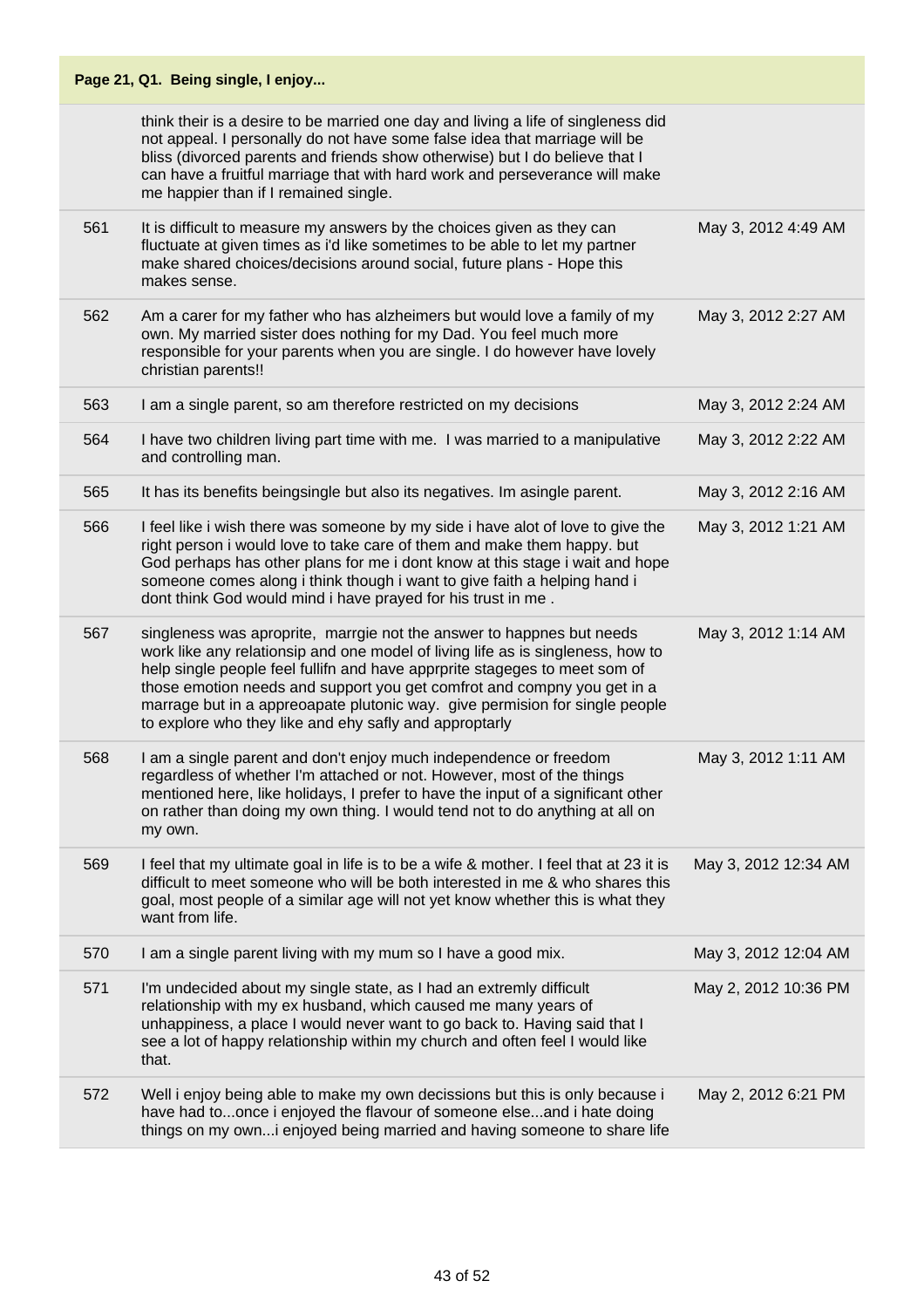## Page 21, Q1. Being single, I enjoy...

| | | |
|---|---|---|
| | think their is a desire to be married one day and living a life of singleness did not appeal. I personally do not have some false idea that marriage will be bliss (divorced parents and friends show otherwise) but I do believe that I can have a fruitful marriage that with hard work and perseverance will make me happier than if I remained single. | |
| 561 | It is difficult to measure my answers by the choices given as they can fluctuate at given times as i'd like sometimes to be able to let my partner make shared choices/decisions around social, future plans - Hope this makes sense. | May 3, 2012 4:49 AM |
| 562 | Am a carer for my father who has alzheimers but would love a family of my own. My married sister does nothing for my Dad. You feel much more responsible for your parents when you are single. I do however have lovely christian parents!! | May 3, 2012 2:27 AM |
| 563 | I am a single parent, so am therefore restricted on my decisions | May 3, 2012 2:24 AM |
| 564 | I have two children living part time with me. I was married to a manipulative and controlling man. | May 3, 2012 2:22 AM |
| 565 | It has its benefits beingsingle but also its negatives. Im asingle parent. | May 3, 2012 2:16 AM |
| 566 | I feel like i wish there was someone by my side i have alot of love to give the right person i would love to take care of them and make them happy. but God perhaps has other plans for me i dont know at this stage i wait and hope someone comes along i think though i want to give faith a helping hand i dont think God would mind i have prayed for his trust in me . | May 3, 2012 1:21 AM |
| 567 | singleness was aproprite, marrgie not the answer to happnes but needs work like any relationsip and one model of living life as is singleness, how to help single people feel fullifn and have apprprite stageges to meet som of those emotion needs and support you get comfrot and compny you get in a marrage but in a appreoapate plutonic way. give permision for single people to explore who they like and ehy safly and approptarly | May 3, 2012 1:14 AM |
| 568 | I am a single parent and don't enjoy much independence or freedom regardless of whether I'm attached or not. However, most of the things mentioned here, like holidays, I prefer to have the input of a significant other on rather than doing my own thing. I would tend not to do anything at all on my own. | May 3, 2012 1:11 AM |
| 569 | I feel that my ultimate goal in life is to be a wife & mother. I feel that at 23 it is difficult to meet someone who will be both interested in me & who shares this goal, most people of a similar age will not yet know whether this is what they want from life. | May 3, 2012 12:34 AM |
| 570 | I am a single parent living with my mum so I have a good mix. | May 3, 2012 12:04 AM |
| 571 | I'm undecided about my single state, as I had an extremly difficult relationship with my ex husband, which caused me many years of unhappiness, a place I would never want to go back to. Having said that I see a lot of happy relationship within my church and often feel I would like that. | May 2, 2012 10:36 PM |
| 572 | Well i enjoy being able to make my own decissions but this is only because i have had to...once i enjoyed the flavour of someone else...and i hate doing things on my own...i enjoyed being married and having someone to share life | May 2, 2012 6:21 PM |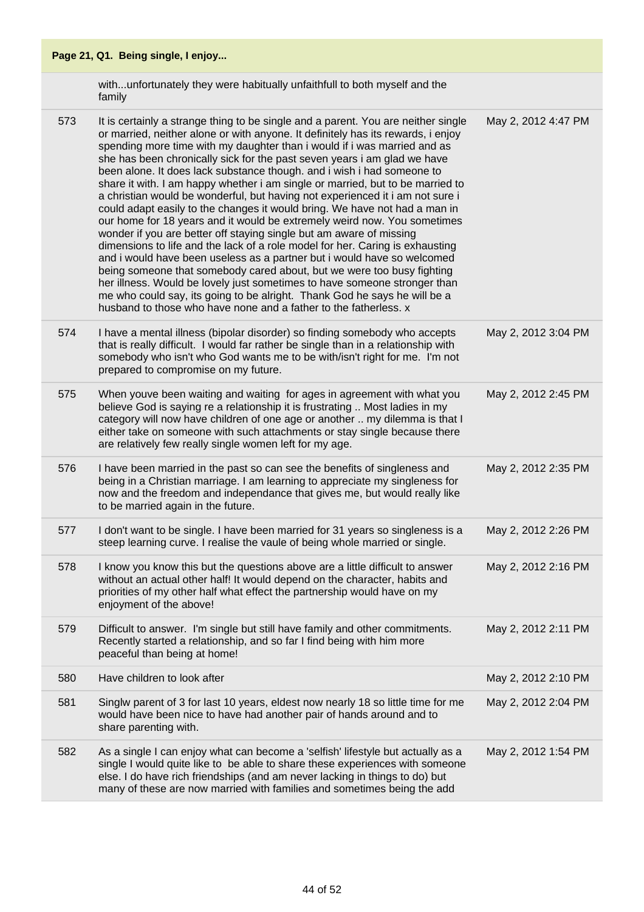**Page 21, Q1. Being single, I enjoy...**

| | | |
|---|---|---|
| | with...unfortunately they were habitually unfaithfull to both myself and the family | |
| 573 | It is certainly a strange thing to be single and a parent. You are neither single or married, neither alone or with anyone. It definitely has its rewards, i enjoy spending more time with my daughter than i would if i was married and as she has been chronically sick for the past seven years i am glad we have been alone. It does lack substance though. and i wish i had someone to share it with. I am happy whether i am single or married, but to be married to a christian would be wonderful, but having not experienced it i am not sure i could adapt easily to the changes it would bring. We have not had a man in our home for 18 years and it would be extremely weird now. You sometimes wonder if you are better off staying single but am aware of missing dimensions to life and the lack of a role model for her. Caring is exhausting and i would have been useless as a partner but i would have so welcomed being someone that somebody cared about, but we were too busy fighting her illness. Would be lovely just sometimes to have someone stronger than me who could say, its going to be alright. Thank God he says he will be a husband to those who have none and a father to the fatherless. x | May 2, 2012 4:47 PM |
| 574 | I have a mental illness (bipolar disorder) so finding somebody who accepts that is really difficult. I would far rather be single than in a relationship with somebody who isn't who God wants me to be with/isn't right for me. I'm not prepared to compromise on my future. | May 2, 2012 3:04 PM |
| 575 | When youve been waiting and waiting for ages in agreement with what you believe God is saying re a relationship it is frustrating .. Most ladies in my category will now have children of one age or another .. my dilemma is that I either take on someone with such attachments or stay single because there are relatively few really single women left for my age. | May 2, 2012 2:45 PM |
| 576 | I have been married in the past so can see the benefits of singleness and being in a Christian marriage. I am learning to appreciate my singleness for now and the freedom and independance that gives me, but would really like to be married again in the future. | May 2, 2012 2:35 PM |
| 577 | I don't want to be single. I have been married for 31 years so singleness is a steep learning curve. I realise the vaule of being whole married or single. | May 2, 2012 2:26 PM |
| 578 | I know you know this but the questions above are a little difficult to answer without an actual other half! It would depend on the character, habits and priorities of my other half what effect the partnership would have on my enjoyment of the above! | May 2, 2012 2:16 PM |
| 579 | Difficult to answer. I'm single but still have family and other commitments. Recently started a relationship, and so far I find being with him more peaceful than being at home! | May 2, 2012 2:11 PM |
| 580 | Have children to look after | May 2, 2012 2:10 PM |
| 581 | Singlw parent of 3 for last 10 years, eldest now nearly 18 so little time for me would have been nice to have had another pair of hands around and to share parenting with. | May 2, 2012 2:04 PM |
| 582 | As a single I can enjoy what can become a 'selfish' lifestyle but actually as a single I would quite like to be able to share these experiences with someone else. I do have rich friendships (and am never lacking in things to do) but many of these are now married with families and sometimes being the add | May 2, 2012 1:54 PM |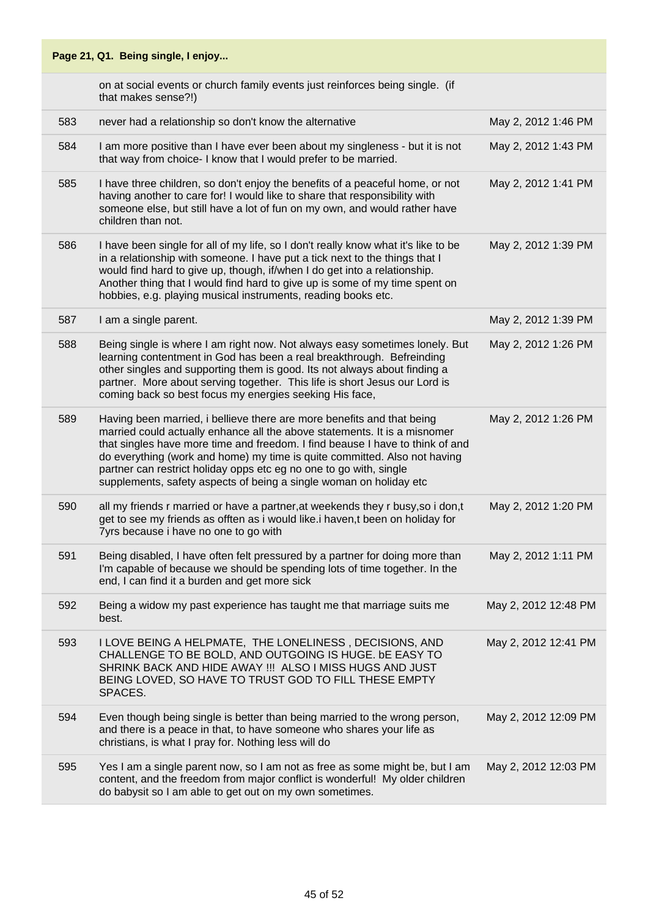**Page 21, Q1. Being single, I enjoy...**

| | | |
|---|---|---|
| | on at social events or church family events just reinforces being single. (if that makes sense?!) | |
| 583 | never had a relationship so don't know the alternative | May 2, 2012 1:46 PM |
| 584 | I am more positive than I have ever been about my singleness - but it is not that way from choice- I know that I would prefer to be married. | May 2, 2012 1:43 PM |
| 585 | I have three children, so don't enjoy the benefits of a peaceful home, or not having another to care for! I would like to share that responsibility with someone else, but still have a lot of fun on my own, and would rather have children than not. | May 2, 2012 1:41 PM |
| 586 | I have been single for all of my life, so I don't really know what it's like to be in a relationship with someone. I have put a tick next to the things that I would find hard to give up, though, if/when I do get into a relationship. Another thing that I would find hard to give up is some of my time spent on hobbies, e.g. playing musical instruments, reading books etc. | May 2, 2012 1:39 PM |
| 587 | I am a single parent. | May 2, 2012 1:39 PM |
| 588 | Being single is where I am right now. Not always easy sometimes lonely. But learning contentment in God has been a real breakthrough. Befreinding other singles and supporting them is good. Its not always about finding a partner. More about serving together. This life is short Jesus our Lord is coming back so best focus my energies seeking His face, | May 2, 2012 1:26 PM |
| 589 | Having been married, i bellieve there are more benefits and that being married could actually enhance all the above statements. It is a misnomer that singles have more time and freedom. I find beause I have to think of and do everything (work and home) my time is quite committed. Also not having partner can restrict holiday opps etc eg no one to go with, single supplements, safety aspects of being a single woman on holiday etc | May 2, 2012 1:26 PM |
| 590 | all my friends r married or have a partner,at weekends they r busy,so i don,t get to see my friends as offten as i would like.i haven,t been on holiday for 7yrs because i have no one to go with | May 2, 2012 1:20 PM |
| 591 | Being disabled, I have often felt pressured by a partner for doing more than I'm capable of because we should be spending lots of time together. In the end, I can find it a burden and get more sick | May 2, 2012 1:11 PM |
| 592 | Being a widow my past experience has taught me that marriage suits me best. | May 2, 2012 12:48 PM |
| 593 | I LOVE BEING A HELPMATE, THE LONELINESS , DECISIONS, AND CHALLENGE TO BE BOLD, AND OUTGOING IS HUGE. bE EASY TO SHRINK BACK AND HIDE AWAY !!! ALSO I MISS HUGS AND JUST BEING LOVED, SO HAVE TO TRUST GOD TO FILL THESE EMPTY SPACES. | May 2, 2012 12:41 PM |
| 594 | Even though being single is better than being married to the wrong person, and there is a peace in that, to have someone who shares your life as christians, is what I pray for. Nothing less will do | May 2, 2012 12:09 PM |
| 595 | Yes I am a single parent now, so I am not as free as some might be, but I am content, and the freedom from major conflict is wonderful! My older children do babysit so I am able to get out on my own sometimes. | May 2, 2012 12:03 PM |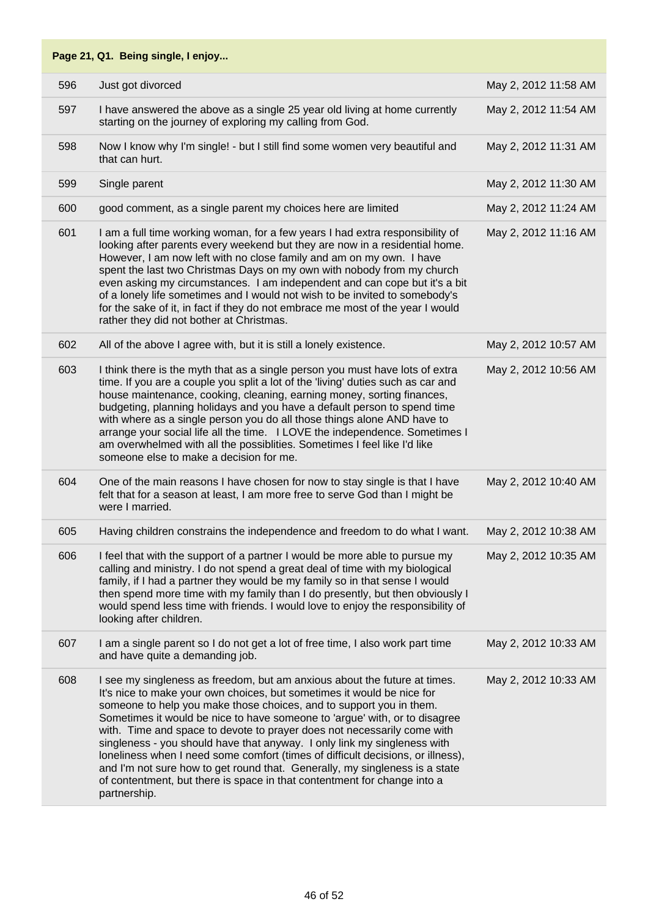**Page 21, Q1. Being single, I enjoy...**

| | | |
|---|---|---|
| 596 | Just got divorced | May 2, 2012 11:58 AM |
| 597 | I have answered the above as a single 25 year old living at home currently starting on the journey of exploring my calling from God. | May 2, 2012 11:54 AM |
| 598 | Now I know why I'm single! - but I still find some women very beautiful and that can hurt. | May 2, 2012 11:31 AM |
| 599 | Single parent | May 2, 2012 11:30 AM |
| 600 | good comment, as a single parent my choices here are limited | May 2, 2012 11:24 AM |
| 601 | I am a full time working woman, for a few years I had extra responsibility of looking after parents every weekend but they are now in a residential home. However, I am now left with no close family and am on my own. I have spent the last two Christmas Days on my own with nobody from my church even asking my circumstances. I am independent and can cope but it's a bit of a lonely life sometimes and I would not wish to be invited to somebody's for the sake of it, in fact if they do not embrace me most of the year I would rather they did not bother at Christmas. | May 2, 2012 11:16 AM |
| 602 | All of the above I agree with, but it is still a lonely existence. | May 2, 2012 10:57 AM |
| 603 | I think there is the myth that as a single person you must have lots of extra time. If you are a couple you split a lot of the 'living' duties such as car and house maintenance, cooking, cleaning, earning money, sorting finances, budgeting, planning holidays and you have a default person to spend time with where as a single person you do all those things alone AND have to arrange your social life all the time. I LOVE the independence. Sometimes I am overwhelmed with all the possiblities. Sometimes I feel like I'd like someone else to make a decision for me. | May 2, 2012 10:56 AM |
| 604 | One of the main reasons I have chosen for now to stay single is that I have felt that for a season at least, I am more free to serve God than I might be were I married. | May 2, 2012 10:40 AM |
| 605 | Having children constrains the independence and freedom to do what I want. | May 2, 2012 10:38 AM |
| 606 | I feel that with the support of a partner I would be more able to pursue my calling and ministry. I do not spend a great deal of time with my biological family, if I had a partner they would be my family so in that sense I would then spend more time with my family than I do presently, but then obviously I would spend less time with friends. I would love to enjoy the responsibility of looking after children. | May 2, 2012 10:35 AM |
| 607 | I am a single parent so I do not get a lot of free time, I also work part time and have quite a demanding job. | May 2, 2012 10:33 AM |
| 608 | I see my singleness as freedom, but am anxious about the future at times. It's nice to make your own choices, but sometimes it would be nice for someone to help you make those choices, and to support you in them. Sometimes it would be nice to have someone to 'argue' with, or to disagree with. Time and space to devote to prayer does not necessarily come with singleness - you should have that anyway. I only link my singleness with loneliness when I need some comfort (times of difficult decisions, or illness), and I'm not sure how to get round that. Generally, my singleness is a state of contentment, but there is space in that contentment for change into a partnership. | May 2, 2012 10:33 AM |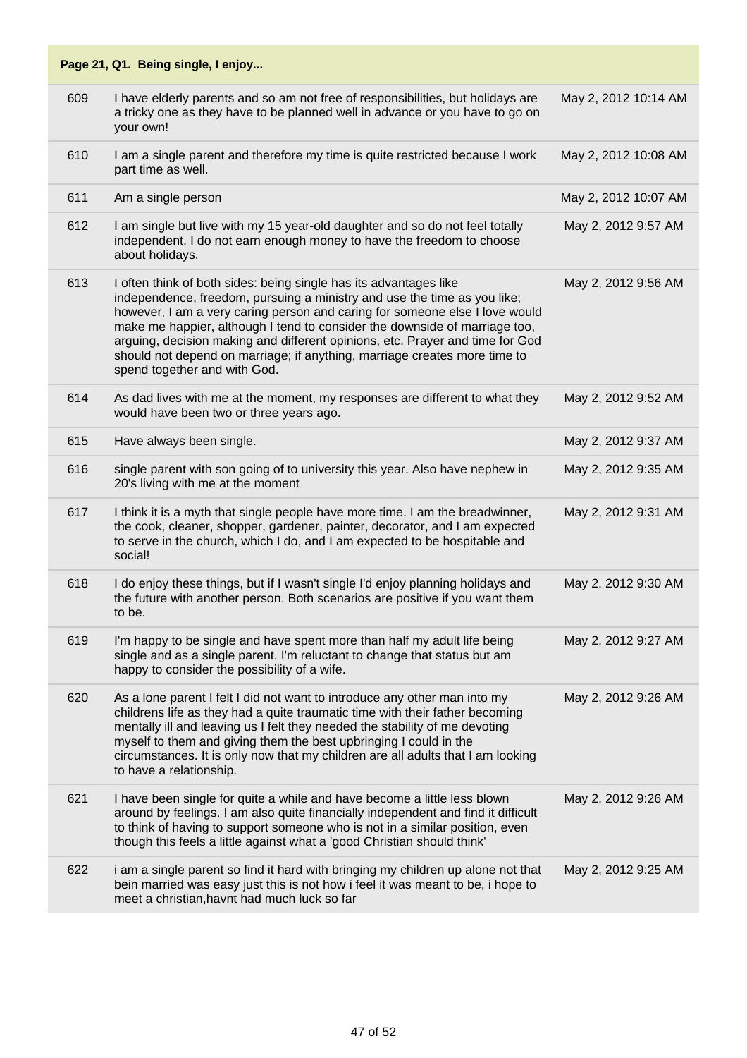**Page 21, Q1. Being single, I enjoy...**

| | | |
|---|---|---|
| 609 | I have elderly parents and so am not free of responsibilities, but holidays are a tricky one as they have to be planned well in advance or you have to go on your own! | May 2, 2012 10:14 AM |
| 610 | I am a single parent and therefore my time is quite restricted because I work part time as well. | May 2, 2012 10:08 AM |
| 611 | Am a single person | May 2, 2012 10:07 AM |
| 612 | I am single but live with my 15 year-old daughter and so do not feel totally independent. I do not earn enough money to have the freedom to choose about holidays. | May 2, 2012 9:57 AM |
| 613 | I often think of both sides: being single has its advantages like independence, freedom, pursuing a ministry and use the time as you like; however, I am a very caring person and caring for someone else I love would make me happier, although I tend to consider the downside of marriage too, arguing, decision making and different opinions, etc. Prayer and time for God should not depend on marriage; if anything, marriage creates more time to spend together and with God. | May 2, 2012 9:56 AM |
| 614 | As dad lives with me at the moment, my responses are different to what they would have been two or three years ago. | May 2, 2012 9:52 AM |
| 615 | Have always been single. | May 2, 2012 9:37 AM |
| 616 | single parent with son going of to university this year. Also have nephew in 20's living with me at the moment | May 2, 2012 9:35 AM |
| 617 | I think it is a myth that single people have more time. I am the breadwinner, the cook, cleaner, shopper, gardener, painter, decorator, and I am expected to serve in the church, which I do, and I am expected to be hospitable and social! | May 2, 2012 9:31 AM |
| 618 | I do enjoy these things, but if I wasn't single I'd enjoy planning holidays and the future with another person. Both scenarios are positive if you want them to be. | May 2, 2012 9:30 AM |
| 619 | I'm happy to be single and have spent more than half my adult life being single and as a single parent. I'm reluctant to change that status but am happy to consider the possibility of a wife. | May 2, 2012 9:27 AM |
| 620 | As a lone parent I felt I did not want to introduce any other man into my childrens life as they had a quite traumatic time with their father becoming mentally ill and leaving us I felt they needed the stability of me devoting myself to them and giving them the best upbringing I could in the circumstances. It is only now that my children are all adults that I am looking to have a relationship. | May 2, 2012 9:26 AM |
| 621 | I have been single for quite a while and have become a little less blown around by feelings. I am also quite financially independent and find it difficult to think of having to support someone who is not in a similar position, even though this feels a little against what a 'good Christian should think' | May 2, 2012 9:26 AM |
| 622 | i am a single parent so find it hard with bringing my children up alone not that bein married was easy just this is not how i feel it was meant to be, i hope to meet a christian,havnt had much luck so far | May 2, 2012 9:25 AM |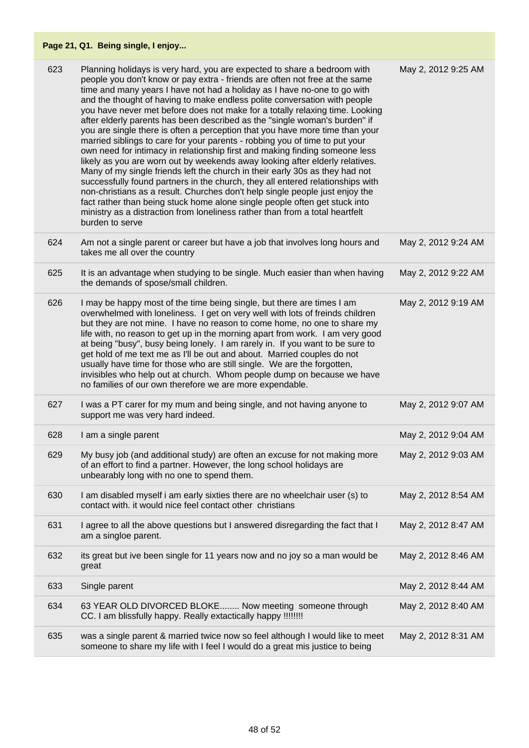**Page 21, Q1. Being single, I enjoy...**

| | | |
|---|---|---|
| 623 | Planning holidays is very hard, you are expected to share a bedroom with people you don't know or pay extra - friends are often not free at the same time and many years I have not had a holiday as I have no-one to go with and the thought of having to make endless polite conversation with people you have never met before does not make for a totally relaxing time. Looking after elderly parents has been described as the "single woman's burden" if you are single there is often a perception that you have more time than your married siblings to care for your parents - robbing you of time to put your own need for intimacy in relationship first and making finding someone less likely as you are worn out by weekends away looking after elderly relatives. Many of my single friends left the church in their early 30s as they had not successfully found partners in the church, they all entered relationships with non-christians as a result. Churches don't help single people just enjoy the fact rather than being stuck home alone single people often get stuck into ministry as a distraction from loneliness rather than from a total heartfelt burden to serve | May 2, 2012 9:25 AM |
| 624 | Am not a single parent or career but have a job that involves long hours and takes me all over the country | May 2, 2012 9:24 AM |
| 625 | It is an advantage when studying to be single. Much easier than when having the demands of spose/small children. | May 2, 2012 9:22 AM |
| 626 | I may be happy most of the time being single, but there are times I am overwhelmed with loneliness. I get on very well with lots of freinds children but they are not mine. I have no reason to come home, no one to share my life with, no reason to get up in the morning apart from work. I am very good at being "busy", busy being lonely. I am rarely in. If you want to be sure to get hold of me text me as I'll be out and about. Married couples do not usually have time for those who are still single. We are the forgotten, invisibles who help out at church. Whom people dump on because we have no families of our own therefore we are more expendable. | May 2, 2012 9:19 AM |
| 627 | I was a PT carer for my mum and being single, and not having anyone to support me was very hard indeed. | May 2, 2012 9:07 AM |
| 628 | I am a single parent | May 2, 2012 9:04 AM |
| 629 | My busy job (and additional study) are often an excuse for not making more of an effort to find a partner. However, the long school holidays are unbearably long with no one to spend them. | May 2, 2012 9:03 AM |
| 630 | I am disabled myself i am early sixties there are no wheelchair user (s) to contact with. it would nice feel contact other christians | May 2, 2012 8:54 AM |
| 631 | I agree to all the above questions but I answered disregarding the fact that I am a singloe parent. | May 2, 2012 8:47 AM |
| 632 | its great but ive been single for 11 years now and no joy so a man would be great | May 2, 2012 8:46 AM |
| 633 | Single parent | May 2, 2012 8:44 AM |
| 634 | 63 YEAR OLD DIVORCED BLOKE........ Now meeting someone through CC. I am blissfully happy. Really extactically happy !!!!!!!! | May 2, 2012 8:40 AM |
| 635 | was a single parent & married twice now so feel although I would like to meet someone to share my life with I feel I would do a great mis justice to being | May 2, 2012 8:31 AM |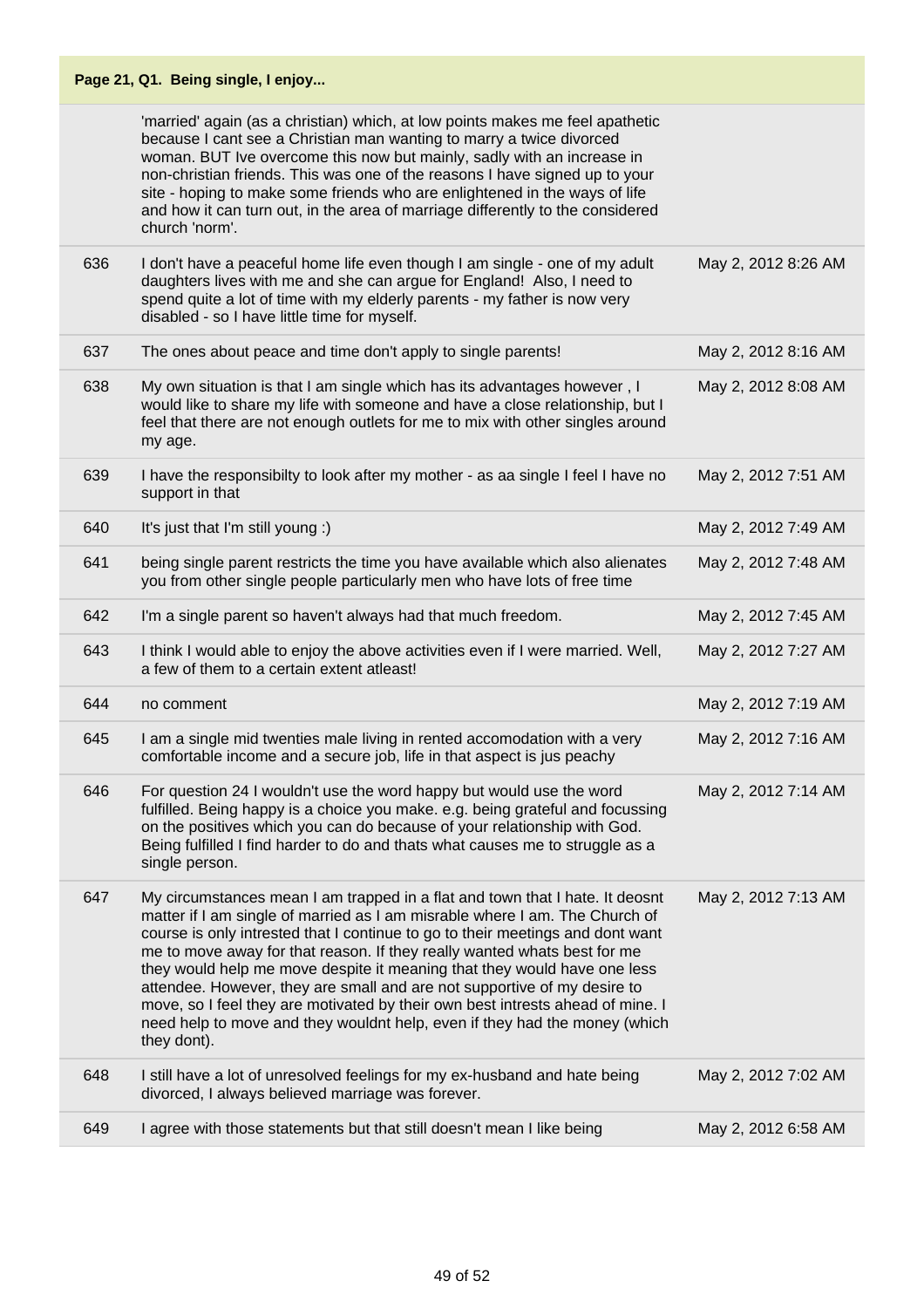**Page 21, Q1. Being single, I enjoy...**

| | | |
|---|---|---|
| | 'married' again (as a christian) which, at low points makes me feel apathetic because I cant see a Christian man wanting to marry a twice divorced woman. BUT Ive overcome this now but mainly, sadly with an increase in non-christian friends. This was one of the reasons I have signed up to your site - hoping to make some friends who are enlightened in the ways of life and how it can turn out, in the area of marriage differently to the considered church 'norm'. | |
| 636 | I don't have a peaceful home life even though I am single - one of my adult daughters lives with me and she can argue for England! Also, I need to spend quite a lot of time with my elderly parents - my father is now very disabled - so I have little time for myself. | May 2, 2012 8:26 AM |
| 637 | The ones about peace and time don't apply to single parents! | May 2, 2012 8:16 AM |
| 638 | My own situation is that I am single which has its advantages however , I would like to share my life with someone and have a close relationship, but I feel that there are not enough outlets for me to mix with other singles around my age. | May 2, 2012 8:08 AM |
| 639 | I have the responsibilty to look after my mother - as aa single I feel I have no support in that | May 2, 2012 7:51 AM |
| 640 | It's just that I'm still young :) | May 2, 2012 7:49 AM |
| 641 | being single parent restricts the time you have available which also alienates you from other single people particularly men who have lots of free time | May 2, 2012 7:48 AM |
| 642 | I'm a single parent so haven't always had that much freedom. | May 2, 2012 7:45 AM |
| 643 | I think I would able to enjoy the above activities even if I were married. Well, a few of them to a certain extent atleast! | May 2, 2012 7:27 AM |
| 644 | no comment | May 2, 2012 7:19 AM |
| 645 | I am a single mid twenties male living in rented accomodation with a very comfortable income and a secure job, life in that aspect is jus peachy | May 2, 2012 7:16 AM |
| 646 | For question 24 I wouldn't use the word happy but would use the word fulfilled. Being happy is a choice you make. e.g. being grateful and focussing on the positives which you can do because of your relationship with God. Being fulfilled I find harder to do and thats what causes me to struggle as a single person. | May 2, 2012 7:14 AM |
| 647 | My circumstances mean I am trapped in a flat and town that I hate. It deosnt matter if I am single of married as I am misrable where I am. The Church of course is only intrested that I continue to go to their meetings and dont want me to move away for that reason. If they really wanted whats best for me they would help me move despite it meaning that they would have one less attendee. However, they are small and are not supportive of my desire to move, so I feel they are motivated by their own best intrests ahead of mine. I need help to move and they wouldnt help, even if they had the money (which they dont). | May 2, 2012 7:13 AM |
| 648 | I still have a lot of unresolved feelings for my ex-husband and hate being divorced, I always believed marriage was forever. | May 2, 2012 7:02 AM |
| 649 | I agree with those statements but that still doesn't mean I like being | May 2, 2012 6:58 AM |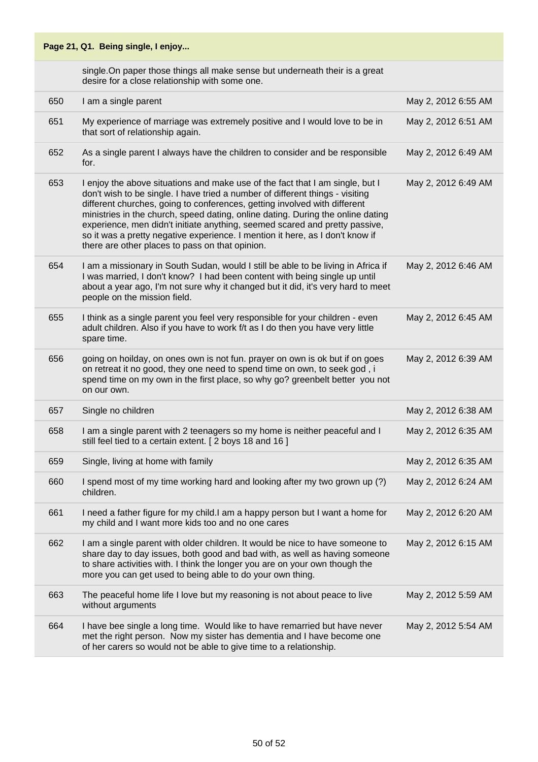## Page 21, Q1. Being single, I enjoy...

| | | |
|---|---|---|
| | single.On paper those things all make sense but underneath their is a great desire for a close relationship with some one. | |
| 650 | I am a single parent | May 2, 2012 6:55 AM |
| 651 | My experience of marriage was extremely positive and I would love to be in that sort of relationship again. | May 2, 2012 6:51 AM |
| 652 | As a single parent I always have the children to consider and be responsible for. | May 2, 2012 6:49 AM |
| 653 | I enjoy the above situations and make use of the fact that I am single, but I don't wish to be single. I have tried a number of different things - visiting different churches, going to conferences, getting involved with different ministries in the church, speed dating, online dating. During the online dating experience, men didn't initiate anything, seemed scared and pretty passive, so it was a pretty negative experience. I mention it here, as I don't know if there are other places to pass on that opinion. | May 2, 2012 6:49 AM |
| 654 | I am a missionary in South Sudan, would I still be able to be living in Africa if I was married, I don't know? I had been content with being single up until about a year ago, I'm not sure why it changed but it did, it's very hard to meet people on the mission field. | May 2, 2012 6:46 AM |
| 655 | I think as a single parent you feel very responsible for your children - even adult children. Also if you have to work f/t as I do then you have very little spare time. | May 2, 2012 6:45 AM |
| 656 | going on hoilday, on ones own is not fun. prayer on own is ok but if on goes on retreat it no good, they one need to spend time on own, to seek god , i spend time on my own in the first place, so why go? greenbelt better you not on our own. | May 2, 2012 6:39 AM |
| 657 | Single no children | May 2, 2012 6:38 AM |
| 658 | I am a single parent with 2 teenagers so my home is neither peaceful and I still feel tied to a certain extent. [ 2 boys 18 and 16 ] | May 2, 2012 6:35 AM |
| 659 | Single, living at home with family | May 2, 2012 6:35 AM |
| 660 | I spend most of my time working hard and looking after my two grown up (?) children. | May 2, 2012 6:24 AM |
| 661 | I need a father figure for my child.I am a happy person but I want a home for my child and I want more kids too and no one cares | May 2, 2012 6:20 AM |
| 662 | I am a single parent with older children. It would be nice to have someone to share day to day issues, both good and bad with, as well as having someone to share activities with. I think the longer you are on your own though the more you can get used to being able to do your own thing. | May 2, 2012 6:15 AM |
| 663 | The peaceful home life I love but my reasoning is not about peace to live without arguments | May 2, 2012 5:59 AM |
| 664 | I have bee single a long time. Would like to have remarried but have never met the right person. Now my sister has dementia and I have become one of her carers so would not be able to give time to a relationship. | May 2, 2012 5:54 AM |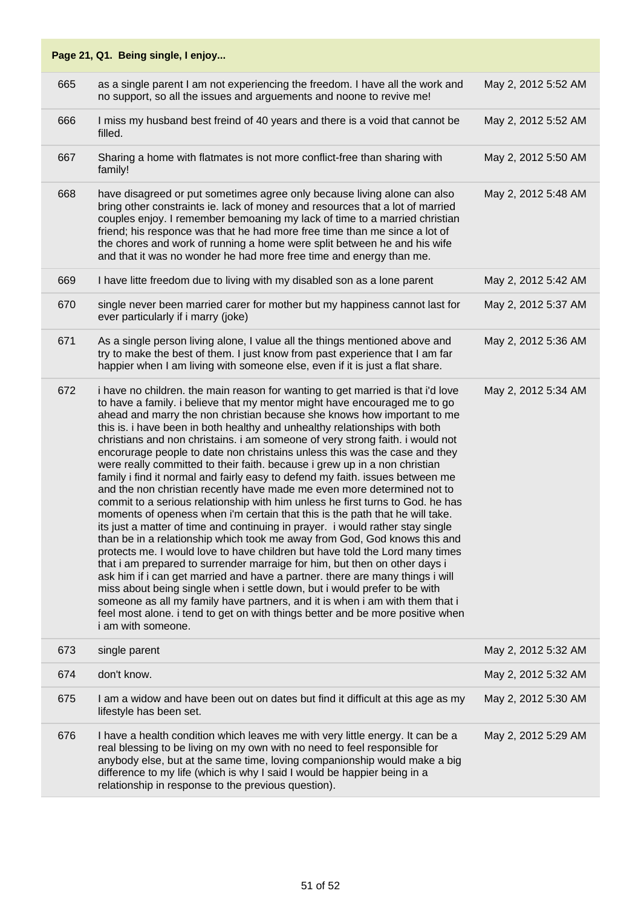**Page 21, Q1. Being single, I enjoy...**

| | | |
|---|---|---|
| 665 | as a single parent I am not experiencing the freedom. I have all the work and no support, so all the issues and arguements and noone to revive me! | May 2, 2012 5:52 AM |
| 666 | I miss my husband best freind of 40 years and there is a void that cannot be filled. | May 2, 2012 5:52 AM |
| 667 | Sharing a home with flatmates is not more conflict-free than sharing with family! | May 2, 2012 5:50 AM |
| 668 | have disagreed or put sometimes agree only because living alone can also bring other constraints ie. lack of money and resources that a lot of married couples enjoy. I remember bemoaning my lack of time to a married christian friend; his responce was that he had more free time than me since a lot of the chores and work of running a home were split between he and his wife and that it was no wonder he had more free time and energy than me. | May 2, 2012 5:48 AM |
| 669 | I have litte freedom due to living with my disabled son as a lone parent | May 2, 2012 5:42 AM |
| 670 | single never been married carer for mother but my happiness cannot last for ever particularly if i marry (joke) | May 2, 2012 5:37 AM |
| 671 | As a single person living alone, I value all the things mentioned above and try to make the best of them. I just know from past experience that I am far happier when I am living with someone else, even if it is just a flat share. | May 2, 2012 5:36 AM |
| 672 | i have no children. the main reason for wanting to get married is that i'd love to have a family. i believe that my mentor might have encouraged me to go ahead and marry the non christian because she knows how important to me this is. i have been in both healthy and unhealthy relationships with both christians and non christains. i am someone of very strong faith. i would not encorurage people to date non christains unless this was the case and they were really committed to their faith. because i grew up in a non christian family i find it normal and fairly easy to defend my faith. issues between me and the non christian recently have made me even more determined not to commit to a serious relationship with him unless he first turns to God. he has moments of openess when i'm certain that this is the path that he will take. its just a matter of time and continuing in prayer. i would rather stay single than be in a relationship which took me away from God, God knows this and protects me. I would love to have children but have told the Lord many times that i am prepared to surrender marraige for him, but then on other days i ask him if i can get married and have a partner. there are many things i will miss about being single when i settle down, but i would prefer to be with someone as all my family have partners, and it is when i am with them that i feel most alone. i tend to get on with things better and be more positive when i am with someone. | May 2, 2012 5:34 AM |
| 673 | single parent | May 2, 2012 5:32 AM |
| 674 | don't know. | May 2, 2012 5:32 AM |
| 675 | I am a widow and have been out on dates but find it difficult at this age as my lifestyle has been set. | May 2, 2012 5:30 AM |
| 676 | I have a health condition which leaves me with very little energy. It can be a real blessing to be living on my own with no need to feel responsible for anybody else, but at the same time, loving companionship would make a big difference to my life (which is why I said I would be happier being in a relationship in response to the previous question). | May 2, 2012 5:29 AM |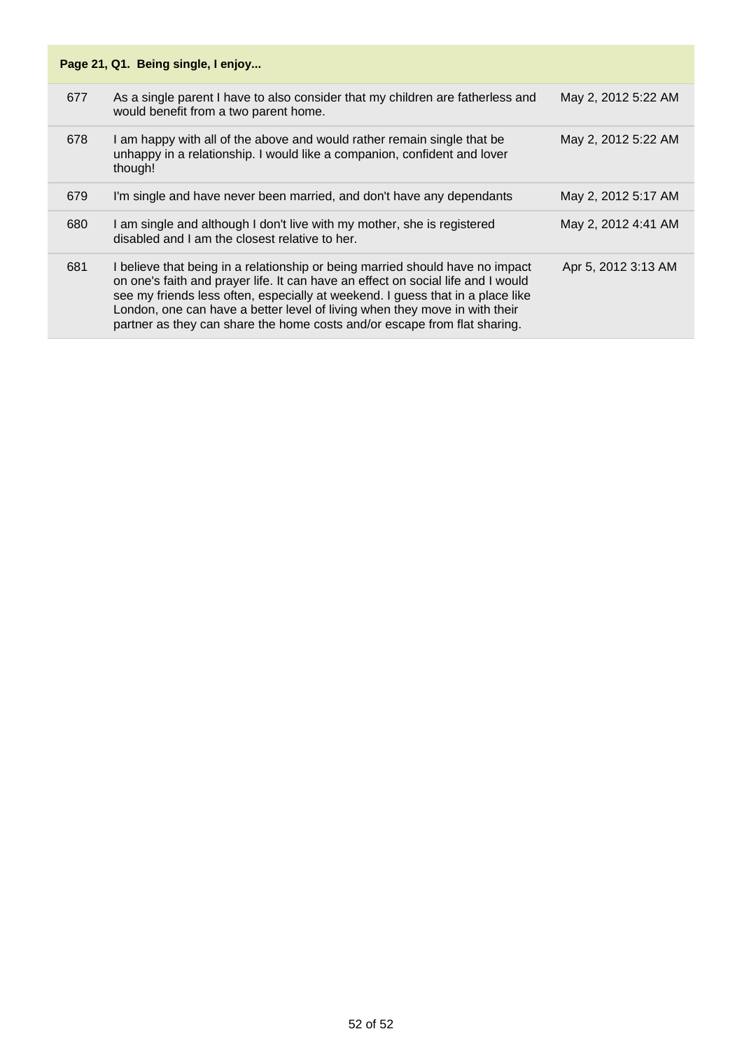| Page 21, Q1. Being single, I enjoy... | | |
|---|---|---|
| 677 | As a single parent I have to also consider that my children are fatherless and would benefit from a two parent home. | May 2, 2012 5:22 AM |
| 678 | I am happy with all of the above and would rather remain single that be unhappy in a relationship. I would like a companion, confident and lover though! | May 2, 2012 5:22 AM |
| 679 | I'm single and have never been married, and don't have any dependants | May 2, 2012 5:17 AM |
| 680 | I am single and although I don't live with my mother, she is registered disabled and I am the closest relative to her. | May 2, 2012 4:41 AM |
| 681 | I believe that being in a relationship or being married should have no impact on one's faith and prayer life. It can have an effect on social life and I would see my friends less often, especially at weekend. I guess that in a place like London, one can have a better level of living when they move in with their partner as they can share the home costs and/or escape from flat sharing. | Apr 5, 2012 3:13 AM |